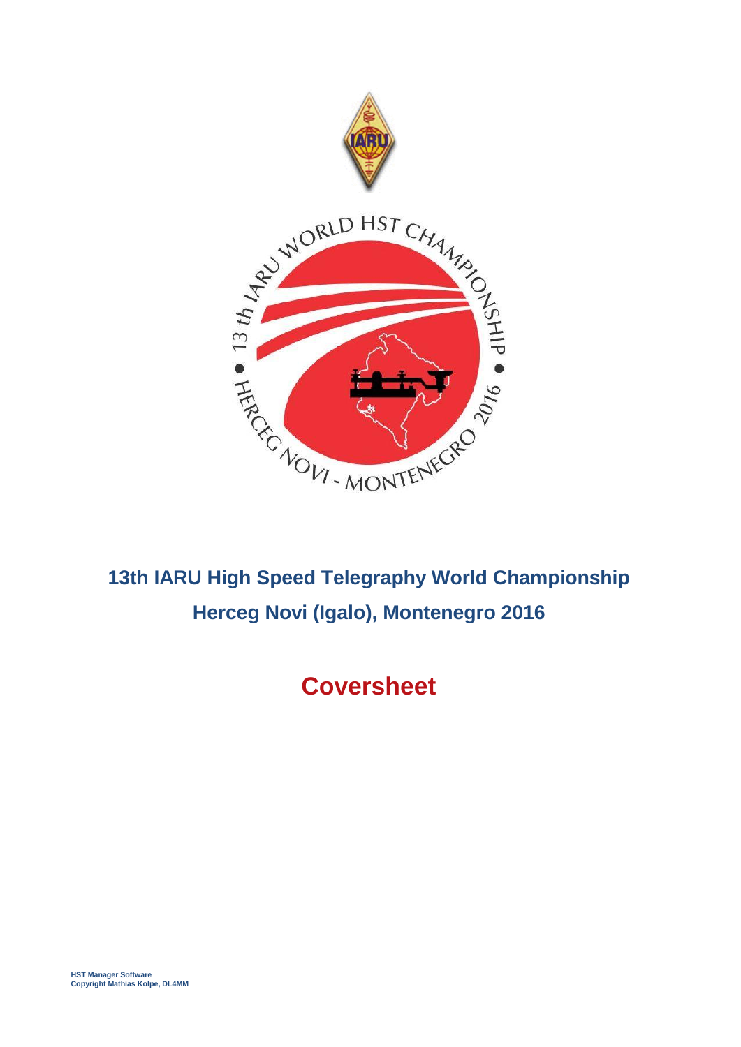# 13th IARU High Speed Telegraphy World Championship

## Herceg Novi (Igalo), Montenegro 2016

## Coversheet

**HST Manager Software**
**Copyright Mathias Kolpe, DL4MM**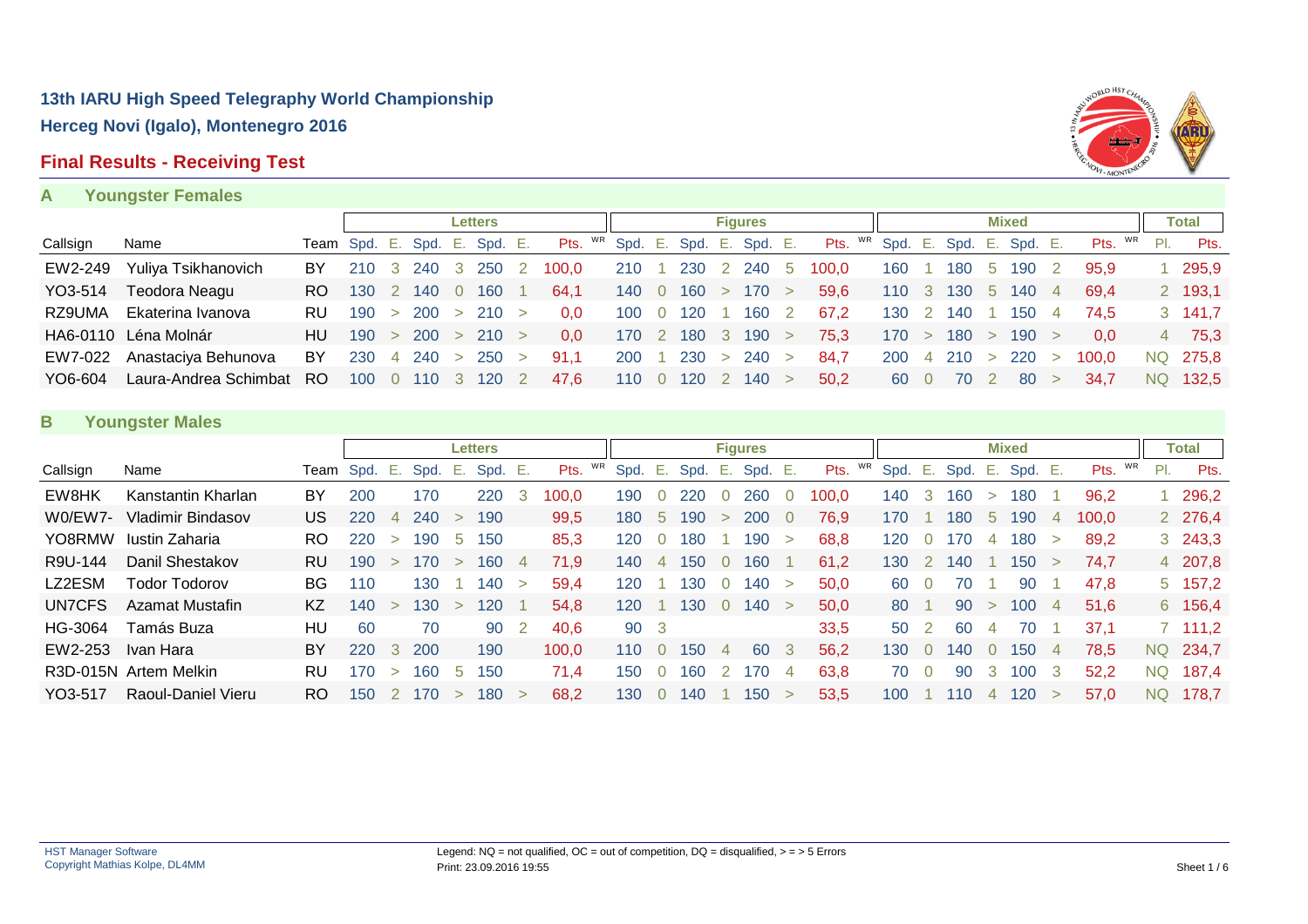# 13th IARU High Speed Telegraphy World Championship

## Herceg Novi (Igalo), Montenegro 2016

## Final Results - Receiving Test

### A Youngster Females

| | | | Letters | | | | | | | Figures | | | | | | | Mixed | | | | | | | Total | |
|---|---|---|---|---|---|---|---|---|---|---|---|---|---|---|---|---|---|---|---|---|---|---|---|---|---|
| Callsign | Name | Team | Spd. | E. | Spd. | E. | Spd. | E. | Pts. WR | Spd. | E. | Spd. | E. | Spd. | E. | Pts. WR | Spd. | E. | Spd. | E. | Spd. | E. | Pts. WR | Pl. | Pts. |
| EW2-249 | Yuliya Tsikhanovich | BY | 210 | 3 | 240 | 3 | 250 | 2 | 100,0 | 210 | 1 | 230 | 2 | 240 | 5 | 100,0 | 160 | 1 | 180 | 5 | 190 | 2 | 95,9 | 1 | 295,9 |
| YO3-514 | Teodora Neagu | RO | 130 | 2 | 140 | 0 | 160 | 1 | 64,1 | 140 | 0 | 160 | > | 170 | > | 59,6 | 110 | 3 | 130 | 5 | 140 | 4 | 69,4 | 2 | 193,1 |
| RZ9UMA | Ekaterina Ivanova | RU | 190 | > | 200 | > | 210 | > | 0,0 | 100 | 0 | 120 | 1 | 160 | 2 | 67,2 | 130 | 2 | 140 | 1 | 150 | 4 | 74,5 | 3 | 141,7 |
| HA6-0110 | Léna Molnár | HU | 190 | > | 200 | > | 210 | > | 0,0 | 170 | 2 | 180 | 3 | 190 | > | 75,3 | 170 | > | 180 | > | 190 | > | 0,0 | 4 | 75,3 |
| EW7-022 | Anastaciya Behunova | BY | 230 | 4 | 240 | > | 250 | > | 91,1 | 200 | 1 | 230 | > | 240 | > | 84,7 | 200 | 4 | 210 | > | 220 | > | 100,0 | NQ | 275,8 |
| YO6-604 | Laura-Andrea Schimbat | RO | 100 | 0 | 110 | 3 | 120 | 2 | 47,6 | 110 | 0 | 120 | 2 | 140 | > | 50,2 | 60 | 0 | 70 | 2 | 80 | > | 34,7 | NQ | 132,5 |

### B Youngster Males

| | | | Letters | | | | | | | Figures | | | | | | | Mixed | | | | | | | Total | |
|---|---|---|---|---|---|---|---|---|---|---|---|---|---|---|---|---|---|---|---|---|---|---|---|---|---|
| Callsign | Name | Team | Spd. | E. | Spd. | E. | Spd. | E. | Pts. WR | Spd. | E. | Spd. | E. | Spd. | E. | Pts. WR | Spd. | E. | Spd. | E. | Spd. | E. | Pts. WR | Pl. | Pts. |
| EW8HK | Kanstantin Kharlan | BY | 200 | | 170 | | 220 | 3 | 100,0 | 190 | 0 | 220 | 0 | 260 | 0 | 100,0 | 140 | 3 | 160 | > | 180 | 1 | 96,2 | 1 | 296,2 |
| W0/EW7- | Vladimir Bindasov | US | 220 | 4 | 240 | > | 190 | | 99,5 | 180 | 5 | 190 | > | 200 | 0 | 76,9 | 170 | 1 | 180 | 5 | 190 | 4 | 100,0 | 2 | 276,4 |
| YO8RMW | Iustin Zaharia | RO | 220 | > | 190 | 5 | 150 | | 85,3 | 120 | 0 | 180 | 1 | 190 | > | 68,8 | 120 | 0 | 170 | 4 | 180 | > | 89,2 | 3 | 243,3 |
| R9U-144 | Danil Shestakov | RU | 190 | > | 170 | > | 160 | 4 | 71,9 | 140 | 4 | 150 | 0 | 160 | 1 | 61,2 | 130 | 2 | 140 | 1 | 150 | > | 74,7 | 4 | 207,8 |
| LZ2ESM | Todor Todorov | BG | 110 | | 130 | 1 | 140 | > | 59,4 | 120 | 1 | 130 | 0 | 140 | > | 50,0 | 60 | 0 | 70 | 1 | 90 | 1 | 47,8 | 5 | 157,2 |
| UN7CFS | Azamat Mustafin | KZ | 140 | > | 130 | > | 120 | 1 | 54,8 | 120 | 1 | 130 | 0 | 140 | > | 50,0 | 80 | 1 | 90 | > | 100 | 4 | 51,6 | 6 | 156,4 |
| HG-3064 | Tamás Buza | HU | 60 | | 70 | | 90 | 2 | 40,6 | 90 | 3 | | | | | 33,5 | 50 | 2 | 60 | 4 | 70 | 1 | 37,1 | 7 | 111,2 |
| EW2-253 | Ivan Hara | BY | 220 | 3 | 200 | | 190 | | 100,0 | 110 | 0 | 150 | 4 | 60 | 3 | 56,2 | 130 | 0 | 140 | 0 | 150 | 4 | 78,5 | NQ | 234,7 |
| R3D-015N | Artem Melkin | RU | 170 | > | 160 | 5 | 150 | | 71,4 | 150 | 0 | 160 | 2 | 170 | 4 | 63,8 | 70 | 0 | 90 | 3 | 100 | 3 | 52,2 | NQ | 187,4 |
| YO3-517 | Raoul-Daniel Vieru | RO | 150 | 2 | 170 | > | 180 | > | 68,2 | 130 | 0 | 140 | 1 | 150 | > | 53,5 | 100 | 1 | 110 | 4 | 120 | > | 57,0 | NQ | 178,7 |

HST Manager Software
Copyright Mathias Kolpe, DL4MM

Legend: NQ = not qualified, OC = out of competition, DQ = disqualified, > = > 5 Errors
Print: 23.09.2016 19:55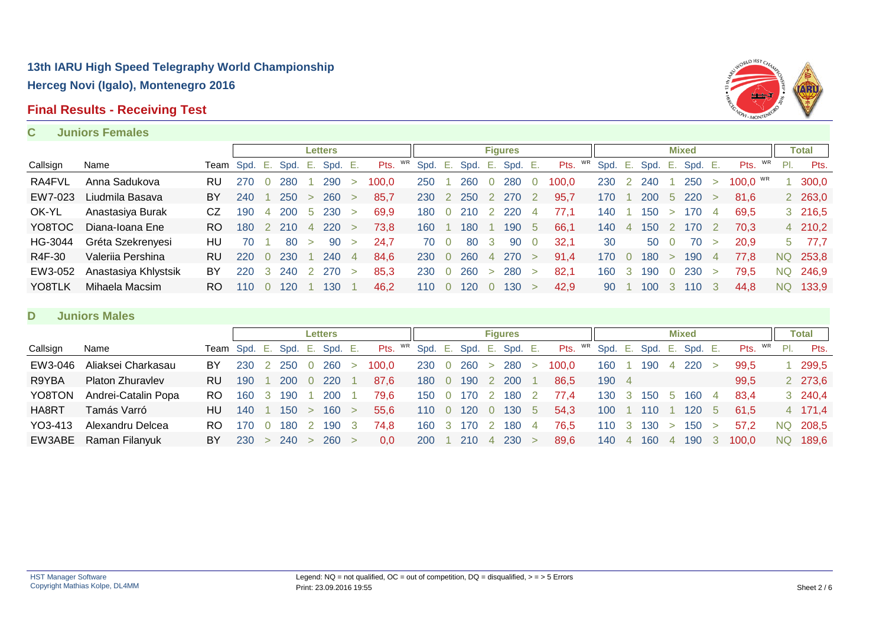# 13th IARU High Speed Telegraphy World Championship

## Herceg Novi (Igalo), Montenegro 2016

## Final Results - Receiving Test

### C Juniors Females

| Callsign | Name | Team | Letters | | | | | | | Figures | | | | | | | Mixed | | | | | | | Total | |
|---|---|---|---|---|---|---|---|---|---|---|---|---|---|---|---|---|---|---|---|---|---|---|---|---|---|
| | | | Spd. | E. | Spd. | E. | Spd. | E. | Pts. WR | Spd. | E. | Spd. | E. | Spd. | E. | Pts. WR | Spd. | E. | Spd. | E. | Spd. | E. | Pts. WR | Pl. | Pts. |
| RA4FVL | Anna Sadukova | RU | 270 | 0 | 280 | 1 | 290 | > | 100,0 | 250 | 1 | 260 | 0 | 280 | 0 | 100,0 | 230 | 2 | 240 | 1 | 250 | > | 100,0 WR | 1 | 300,0 |
| EW7-023 | Liudmila Basava | BY | 240 | 1 | 250 | > | 260 | > | 85,7 | 230 | 2 | 250 | 2 | 270 | 2 | 95,7 | 170 | 1 | 200 | 5 | 220 | > | 81,6 | 2 | 263,0 |
| OK-YL | Anastasiya Burak | CZ | 190 | 4 | 200 | 5 | 230 | > | 69,9 | 180 | 0 | 210 | 2 | 220 | 4 | 77,1 | 140 | 1 | 150 | > | 170 | 4 | 69,5 | 3 | 216,5 |
| YO8TOC | Diana-Ioana Ene | RO | 180 | 2 | 210 | 4 | 220 | > | 73,8 | 160 | 1 | 180 | 1 | 190 | 5 | 66,1 | 140 | 4 | 150 | 2 | 170 | 2 | 70,3 | 4 | 210,2 |
| HG-3044 | Gréta Szekrenyesi | HU | 70 | 1 | 80 | > | 90 | > | 24,7 | 70 | 0 | 80 | 3 | 90 | 0 | 32,1 | 30 | | 50 | 0 | 70 | > | 20,9 | 5 | 77,7 |
| R4F-30 | Valeriia Pershina | RU | 220 | 0 | 230 | 1 | 240 | 4 | 84,6 | 230 | 0 | 260 | 4 | 270 | > | 91,4 | 170 | 0 | 180 | > | 190 | 4 | 77,8 | NQ | 253,8 |
| EW3-052 | Anastasiya Khlystsik | BY | 220 | 3 | 240 | 2 | 270 | > | 85,3 | 230 | 0 | 260 | > | 280 | > | 82,1 | 160 | 3 | 190 | 0 | 230 | > | 79,5 | NQ | 246,9 |
| YO8TLK | Mihaela Macsim | RO | 110 | 0 | 120 | 1 | 130 | 1 | 46,2 | 110 | 0 | 120 | 0 | 130 | > | 42,9 | 90 | 1 | 100 | 3 | 110 | 3 | 44,8 | NQ | 133,9 |

### D Juniors Males

| Callsign | Name | Team | Letters | | | | | | | Figures | | | | | | | Mixed | | | | | | | Total | |
|---|---|---|---|---|---|---|---|---|---|---|---|---|---|---|---|---|---|---|---|---|---|---|---|---|---|
| | | | Spd. | E. | Spd. | E. | Spd. | E. | Pts. WR | Spd. | E. | Spd. | E. | Spd. | E. | Pts. WR | Spd. | E. | Spd. | E. | Spd. | E. | Pts. WR | Pl. | Pts. |
| EW3-046 | Aliaksei Charkasau | BY | 230 | 2 | 250 | 0 | 260 | > | 100,0 | 230 | 0 | 260 | > | 280 | > | 100,0 | 160 | 1 | 190 | 4 | 220 | > | 99,5 | 1 | 299,5 |
| R9YBA | Platon Zhuravlev | RU | 190 | 1 | 200 | 0 | 220 | 1 | 87,6 | 180 | 0 | 190 | 2 | 200 | 1 | 86,5 | 190 | 4 | | | | | 99,5 | 2 | 273,6 |
| YO8TON | Andrei-Catalin Popa | RO | 160 | 3 | 190 | 1 | 200 | 1 | 79,6 | 150 | 0 | 170 | 2 | 180 | 2 | 77,4 | 130 | 3 | 150 | 5 | 160 | 4 | 83,4 | 3 | 240,4 |
| HA8RT | Tamás Varró | HU | 140 | 1 | 150 | > | 160 | > | 55,6 | 110 | 0 | 120 | 0 | 130 | 5 | 54,3 | 100 | 1 | 110 | 1 | 120 | 5 | 61,5 | 4 | 171,4 |
| YO3-413 | Alexandru Delcea | RO | 170 | 0 | 180 | 2 | 190 | 3 | 74,8 | 160 | 3 | 170 | 2 | 180 | 4 | 76,5 | 110 | 3 | 130 | > | 150 | > | 57,2 | NQ | 208,5 |
| EW3ABE | Raman Filanyuk | BY | 230 | > | 240 | > | 260 | > | 0,0 | 200 | 1 | 210 | 4 | 230 | > | 89,6 | 140 | 4 | 160 | 4 | 190 | 3 | 100,0 | NQ | 189,6 |

HST Manager Software
Copyright Mathias Kolpe, DL4MM

Legend: NQ = not qualified, OC = out of competition, DQ = disqualified, > = > 5 Errors
Print: 23.09.2016 19:55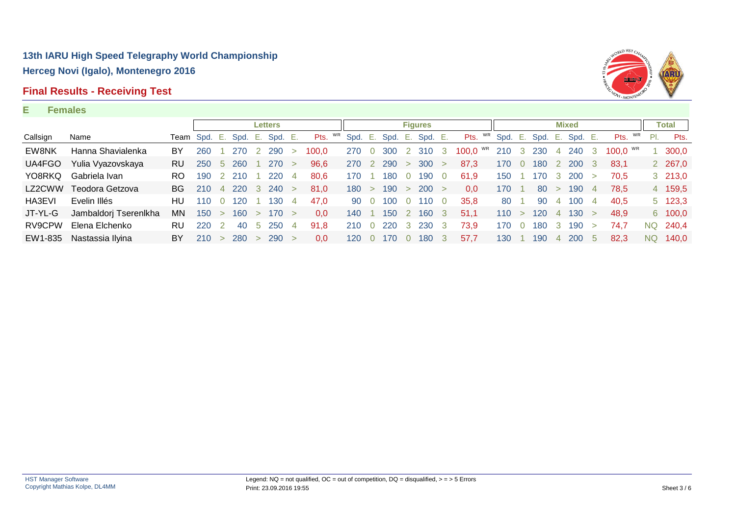## 13th IARU High Speed Telegraphy World Championship

## Herceg Novi (Igalo), Montenegro 2016

## Final Results - Receiving Test

### E Females

| | | | Letters | | | | | | | Figures | | | | | | | | Mixed | | | | | | | | Total | |
|---|---|---|---|---|---|---|---|---|---|---|---|---|---|---|---|---|---|---|---|---|---|---|---|---|---|---|---|
| Callsign | Name | Team | Spd. | E. | Spd. | E. | Spd. | E. | Pts. WR | Spd. | E. | Spd. | E. | Spd. | E. | Pts. WR | Spd. | E. | Spd. | E. | Spd. | E. | Pts. WR | Pl. | Pts. |
| EW8NK | Hanna Shavialenka | BY | 260 | 1 | 270 | 2 | 290 | > | 100,0 | 270 | 0 | 300 | 2 | 310 | 3 | 100,0 WR | 210 | 3 | 230 | 4 | 240 | 3 | 100,0 WR | 1 | 300,0 |
| UA4FGO | Yulia Vyazovskaya | RU | 250 | 5 | 260 | 1 | 270 | > | 96,6 | 270 | 2 | 290 | > | 300 | > | 87,3 | 170 | 0 | 180 | 2 | 200 | 3 | 83,1 | 2 | 267,0 |
| YO8RKQ | Gabriela Ivan | RO | 190 | 2 | 210 | 1 | 220 | 4 | 80,6 | 170 | 1 | 180 | 0 | 190 | 0 | 61,9 | 150 | 1 | 170 | 3 | 200 | > | 70,5 | 3 | 213,0 |
| LZ2CWW | Teodora Getzova | BG | 210 | 4 | 220 | 3 | 240 | > | 81,0 | 180 | > | 190 | > | 200 | > | 0,0 | 170 | 1 | 80 | > | 190 | 4 | 78,5 | 4 | 159,5 |
| HA3EVI | Evelin Illés | HU | 110 | 0 | 120 | 1 | 130 | 4 | 47,0 | 90 | 0 | 100 | 0 | 110 | 0 | 35,8 | 80 | 1 | 90 | 4 | 100 | 4 | 40,5 | 5 | 123,3 |
| JT-YL-G | Jambaldorj Tserenlkha | MN | 150 | > | 160 | > | 170 | > | 0,0 | 140 | 1 | 150 | 2 | 160 | 3 | 51,1 | 110 | > | 120 | 4 | 130 | > | 48,9 | 6 | 100,0 |
| RV9CPW | Elena Elchenko | RU | 220 | 2 | 40 | 5 | 250 | 4 | 91,8 | 210 | 0 | 220 | 3 | 230 | 3 | 73,9 | 170 | 0 | 180 | 3 | 190 | > | 74,7 | NQ | 240,4 |
| EW1-835 | Nastassia Ilyina | BY | 210 | > | 280 | > | 290 | > | 0,0 | 120 | 0 | 170 | 0 | 180 | 3 | 57,7 | 130 | 1 | 190 | 4 | 200 | 5 | 82,3 | NQ | 140,0 |

HST Manager Software
Copyright Mathias Kolpe, DL4MM

Legend: NQ = not qualified, OC = out of competition, DQ = disqualified, > = > 5 Errors
Print: 23.09.2016 19:55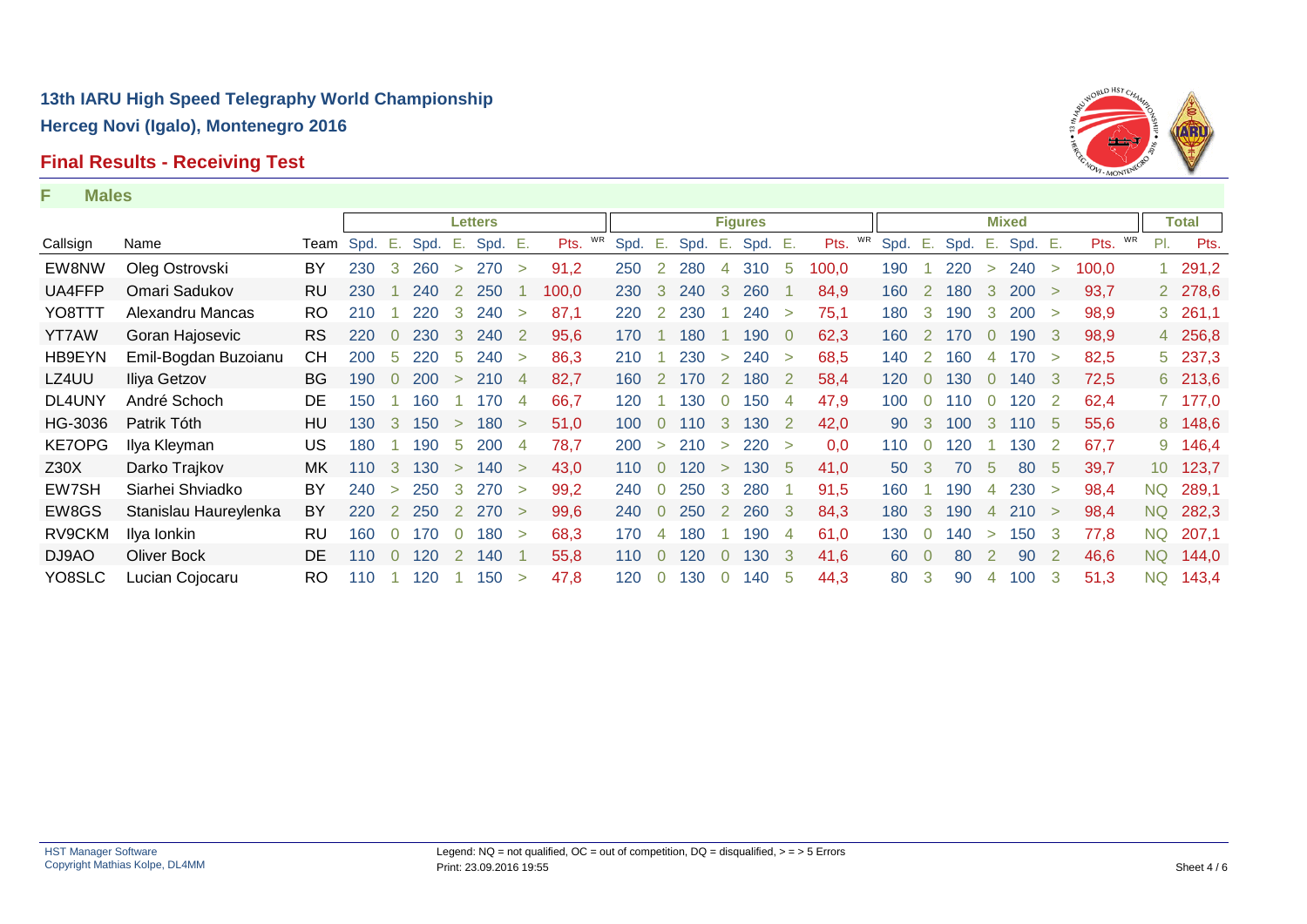## 13th IARU High Speed Telegraphy World Championship

## Herceg Novi (Igalo), Montenegro 2016

### Final Results - Receiving Test

**F Males**

| | | | Letters | | | | | | | Figures | | | | | | | Mixed | | | | | | | Total | |
|---|---|---|---|---|---|---|---|---|---|---|---|---|---|---|---|---|---|---|---|---|---|---|---|---|---|
| Callsign | Name | Team | Spd. | E. | Spd. | E. | Spd. | E. | Pts. WR | Spd. | E. | Spd. | E. | Spd. | E. | Pts. WR | Spd. | E. | Spd. | E. | Spd. | E. | Pts. WR | Pl. | Pts. |
| EW8NW | Oleg Ostrovski | BY | 230 | 3 | 260 | > | 270 | > | 91,2 | 250 | 2 | 280 | 4 | 310 | 5 | 100,0 | 190 | 1 | 220 | > | 240 | > | 100,0 | 1 | 291,2 |
| UA4FFP | Omari Sadukov | RU | 230 | 1 | 240 | 2 | 250 | 1 | 100,0 | 230 | 3 | 240 | 3 | 260 | 1 | 84,9 | 160 | 2 | 180 | 3 | 200 | > | 93,7 | 2 | 278,6 |
| YO8TTT | Alexandru Mancas | RO | 210 | 1 | 220 | 3 | 240 | > | 87,1 | 220 | 2 | 230 | 1 | 240 | > | 75,1 | 180 | 3 | 190 | 3 | 200 | > | 98,9 | 3 | 261,1 |
| YT7AW | Goran Hajosevic | RS | 220 | 0 | 230 | 3 | 240 | 2 | 95,6 | 170 | 1 | 180 | 1 | 190 | 0 | 62,3 | 160 | 2 | 170 | 0 | 190 | 3 | 98,9 | 4 | 256,8 |
| HB9EYN | Emil-Bogdan Buzoianu | CH | 200 | 5 | 220 | 5 | 240 | > | 86,3 | 210 | 1 | 230 | > | 240 | > | 68,5 | 140 | 2 | 160 | 4 | 170 | > | 82,5 | 5 | 237,3 |
| LZ4UU | Iliya Getzov | BG | 190 | 0 | 200 | > | 210 | 4 | 82,7 | 160 | 2 | 170 | 2 | 180 | 2 | 58,4 | 120 | 0 | 130 | 0 | 140 | 3 | 72,5 | 6 | 213,6 |
| DL4UNY | André Schoch | DE | 150 | 1 | 160 | 1 | 170 | 4 | 66,7 | 120 | 1 | 130 | 0 | 150 | 4 | 47,9 | 100 | 0 | 110 | 0 | 120 | 2 | 62,4 | 7 | 177,0 |
| HG-3036 | Patrik Tóth | HU | 130 | 3 | 150 | > | 180 | > | 51,0 | 100 | 0 | 110 | 3 | 130 | 2 | 42,0 | 90 | 3 | 100 | 3 | 110 | 5 | 55,6 | 8 | 148,6 |
| KE7OPG | Ilya Kleyman | US | 180 | 1 | 190 | 5 | 200 | 4 | 78,7 | 200 | > | 210 | > | 220 | > | 0,0 | 110 | 0 | 120 | 1 | 130 | 2 | 67,7 | 9 | 146,4 |
| Z30X | Darko Trajkov | MK | 110 | 3 | 130 | > | 140 | > | 43,0 | 110 | 0 | 120 | > | 130 | 5 | 41,0 | 50 | 3 | 70 | 5 | 80 | 5 | 39,7 | 10 | 123,7 |
| EW7SH | Siarhei Shviadko | BY | 240 | > | 250 | 3 | 270 | > | 99,2 | 240 | 0 | 250 | 3 | 280 | 1 | 91,5 | 160 | 1 | 190 | 4 | 230 | > | 98,4 | NQ | 289,1 |
| EW8GS | Stanislau Haureylenka | BY | 220 | 2 | 250 | 2 | 270 | > | 99,6 | 240 | 0 | 250 | 2 | 260 | 3 | 84,3 | 180 | 3 | 190 | 4 | 210 | > | 98,4 | NQ | 282,3 |
| RV9CKM | Ilya Ionkin | RU | 160 | 0 | 170 | 0 | 180 | > | 68,3 | 170 | 4 | 180 | 1 | 190 | 4 | 61,0 | 130 | 0 | 140 | > | 150 | 3 | 77,8 | NQ | 207,1 |
| DJ9AO | Oliver Bock | DE | 110 | 0 | 120 | 2 | 140 | 1 | 55,8 | 110 | 0 | 120 | 0 | 130 | 3 | 41,6 | 60 | 0 | 80 | 2 | 90 | 2 | 46,6 | NQ | 144,0 |
| YO8SLC | Lucian Cojocaru | RO | 110 | 1 | 120 | 1 | 150 | > | 47,8 | 120 | 0 | 130 | 0 | 140 | 5 | 44,3 | 80 | 3 | 90 | 4 | 100 | 3 | 51,3 | NQ | 143,4 |

HST Manager Software
Copyright Mathias Kolpe, DL4MM

Legend: NQ = not qualified, OC = out of competition, DQ = disqualified, > = > 5 Errors
Print: 23.09.2016 19:55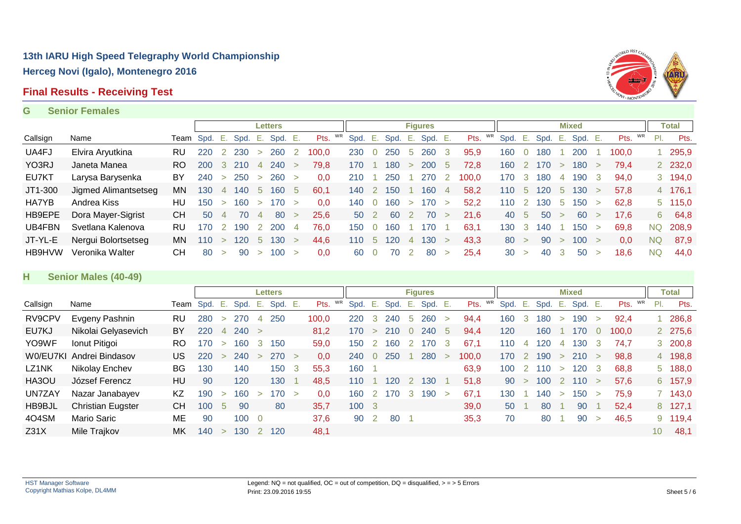# 13th IARU High Speed Telegraphy World Championship

## Herceg Novi (Igalo), Montenegro 2016

## Final Results - Receiving Test

### G Senior Females

| | | | Letters | | | | | | | Figures | | | | | | | | Mixed | | | | | | | | Total | |
|---|---|---|---|---|---|---|---|---|---|---|---|---|---|---|---|---|---|---|---|---|---|---|---|---|---|---|---|
| Callsign | Name | Team | Spd. | E. | Spd. | E. | Spd. | E. | Pts. | WR | Spd. | E. | Spd. | E. | Spd. | E. | Pts. | WR | Spd. | E. | Spd. | E. | Spd. | E. | Pts. | WR | Pl. | Pts. |
| UA4FJ | Elvira Aryutkina | RU | 220 | 2 | 230 | > | 260 | 2 | 100,0 | | 230 | 0 | 250 | 5 | 260 | 3 | 95,9 | | 160 | 0 | 180 | 1 | 200 | 1 | 100,0 | | 1 | 295,9 |
| YO3RJ | Janeta Manea | RO | 200 | 3 | 210 | 4 | 240 | > | 79,8 | | 170 | 1 | 180 | > | 200 | 5 | 72,8 | | 160 | 2 | 170 | > | 180 | > | 79,4 | | 2 | 232,0 |
| EU7KT | Larysa Barysenka | BY | 240 | > | 250 | > | 260 | > | 0,0 | | 210 | 1 | 250 | 1 | 270 | 2 | 100,0 | | 170 | 3 | 180 | 4 | 190 | 3 | 94,0 | | 3 | 194,0 |
| JT1-300 | Jigmed Alimantsetseg | MN | 130 | 4 | 140 | 5 | 160 | 5 | 60,1 | | 140 | 2 | 150 | 1 | 160 | 4 | 58,2 | | 110 | 5 | 120 | 5 | 130 | > | 57,8 | | 4 | 176,1 |
| HA7YB | Andrea Kiss | HU | 150 | > | 160 | > | 170 | > | 0,0 | | 140 | 0 | 160 | > | 170 | > | 52,2 | | 110 | 2 | 130 | 5 | 150 | > | 62,8 | | 5 | 115,0 |
| HB9EPE | Dora Mayer-Sigrist | CH | 50 | 4 | 70 | 4 | 80 | > | 25,6 | | 50 | 2 | 60 | 2 | 70 | > | 21,6 | | 40 | 5 | 50 | > | 60 | > | 17,6 | | 6 | 64,8 |
| UB4FBN | Svetlana Kalenova | RU | 170 | 2 | 190 | 2 | 200 | 4 | 76,0 | | 150 | 0 | 160 | 1 | 170 | 1 | 63,1 | | 130 | 3 | 140 | 1 | 150 | > | 69,8 | | NQ | 208,9 |
| JT-YL-E | Nergui Bolortsetseg | MN | 110 | > | 120 | 5 | 130 | > | 44,6 | | 110 | 5 | 120 | 4 | 130 | > | 43,3 | | 80 | > | 90 | > | 100 | > | 0,0 | | NQ | 87,9 |
| HB9HVW | Veronika Walter | CH | 80 | > | 90 | > | 100 | > | 0,0 | | 60 | 0 | 70 | 2 | 80 | > | 25,4 | | 30 | > | 40 | 3 | 50 | > | 18,6 | | NQ | 44,0 |

### H Senior Males (40-49)

| | | | Letters | | | | | | | Figures | | | | | | | | Mixed | | | | | | | | Total | |
|---|---|---|---|---|---|---|---|---|---|---|---|---|---|---|---|---|---|---|---|---|---|---|---|---|---|---|---|
| Callsign | Name | Team | Spd. | E. | Spd. | E. | Spd. | E. | Pts. | WR | Spd. | E. | Spd. | E. | Spd. | E. | Pts. | WR | Spd. | E. | Spd. | E. | Spd. | E. | Pts. | WR | Pl. | Pts. |
| RV9CPV | Evgeny Pashnin | RU | 280 | > | 270 | 4 | 250 | | 100,0 | | 220 | 3 | 240 | 5 | 260 | > | 94,4 | | 160 | 3 | 180 | > | 190 | > | 92,4 | | 1 | 286,8 |
| EU7KJ | Nikolai Gelyasevich | BY | 220 | 4 | 240 | > | | | 81,2 | | 170 | > | 210 | 0 | 240 | 5 | 94,4 | | 120 | | 160 | 1 | 170 | 0 | 100,0 | | 2 | 275,6 |
| YO9WF | Ionut Pitigoi | RO | 170 | > | 160 | 3 | 150 | | 59,0 | | 150 | 2 | 160 | 2 | 170 | 3 | 67,1 | | 110 | 4 | 120 | 4 | 130 | 3 | 74,7 | | 3 | 200,8 |
| W0/EU7KI | Andrei Bindasov | US | 220 | > | 240 | > | 270 | > | 0,0 | | 240 | 0 | 250 | 1 | 280 | > | 100,0 | | 170 | 2 | 190 | > | 210 | > | 98,8 | | 4 | 198,8 |
| LZ1NK | Nikolay Enchev | BG | 130 | | 140 | | 150 | 3 | 55,3 | | 160 | 1 | | | | | 63,9 | | 100 | 2 | 110 | > | 120 | 3 | 68,8 | | 5 | 188,0 |
| HA3OU | József Ferencz | HU | 90 | | 120 | | 130 | 1 | 48,5 | | 110 | 1 | 120 | 2 | 130 | 1 | 51,8 | | 90 | > | 100 | 2 | 110 | > | 57,6 | | 6 | 157,9 |
| UN7ZAY | Nazar Janabayev | KZ | 190 | > | 160 | > | 170 | > | 0,0 | | 160 | 2 | 170 | 3 | 190 | > | 67,1 | | 130 | 1 | 140 | > | 150 | > | 75,9 | | 7 | 143,0 |
| HB9BJL | Christian Eugster | CH | 100 | 5 | 90 | | 80 | | 35,7 | | 100 | 3 | | | | | 39,0 | | 50 | 1 | 80 | 1 | 90 | 1 | 52,4 | | 8 | 127,1 |
| 4O4SM | Mario Saric | ME | 90 | | 100 | 0 | | | 37,6 | | 90 | 2 | 80 | 1 | | | 35,3 | | 70 | | 80 | 1 | 90 | > | 46,5 | | 9 | 119,4 |
| Z31X | Mile Trajkov | MK | 140 | > | 130 | 2 | 120 | | 48,1 | | | | | | | | | | | | | | | | | | 10 | 48,1 |

HST Manager Software
Copyright Mathias Kolpe, DL4MM

Legend: NQ = not qualified, OC = out of competition, DQ = disqualified, > = > 5 Errors
Print: 23.09.2016 19:55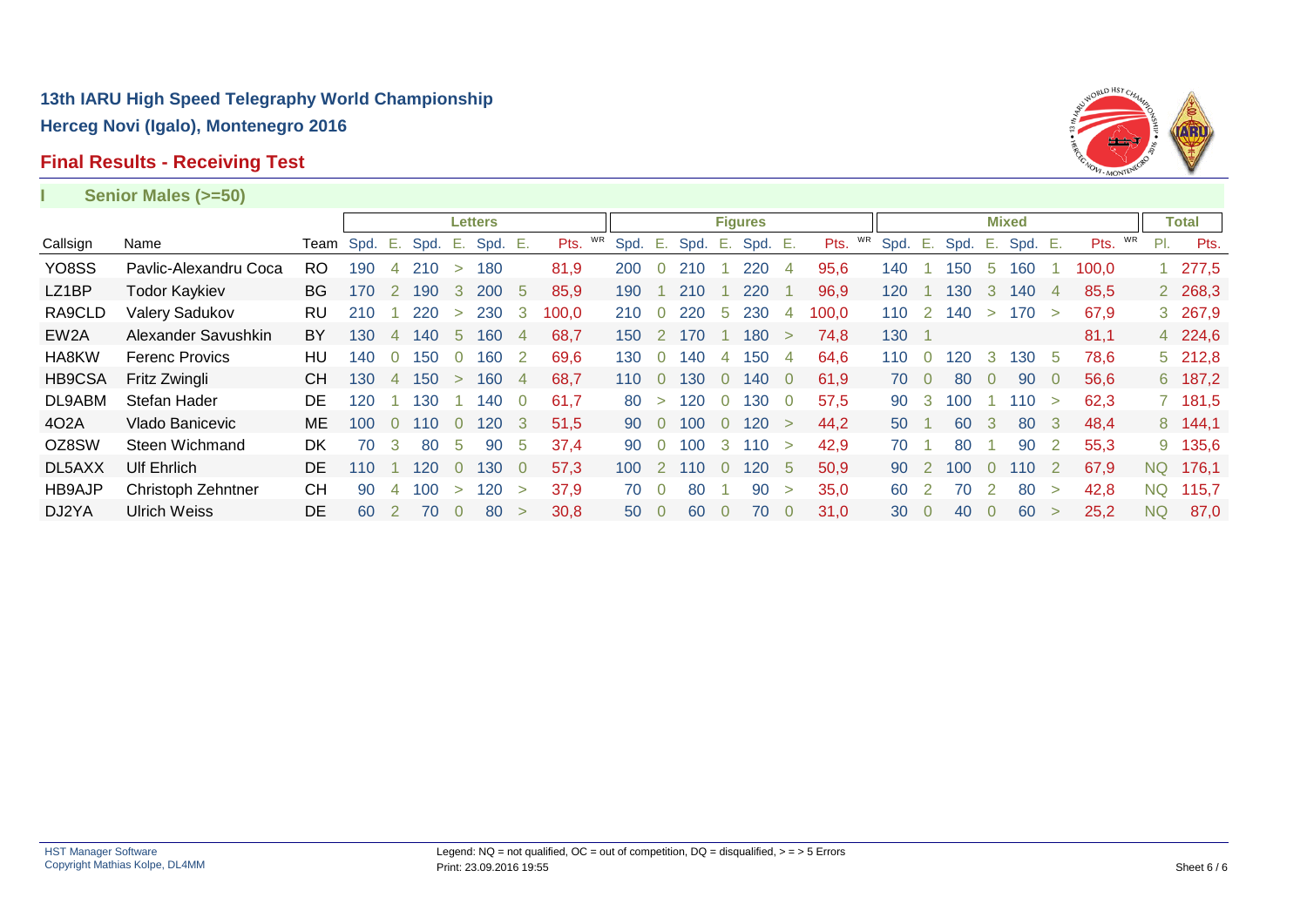## 13th IARU High Speed Telegraphy World Championship

**Herceg Novi (Igalo), Montenegro 2016**

### Final Results - Receiving Test

**I Senior Males (>=50)**

| | | | Letters | | | | | | | Figures | | | | | | | Mixed | | | | | | | Total | |
|---|---|---|---|---|---|---|---|---|---|---|---|---|---|---|---|---|---|---|---|---|---|---|---|---|---|
| Callsign | Name | Team | Spd. | E. | Spd. | E. | Spd. | E. | Pts. WR | Spd. | E. | Spd. | E. | Spd. | E. | Pts. WR | Spd. | E. | Spd. | E. | Spd. | E. | Pts. WR | Pl. | Pts. |
| YO8SS | Pavlic-Alexandru Coca | RO | 190 | 4 | 210 | > | 180 | | 81,9 | 200 | 0 | 210 | 1 | 220 | 4 | 95,6 | 140 | 1 | 150 | 5 | 160 | 1 | 100,0 | 1 | 277,5 |
| LZ1BP | Todor Kaykiev | BG | 170 | 2 | 190 | 3 | 200 | 5 | 85,9 | 190 | 1 | 210 | 1 | 220 | 1 | 96,9 | 120 | 1 | 130 | 3 | 140 | 4 | 85,5 | 2 | 268,3 |
| RA9CLD | Valery Sadukov | RU | 210 | 1 | 220 | > | 230 | 3 | 100,0 | 210 | 0 | 220 | 5 | 230 | 4 | 100,0 | 110 | 2 | 140 | > | 170 | > | 67,9 | 3 | 267,9 |
| EW2A | Alexander Savushkin | BY | 130 | 4 | 140 | 5 | 160 | 4 | 68,7 | 150 | 2 | 170 | 1 | 180 | > | 74,8 | 130 | 1 | | | | | 81,1 | 4 | 224,6 |
| HA8KW | Ferenc Provics | HU | 140 | 0 | 150 | 0 | 160 | 2 | 69,6 | 130 | 0 | 140 | 4 | 150 | 4 | 64,6 | 110 | 0 | 120 | 3 | 130 | 5 | 78,6 | 5 | 212,8 |
| HB9CSA | Fritz Zwingli | CH | 130 | 4 | 150 | > | 160 | 4 | 68,7 | 110 | 0 | 130 | 0 | 140 | 0 | 61,9 | 70 | 0 | 80 | 0 | 90 | 0 | 56,6 | 6 | 187,2 |
| DL9ABM | Stefan Hader | DE | 120 | 1 | 130 | 1 | 140 | 0 | 61,7 | 80 | > | 120 | 0 | 130 | 0 | 57,5 | 90 | 3 | 100 | 1 | 110 | > | 62,3 | 7 | 181,5 |
| 4O2A | Vlado Banicevic | ME | 100 | 0 | 110 | 0 | 120 | 3 | 51,5 | 90 | 0 | 100 | 0 | 120 | > | 44,2 | 50 | 1 | 60 | 3 | 80 | 3 | 48,4 | 8 | 144,1 |
| OZ8SW | Steen Wichmand | DK | 70 | 3 | 80 | 5 | 90 | 5 | 37,4 | 90 | 0 | 100 | 3 | 110 | > | 42,9 | 70 | 1 | 80 | 1 | 90 | 2 | 55,3 | 9 | 135,6 |
| DL5AXX | Ulf Ehrlich | DE | 110 | 1 | 120 | 0 | 130 | 0 | 57,3 | 100 | 2 | 110 | 0 | 120 | 5 | 50,9 | 90 | 2 | 100 | 0 | 110 | 2 | 67,9 | NQ | 176,1 |
| HB9AJP | Christoph Zehntner | CH | 90 | 4 | 100 | > | 120 | > | 37,9 | 70 | 0 | 80 | 1 | 90 | > | 35,0 | 60 | 2 | 70 | 2 | 80 | > | 42,8 | NQ | 115,7 |
| DJ2YA | Ulrich Weiss | DE | 60 | 2 | 70 | 0 | 80 | > | 30,8 | 50 | 0 | 60 | 0 | 70 | 0 | 31,0 | 30 | 0 | 40 | 0 | 60 | > | 25,2 | NQ | 87,0 |

HST Manager Software
Copyright Mathias Kolpe, DL4MM

Legend: NQ = not qualified, OC = out of competition, DQ = disqualified, > = > 5 Errors
Print: 23.09.2016 19:55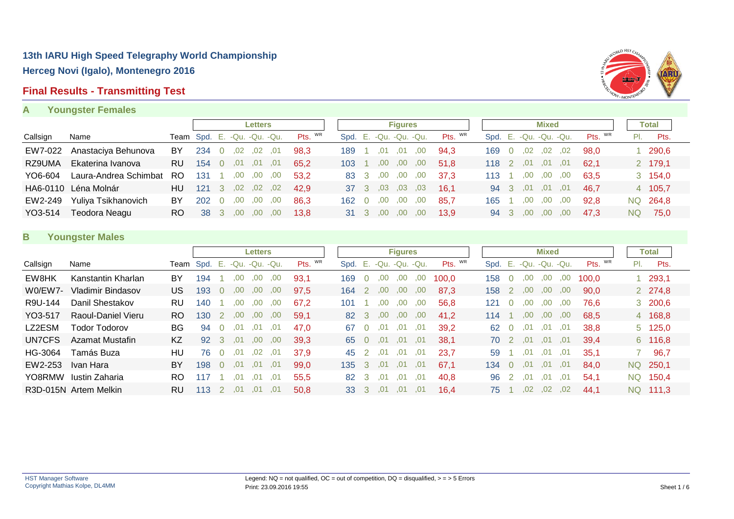# 13th IARU High Speed Telegraphy World Championship

## Herceg Novi (Igalo), Montenegro 2016

## Final Results - Transmitting Test

### A Youngster Females

| Callsign | Name | Team | Letters | | | | | | Figures | | | | | | Mixed | | | | | | Total | |
|---|---|---|---|---|---|---|---|---|---|---|---|---|---|---|---|---|---|---|---|---|---|---|
| | | | Spd. | E. | -Qu. | -Qu. | -Qu. | Pts. WR | Spd. | E. | -Qu. | -Qu. | -Qu. | Pts. WR | Spd. | E. | -Qu. | -Qu. | -Qu. | Pts. WR | Pl. | Pts. |
| EW7-022 | Anastaciya Behunova | BY | 234 | 0 | ,02 | ,02 | ,01 | 98,3 | 189 | 1 | ,01 | ,01 | ,00 | 94,3 | 169 | 0 | ,02 | ,02 | ,02 | 98,0 | 1 | 290,6 |
| RZ9UMA | Ekaterina Ivanova | RU | 154 | 0 | ,01 | ,01 | ,01 | 65,2 | 103 | 1 | ,00 | ,00 | ,00 | 51,8 | 118 | 2 | ,01 | ,01 | ,01 | 62,1 | 2 | 179,1 |
| YO6-604 | Laura-Andrea Schimbat | RO | 131 | 1 | ,00 | ,00 | ,00 | 53,2 | 83 | 3 | ,00 | ,00 | ,00 | 37,3 | 113 | 1 | ,00 | ,00 | ,00 | 63,5 | 3 | 154,0 |
| HA6-0110 | Léna Molnár | HU | 121 | 3 | ,02 | ,02 | ,02 | 42,9 | 37 | 3 | ,03 | ,03 | ,03 | 16,1 | 94 | 3 | ,01 | ,01 | ,01 | 46,7 | 4 | 105,7 |
| EW2-249 | Yuliya Tsikhanovich | BY | 202 | 0 | ,00 | ,00 | ,00 | 86,3 | 162 | 0 | ,00 | ,00 | ,00 | 85,7 | 165 | 1 | ,00 | ,00 | ,00 | 92,8 | NQ | 264,8 |
| YO3-514 | Teodora Neagu | RO | 38 | 3 | ,00 | ,00 | ,00 | 13,8 | 31 | 3 | ,00 | ,00 | ,00 | 13,9 | 94 | 3 | ,00 | ,00 | ,00 | 47,3 | NQ | 75,0 |

### B Youngster Males

| Callsign | Name | Team | Letters | | | | | | Figures | | | | | | Mixed | | | | | | Total | |
|---|---|---|---|---|---|---|---|---|---|---|---|---|---|---|---|---|---|---|---|---|---|---|
| | | | Spd. | E. | -Qu. | -Qu. | -Qu. | Pts. WR | Spd. | E. | -Qu. | -Qu. | -Qu. | Pts. WR | Spd. | E. | -Qu. | -Qu. | -Qu. | Pts. WR | Pl. | Pts. |
| EW8HK | Kanstantin Kharlan | BY | 194 | 1 | ,00 | ,00 | ,00 | 93,1 | 169 | 0 | ,00 | ,00 | ,00 | 100,0 | 158 | 0 | ,00 | ,00 | ,00 | 100,0 | 1 | 293,1 |
| W0/EW7- | Vladimir Bindasov | US | 193 | 0 | ,00 | ,00 | ,00 | 97,5 | 164 | 2 | ,00 | ,00 | ,00 | 87,3 | 158 | 2 | ,00 | ,00 | ,00 | 90,0 | 2 | 274,8 |
| R9U-144 | Danil Shestakov | RU | 140 | 1 | ,00 | ,00 | ,00 | 67,2 | 101 | 1 | ,00 | ,00 | ,00 | 56,8 | 121 | 0 | ,00 | ,00 | ,00 | 76,6 | 3 | 200,6 |
| YO3-517 | Raoul-Daniel Vieru | RO | 130 | 2 | ,00 | ,00 | ,00 | 59,1 | 82 | 3 | ,00 | ,00 | ,00 | 41,2 | 114 | 1 | ,00 | ,00 | ,00 | 68,5 | 4 | 168,8 |
| LZ2ESM | Todor Todorov | BG | 94 | 0 | ,01 | ,01 | ,01 | 47,0 | 67 | 0 | ,01 | ,01 | ,01 | 39,2 | 62 | 0 | ,01 | ,01 | ,01 | 38,8 | 5 | 125,0 |
| UN7CFS | Azamat Mustafin | KZ | 92 | 3 | ,01 | ,00 | ,00 | 39,3 | 65 | 0 | ,01 | ,01 | ,01 | 38,1 | 70 | 2 | ,01 | ,01 | ,01 | 39,4 | 6 | 116,8 |
| HG-3064 | Tamás Buza | HU | 76 | 0 | ,01 | ,02 | ,01 | 37,9 | 45 | 2 | ,01 | ,01 | ,01 | 23,7 | 59 | 1 | ,01 | ,01 | ,01 | 35,1 | 7 | 96,7 |
| EW2-253 | Ivan Hara | BY | 198 | 0 | ,01 | ,01 | ,01 | 99,0 | 135 | 3 | ,01 | ,01 | ,01 | 67,1 | 134 | 0 | ,01 | ,01 | ,01 | 84,0 | NQ | 250,1 |
| YO8RMW | Iustin Zaharia | RO | 117 | 1 | ,01 | ,01 | ,01 | 55,5 | 82 | 3 | ,01 | ,01 | ,01 | 40,8 | 96 | 2 | ,01 | ,01 | ,01 | 54,1 | NQ | 150,4 |
| R3D-015N | Artem Melkin | RU | 113 | 2 | ,01 | ,01 | ,01 | 50,8 | 33 | 3 | ,01 | ,01 | ,01 | 16,4 | 75 | 1 | ,02 | ,02 | ,02 | 44,1 | NQ | 111,3 |

HST Manager Software
Copyright Mathias Kolpe, DL4MM

Legend: NQ = not qualified, OC = out of competition, DQ = disqualified, > = > 5 Errors
Print: 23.09.2016 19:55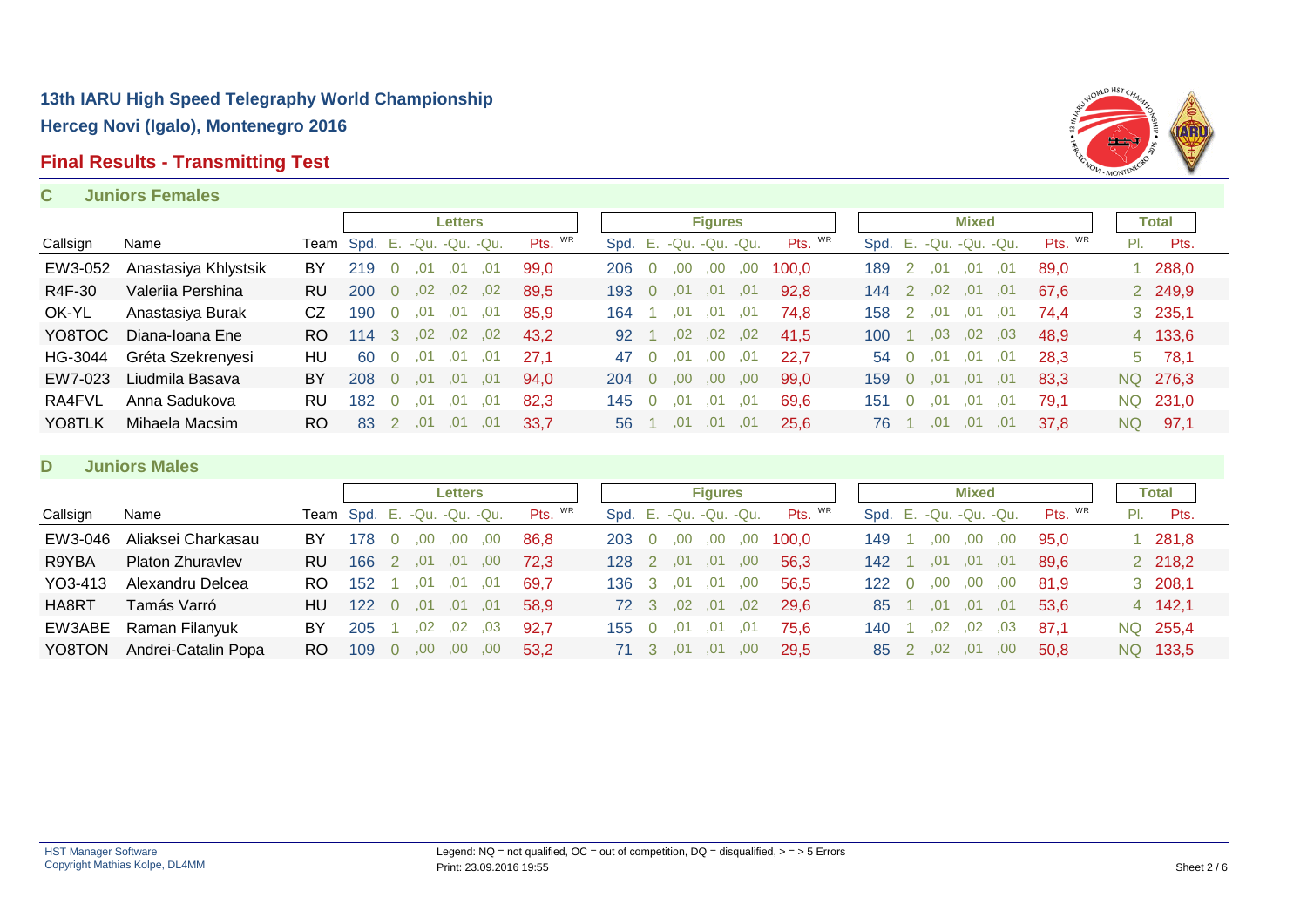# 13th IARU High Speed Telegraphy World Championship

## Herceg Novi (Igalo), Montenegro 2016

## Final Results - Transmitting Test

### C Juniors Females

| | | | Letters | | | | | | Figures | | | | | | Mixed | | | | | | Total | |
|---|---|---|---|---|---|---|---|---|---|---|---|---|---|---|---|---|---|---|---|---|---|---|
| Callsign | Name | Team | Spd. | E. | -Qu. | -Qu. | -Qu. | Pts. WR | Spd. | E. | -Qu. | -Qu. | -Qu. | Pts. WR | Spd. | E. | -Qu. | -Qu. | -Qu. | Pts. WR | Pl. | Pts. |
| EW3-052 | Anastasiya Khlystsik | BY | 219 | 0 | ,01 | ,01 | ,01 | 99,0 | 206 | 0 | ,00 | ,00 | ,00 | 100,0 | 189 | 2 | ,01 | ,01 | ,01 | 89,0 | 1 | 288,0 |
| R4F-30 | Valeriia Pershina | RU | 200 | 0 | ,02 | ,02 | ,02 | 89,5 | 193 | 0 | ,01 | ,01 | ,01 | 92,8 | 144 | 2 | ,02 | ,01 | ,01 | 67,6 | 2 | 249,9 |
| OK-YL | Anastasiya Burak | CZ | 190 | 0 | ,01 | ,01 | ,01 | 85,9 | 164 | 1 | ,01 | ,01 | ,01 | 74,8 | 158 | 2 | ,01 | ,01 | ,01 | 74,4 | 3 | 235,1 |
| YO8TOC | Diana-Ioana Ene | RO | 114 | 3 | ,02 | ,02 | ,02 | 43,2 | 92 | 1 | ,02 | ,02 | ,02 | 41,5 | 100 | 1 | ,03 | ,02 | ,03 | 48,9 | 4 | 133,6 |
| HG-3044 | Gréta Szekrenyesi | HU | 60 | 0 | ,01 | ,01 | ,01 | 27,1 | 47 | 0 | ,01 | ,00 | ,01 | 22,7 | 54 | 0 | ,01 | ,01 | ,01 | 28,3 | 5 | 78,1 |
| EW7-023 | Liudmila Basava | BY | 208 | 0 | ,01 | ,01 | ,01 | 94,0 | 204 | 0 | ,00 | ,00 | ,00 | 99,0 | 159 | 0 | ,01 | ,01 | ,01 | 83,3 | NQ | 276,3 |
| RA4FVL | Anna Sadukova | RU | 182 | 0 | ,01 | ,01 | ,01 | 82,3 | 145 | 0 | ,01 | ,01 | ,01 | 69,6 | 151 | 0 | ,01 | ,01 | ,01 | 79,1 | NQ | 231,0 |
| YO8TLK | Mihaela Macsim | RO | 83 | 2 | ,01 | ,01 | ,01 | 33,7 | 56 | 1 | ,01 | ,01 | ,01 | 25,6 | 76 | 1 | ,01 | ,01 | ,01 | 37,8 | NQ | 97,1 |

### D Juniors Males

| | | | Letters | | | | | | Figures | | | | | | Mixed | | | | | | Total | |
|---|---|---|---|---|---|---|---|---|---|---|---|---|---|---|---|---|---|---|---|---|---|---|
| Callsign | Name | Team | Spd. | E. | -Qu. | -Qu. | -Qu. | Pts. WR | Spd. | E. | -Qu. | -Qu. | -Qu. | Pts. WR | Spd. | E. | -Qu. | -Qu. | -Qu. | Pts. WR | Pl. | Pts. |
| EW3-046 | Aliaksei Charkasau | BY | 178 | 0 | ,00 | ,00 | ,00 | 86,8 | 203 | 0 | ,00 | ,00 | ,00 | 100,0 | 149 | 1 | ,00 | ,00 | ,00 | 95,0 | 1 | 281,8 |
| R9YBA | Platon Zhuravlev | RU | 166 | 2 | ,01 | ,01 | ,00 | 72,3 | 128 | 2 | ,01 | ,01 | ,00 | 56,3 | 142 | 1 | ,01 | ,01 | ,01 | 89,6 | 2 | 218,2 |
| YO3-413 | Alexandru Delcea | RO | 152 | 1 | ,01 | ,01 | ,01 | 69,7 | 136 | 3 | ,01 | ,01 | ,00 | 56,5 | 122 | 0 | ,00 | ,00 | ,00 | 81,9 | 3 | 208,1 |
| HA8RT | Tamás Varró | HU | 122 | 0 | ,01 | ,01 | ,01 | 58,9 | 72 | 3 | ,02 | ,01 | ,02 | 29,6 | 85 | 1 | ,01 | ,01 | ,01 | 53,6 | 4 | 142,1 |
| EW3ABE | Raman Filanyuk | BY | 205 | 1 | ,02 | ,02 | ,03 | 92,7 | 155 | 0 | ,01 | ,01 | ,01 | 75,6 | 140 | 1 | ,02 | ,02 | ,03 | 87,1 | NQ | 255,4 |
| YO8TON | Andrei-Catalin Popa | RO | 109 | 0 | ,00 | ,00 | ,00 | 53,2 | 71 | 3 | ,01 | ,01 | ,00 | 29,5 | 85 | 2 | ,02 | ,01 | ,00 | 50,8 | NQ | 133,5 |

HST Manager Software
Copyright Mathias Kolpe, DL4MM

Legend: NQ = not qualified, OC = out of competition, DQ = disqualified, > = > 5 Errors
Print: 23.09.2016 19:55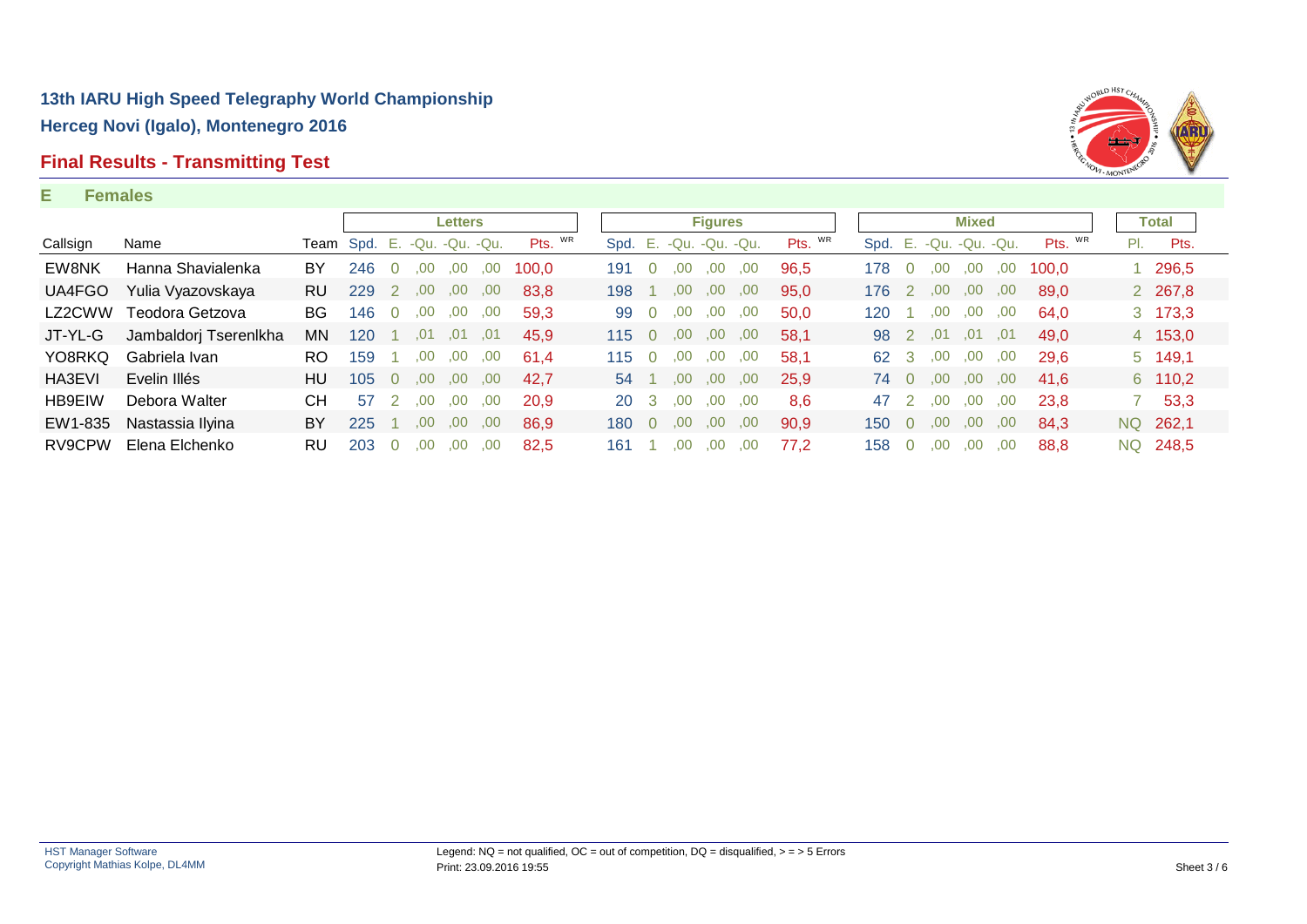## 13th IARU High Speed Telegraphy World Championship

## Herceg Novi (Igalo), Montenegro 2016

## Final Results - Transmitting Test

### E Females

| | | | Letters | | | | | Figures | | | | | Mixed | | | | | Total | |
|---|---|---|---|---|---|---|---|---|---|---|---|---|---|---|---|---|---|---|---|
| Callsign | Name | Team | Spd. | E. | -Qu. -Qu. -Qu. | Pts. WR | Spd. | E. | -Qu. -Qu. -Qu. | Pts. WR | Spd. | E. | -Qu. -Qu. -Qu. | Pts. WR | Pl. | Pts. |
| EW8NK | Hanna Shavialenka | BY | 246 | 0 | ,00 ,00 ,00 | 100,0 | 191 | 0 | ,00 ,00 ,00 | 96,5 | 178 | 0 | ,00 ,00 ,00 | 100,0 | 1 | 296,5 |
| UA4FGO | Yulia Vyazovskaya | RU | 229 | 2 | ,00 ,00 ,00 | 83,8 | 198 | 1 | ,00 ,00 ,00 | 95,0 | 176 | 2 | ,00 ,00 ,00 | 89,0 | 2 | 267,8 |
| LZ2CWW | Teodora Getzova | BG | 146 | 0 | ,00 ,00 ,00 | 59,3 | 99 | 0 | ,00 ,00 ,00 | 50,0 | 120 | 1 | ,00 ,00 ,00 | 64,0 | 3 | 173,3 |
| JT-YL-G | Jambaldorj Tserenlkha | MN | 120 | 1 | ,01 ,01 ,01 | 45,9 | 115 | 0 | ,00 ,00 ,00 | 58,1 | 98 | 2 | ,01 ,01 ,01 | 49,0 | 4 | 153,0 |
| YO8RKQ | Gabriela Ivan | RO | 159 | 1 | ,00 ,00 ,00 | 61,4 | 115 | 0 | ,00 ,00 ,00 | 58,1 | 62 | 3 | ,00 ,00 ,00 | 29,6 | 5 | 149,1 |
| HA3EVI | Evelin Illés | HU | 105 | 0 | ,00 ,00 ,00 | 42,7 | 54 | 1 | ,00 ,00 ,00 | 25,9 | 74 | 0 | ,00 ,00 ,00 | 41,6 | 6 | 110,2 |
| HB9EIW | Debora Walter | CH | 57 | 2 | ,00 ,00 ,00 | 20,9 | 20 | 3 | ,00 ,00 ,00 | 8,6 | 47 | 2 | ,00 ,00 ,00 | 23,8 | 7 | 53,3 |
| EW1-835 | Nastassia Ilyina | BY | 225 | 1 | ,00 ,00 ,00 | 86,9 | 180 | 0 | ,00 ,00 ,00 | 90,9 | 150 | 0 | ,00 ,00 ,00 | 84,3 | NQ | 262,1 |
| RV9CPW | Elena Elchenko | RU | 203 | 0 | ,00 ,00 ,00 | 82,5 | 161 | 1 | ,00 ,00 ,00 | 77,2 | 158 | 0 | ,00 ,00 ,00 | 88,8 | NQ | 248,5 |

HST Manager Software
Copyright Mathias Kolpe, DL4MM

Legend: NQ = not qualified, OC = out of competition, DQ = disqualified, > = > 5 Errors
Print: 23.09.2016 19:55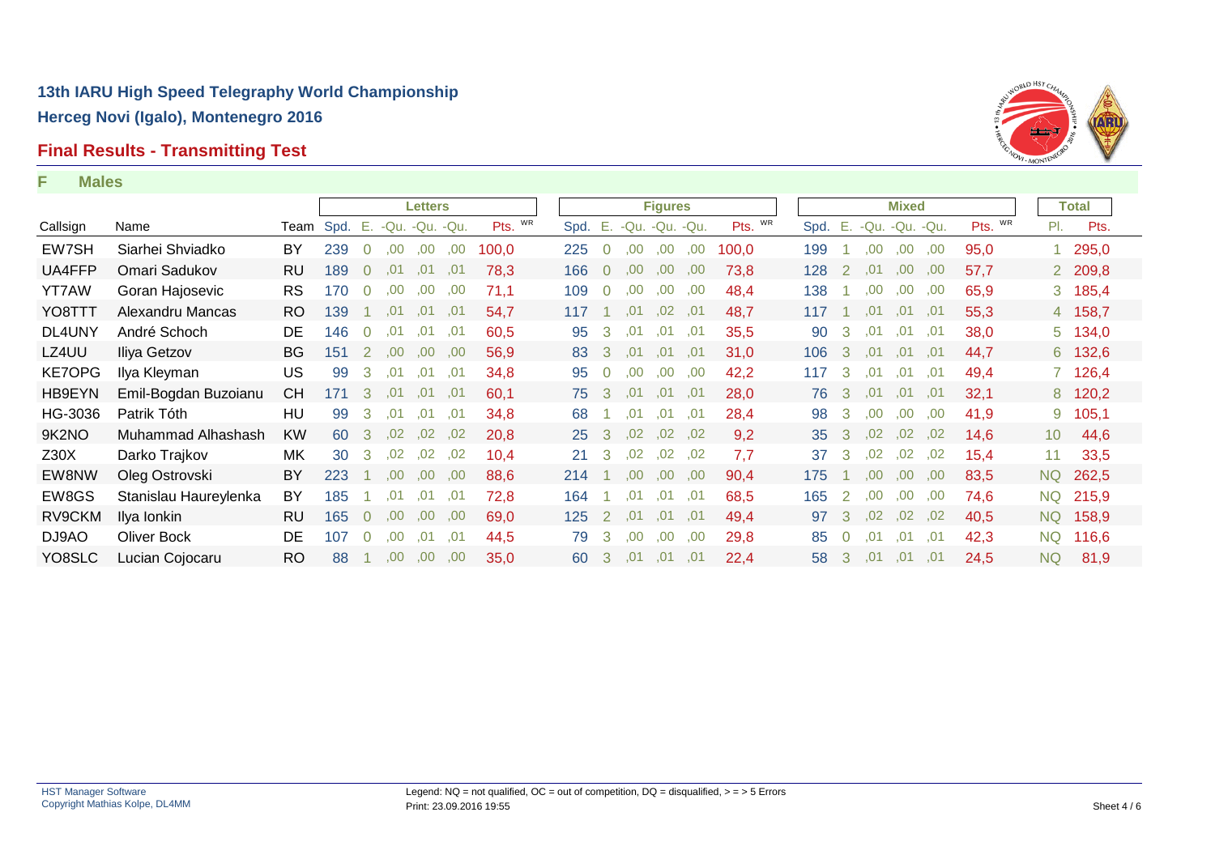# 13th IARU High Speed Telegraphy World Championship

## Herceg Novi (Igalo), Montenegro 2016

## Final Results - Transmitting Test

### F Males

| | | | Letters | | | | | | Figures | | | | | | Mixed | | | | | | Total | |
|---|---|---|---|---|---|---|---|---|---|---|---|---|---|---|---|---|---|---|---|---|---|---|
| Callsign | Name | Team | Spd. | E. | -Qu. | -Qu. | -Qu. | Pts. WR | Spd. | E. | -Qu. | -Qu. | -Qu. | Pts. WR | Spd. | E. | -Qu. | -Qu. | -Qu. | Pts. WR | Pl. | Pts. |
| EW7SH | Siarhei Shviadko | BY | 239 | 0 | ,00 | ,00 | ,00 | 100,0 | 225 | 0 | ,00 | ,00 | ,00 | 100,0 | 199 | 1 | ,00 | ,00 | ,00 | 95,0 | 1 | 295,0 |
| UA4FFP | Omari Sadukov | RU | 189 | 0 | ,01 | ,01 | ,01 | 78,3 | 166 | 0 | ,00 | ,00 | ,00 | 73,8 | 128 | 2 | ,01 | ,00 | ,00 | 57,7 | 2 | 209,8 |
| YT7AW | Goran Hajosevic | RS | 170 | 0 | ,00 | ,00 | ,00 | 71,1 | 109 | 0 | ,00 | ,00 | ,00 | 48,4 | 138 | 1 | ,00 | ,00 | ,00 | 65,9 | 3 | 185,4 |
| YO8TTT | Alexandru Mancas | RO | 139 | 1 | ,01 | ,01 | ,01 | 54,7 | 117 | 1 | ,01 | ,02 | ,01 | 48,7 | 117 | 1 | ,01 | ,01 | ,01 | 55,3 | 4 | 158,7 |
| DL4UNY | André Schoch | DE | 146 | 0 | ,01 | ,01 | ,01 | 60,5 | 95 | 3 | ,01 | ,01 | ,01 | 35,5 | 90 | 3 | ,01 | ,01 | ,01 | 38,0 | 5 | 134,0 |
| LZ4UU | Iliya Getzov | BG | 151 | 2 | ,00 | ,00 | ,00 | 56,9 | 83 | 3 | ,01 | ,01 | ,01 | 31,0 | 106 | 3 | ,01 | ,01 | ,01 | 44,7 | 6 | 132,6 |
| KE7OPG | Ilya Kleyman | US | 99 | 3 | ,01 | ,01 | ,01 | 34,8 | 95 | 0 | ,00 | ,00 | ,00 | 42,2 | 117 | 3 | ,01 | ,01 | ,01 | 49,4 | 7 | 126,4 |
| HB9EYN | Emil-Bogdan Buzoianu | CH | 171 | 3 | ,01 | ,01 | ,01 | 60,1 | 75 | 3 | ,01 | ,01 | ,01 | 28,0 | 76 | 3 | ,01 | ,01 | ,01 | 32,1 | 8 | 120,2 |
| HG-3036 | Patrik Tóth | HU | 99 | 3 | ,01 | ,01 | ,01 | 34,8 | 68 | 1 | ,01 | ,01 | ,01 | 28,4 | 98 | 3 | ,00 | ,00 | ,00 | 41,9 | 9 | 105,1 |
| 9K2NO | Muhammad Alhashash | KW | 60 | 3 | ,02 | ,02 | ,02 | 20,8 | 25 | 3 | ,02 | ,02 | ,02 | 9,2 | 35 | 3 | ,02 | ,02 | ,02 | 14,6 | 10 | 44,6 |
| Z30X | Darko Trajkov | MK | 30 | 3 | ,02 | ,02 | ,02 | 10,4 | 21 | 3 | ,02 | ,02 | ,02 | 7,7 | 37 | 3 | ,02 | ,02 | ,02 | 15,4 | 11 | 33,5 |
| EW8NW | Oleg Ostrovski | BY | 223 | 1 | ,00 | ,00 | ,00 | 88,6 | 214 | 1 | ,00 | ,00 | ,00 | 90,4 | 175 | 1 | ,00 | ,00 | ,00 | 83,5 | NQ | 262,5 |
| EW8GS | Stanislau Haureylenka | BY | 185 | 1 | ,01 | ,01 | ,01 | 72,8 | 164 | 1 | ,01 | ,01 | ,01 | 68,5 | 165 | 2 | ,00 | ,00 | ,00 | 74,6 | NQ | 215,9 |
| RV9CKM | Ilya Ionkin | RU | 165 | 0 | ,00 | ,00 | ,00 | 69,0 | 125 | 2 | ,01 | ,01 | ,01 | 49,4 | 97 | 3 | ,02 | ,02 | ,02 | 40,5 | NQ | 158,9 |
| DJ9AO | Oliver Bock | DE | 107 | 0 | ,00 | ,01 | ,01 | 44,5 | 79 | 3 | ,00 | ,00 | ,00 | 29,8 | 85 | 0 | ,01 | ,01 | ,01 | 42,3 | NQ | 116,6 |
| YO8SLC | Lucian Cojocaru | RO | 88 | 1 | ,00 | ,00 | ,00 | 35,0 | 60 | 3 | ,01 | ,01 | ,01 | 22,4 | 58 | 3 | ,01 | ,01 | ,01 | 24,5 | NQ | 81,9 |

HST Manager Software
Copyright Mathias Kolpe, DL4MM

Legend: NQ = not qualified, OC = out of competition, DQ = disqualified, > = > 5 Errors
Print: 23.09.2016 19:55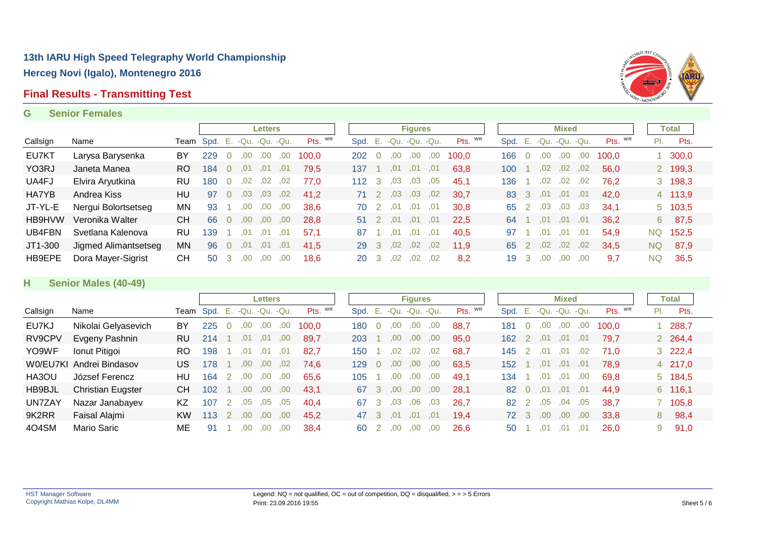# 13th IARU High Speed Telegraphy World Championship

**Herceg Novi (Igalo), Montenegro 2016**

## Final Results - Transmitting Test

### G Senior Females

| | | | Letters | | | | | | Figures | | | | | | Mixed | | | | | | Total | |
|---|---|---|---|---|---|---|---|---|---|---|---|---|---|---|---|---|---|---|---|---|---|---|
| Callsign | Name | Team | Spd. | E. | -Qu. | -Qu. | -Qu. | Pts. WR | Spd. | E. | -Qu. | -Qu. | -Qu. | Pts. WR | Spd. | E. | -Qu. | -Qu. | -Qu. | Pts. WR | Pl. | Pts. |
| EU7KT | Larysa Barysenka | BY | 229 | 0 | ,00 | ,00 | ,00 | 100,0 | 202 | 0 | ,00 | ,00 | ,00 | 100,0 | 166 | 0 | ,00 | ,00 | ,00 | 100,0 | 1 | 300,0 |
| YO3RJ | Janeta Manea | RO | 184 | 0 | ,01 | ,01 | ,01 | 79,5 | 137 | 1 | ,01 | ,01 | ,01 | 63,8 | 100 | 1 | ,02 | ,02 | ,02 | 56,0 | 2 | 199,3 |
| UA4FJ | Elvira Aryutkina | RU | 180 | 0 | ,02 | ,02 | ,02 | 77,0 | 112 | 3 | ,03 | ,03 | ,05 | 45,1 | 136 | 1 | ,02 | ,02 | ,02 | 76,2 | 3 | 198,3 |
| HA7YB | Andrea Kiss | HU | 97 | 0 | ,03 | ,03 | ,02 | 41,2 | 71 | 2 | ,03 | ,03 | ,02 | 30,7 | 83 | 3 | ,01 | ,01 | ,01 | 42,0 | 4 | 113,9 |
| JT-YL-E | Nergui Bolortsetseg | MN | 93 | 1 | ,00 | ,00 | ,00 | 38,6 | 70 | 2 | ,01 | ,01 | ,01 | 30,8 | 65 | 2 | ,03 | ,03 | ,03 | 34,1 | 5 | 103,5 |
| HB9HVW | Veronika Walter | CH | 66 | 0 | ,00 | ,00 | ,00 | 28,8 | 51 | 2 | ,01 | ,01 | ,01 | 22,5 | 64 | 1 | ,01 | ,01 | ,01 | 36,2 | 6 | 87,5 |
| UB4FBN | Svetlana Kalenova | RU | 139 | 1 | ,01 | ,01 | ,01 | 57,1 | 87 | 1 | ,01 | ,01 | ,01 | 40,5 | 97 | 1 | ,01 | ,01 | ,01 | 54,9 | NQ | 152,5 |
| JT1-300 | Jigmed Alimantsetseg | MN | 96 | 0 | ,01 | ,01 | ,01 | 41,5 | 29 | 3 | ,02 | ,02 | ,02 | 11,9 | 65 | 2 | ,02 | ,02 | ,02 | 34,5 | NQ | 87,9 |
| HB9EPE | Dora Mayer-Sigrist | CH | 50 | 3 | ,00 | ,00 | ,00 | 18,6 | 20 | 3 | ,02 | ,02 | ,02 | 8,2 | 19 | 3 | ,00 | ,00 | ,00 | 9,7 | NQ | 36,5 |

### H Senior Males (40-49)

| | | | Letters | | | | | | Figures | | | | | | Mixed | | | | | | Total | |
|---|---|---|---|---|---|---|---|---|---|---|---|---|---|---|---|---|---|---|---|---|---|---|
| Callsign | Name | Team | Spd. | E. | -Qu. | -Qu. | -Qu. | Pts. WR | Spd. | E. | -Qu. | -Qu. | -Qu. | Pts. WR | Spd. | E. | -Qu. | -Qu. | -Qu. | Pts. WR | Pl. | Pts. |
| EU7KJ | Nikolai Gelyasevich | BY | 225 | 0 | ,00 | ,00 | ,00 | 100,0 | 180 | 0 | ,00 | ,00 | ,00 | 88,7 | 181 | 0 | ,00 | ,00 | ,00 | 100,0 | 1 | 288,7 |
| RV9CPV | Evgeny Pashnin | RU | 214 | 1 | ,01 | ,01 | ,00 | 89,7 | 203 | 1 | ,00 | ,00 | ,00 | 95,0 | 162 | 2 | ,01 | ,01 | ,01 | 79,7 | 2 | 264,4 |
| YO9WF | Ionut Pitigoi | RO | 198 | 1 | ,01 | ,01 | ,01 | 82,7 | 150 | 1 | ,02 | ,02 | ,02 | 68,7 | 145 | 2 | ,01 | ,01 | ,02 | 71,0 | 3 | 222,4 |
| W0/EU7KI | Andrei Bindasov | US | 178 | 1 | ,00 | ,00 | ,02 | 74,6 | 129 | 0 | ,00 | ,00 | ,00 | 63,5 | 152 | 1 | ,01 | ,01 | ,01 | 78,9 | 4 | 217,0 |
| HA3OU | József Ferencz | HU | 164 | 2 | ,00 | ,00 | ,00 | 65,6 | 105 | 1 | ,00 | ,00 | ,00 | 49,1 | 134 | 1 | ,01 | ,01 | ,00 | 69,8 | 5 | 184,5 |
| HB9BJL | Christian Eugster | CH | 102 | 1 | ,00 | ,00 | ,00 | 43,1 | 67 | 3 | ,00 | ,00 | ,00 | 28,1 | 82 | 0 | ,01 | ,01 | ,01 | 44,9 | 6 | 116,1 |
| UN7ZAY | Nazar Janabayev | KZ | 107 | 2 | ,05 | ,05 | ,05 | 40,4 | 67 | 3 | ,03 | ,06 | ,03 | 26,7 | 82 | 2 | ,05 | ,04 | ,05 | 38,7 | 7 | 105,8 |
| 9K2RR | Faisal Alajmi | KW | 113 | 2 | ,00 | ,00 | ,00 | 45,2 | 47 | 3 | ,01 | ,01 | ,01 | 19,4 | 72 | 3 | ,00 | ,00 | ,00 | 33,8 | 8 | 98,4 |
| 4O4SM | Mario Saric | ME | 91 | 1 | ,00 | ,00 | ,00 | 38,4 | 60 | 2 | ,00 | ,00 | ,00 | 26,6 | 50 | 1 | ,01 | ,01 | ,01 | 26,0 | 9 | 91,0 |

HST Manager Software
Copyright Mathias Kolpe, DL4MM

Legend: NQ = not qualified, OC = out of competition, DQ = disqualified, > = > 5 Errors
Print: 23.09.2016 19:55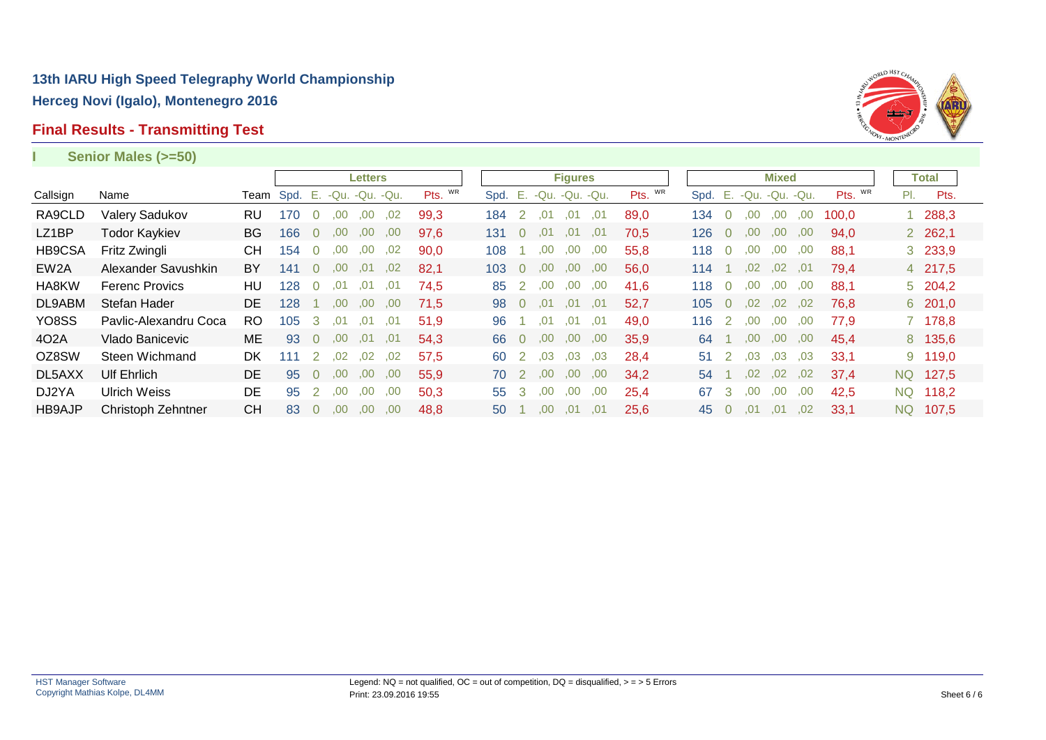## 13th IARU High Speed Telegraphy World Championship

**Herceg Novi (Igalo), Montenegro 2016**

### Final Results - Transmitting Test

**I Senior Males (>=50)**

| | | | Letters | | | | | | Figures | | | | | | Mixed | | | | | | Total | |
|---|---|---|---|---|---|---|---|---|---|---|---|---|---|---|---|---|---|---|---|---|---|---|
| Callsign | Name | Team | Spd. | E. | -Qu. | -Qu. | -Qu. | Pts. WR | Spd. | E. | -Qu. | -Qu. | -Qu. | Pts. WR | Spd. | E. | -Qu. | -Qu. | -Qu. | Pts. WR | Pl. | Pts. |
| RA9CLD | Valery Sadukov | RU | 170 | 0 | ,00 | ,00 | ,02 | 99,3 | 184 | 2 | ,01 | ,01 | ,01 | 89,0 | 134 | 0 | ,00 | ,00 | ,00 | 100,0 | 1 | 288,3 |
| LZ1BP | Todor Kaykiev | BG | 166 | 0 | ,00 | ,00 | ,00 | 97,6 | 131 | 0 | ,01 | ,01 | ,01 | 70,5 | 126 | 0 | ,00 | ,00 | ,00 | 94,0 | 2 | 262,1 |
| HB9CSA | Fritz Zwingli | CH | 154 | 0 | ,00 | ,00 | ,02 | 90,0 | 108 | 1 | ,00 | ,00 | ,00 | 55,8 | 118 | 0 | ,00 | ,00 | ,00 | 88,1 | 3 | 233,9 |
| EW2A | Alexander Savushkin | BY | 141 | 0 | ,00 | ,01 | ,02 | 82,1 | 103 | 0 | ,00 | ,00 | ,00 | 56,0 | 114 | 1 | ,02 | ,02 | ,01 | 79,4 | 4 | 217,5 |
| HA8KW | Ferenc Provics | HU | 128 | 0 | ,01 | ,01 | ,01 | 74,5 | 85 | 2 | ,00 | ,00 | ,00 | 41,6 | 118 | 0 | ,00 | ,00 | ,00 | 88,1 | 5 | 204,2 |
| DL9ABM | Stefan Hader | DE | 128 | 1 | ,00 | ,00 | ,00 | 71,5 | 98 | 0 | ,01 | ,01 | ,01 | 52,7 | 105 | 0 | ,02 | ,02 | ,02 | 76,8 | 6 | 201,0 |
| YO8SS | Pavlic-Alexandru Coca | RO | 105 | 3 | ,01 | ,01 | ,01 | 51,9 | 96 | 1 | ,01 | ,01 | ,01 | 49,0 | 116 | 2 | ,00 | ,00 | ,00 | 77,9 | 7 | 178,8 |
| 4O2A | Vlado Banicevic | ME | 93 | 0 | ,00 | ,01 | ,01 | 54,3 | 66 | 0 | ,00 | ,00 | ,00 | 35,9 | 64 | 1 | ,00 | ,00 | ,00 | 45,4 | 8 | 135,6 |
| OZ8SW | Steen Wichmand | DK | 111 | 2 | ,02 | ,02 | ,02 | 57,5 | 60 | 2 | ,03 | ,03 | ,03 | 28,4 | 51 | 2 | ,03 | ,03 | ,03 | 33,1 | 9 | 119,0 |
| DL5AXX | Ulf Ehrlich | DE | 95 | 0 | ,00 | ,00 | ,00 | 55,9 | 70 | 2 | ,00 | ,00 | ,00 | 34,2 | 54 | 1 | ,02 | ,02 | ,02 | 37,4 | NQ | 127,5 |
| DJ2YA | Ulrich Weiss | DE | 95 | 2 | ,00 | ,00 | ,00 | 50,3 | 55 | 3 | ,00 | ,00 | ,00 | 25,4 | 67 | 3 | ,00 | ,00 | ,00 | 42,5 | NQ | 118,2 |
| HB9AJP | Christoph Zehntner | CH | 83 | 0 | ,00 | ,00 | ,00 | 48,8 | 50 | 1 | ,00 | ,01 | ,01 | 25,6 | 45 | 0 | ,01 | ,01 | ,02 | 33,1 | NQ | 107,5 |

HST Manager Software
Copyright Mathias Kolpe, DL4MM

Legend: NQ = not qualified, OC = out of competition, DQ = disqualified, > = > 5 Errors
Print: 23.09.2016 19:55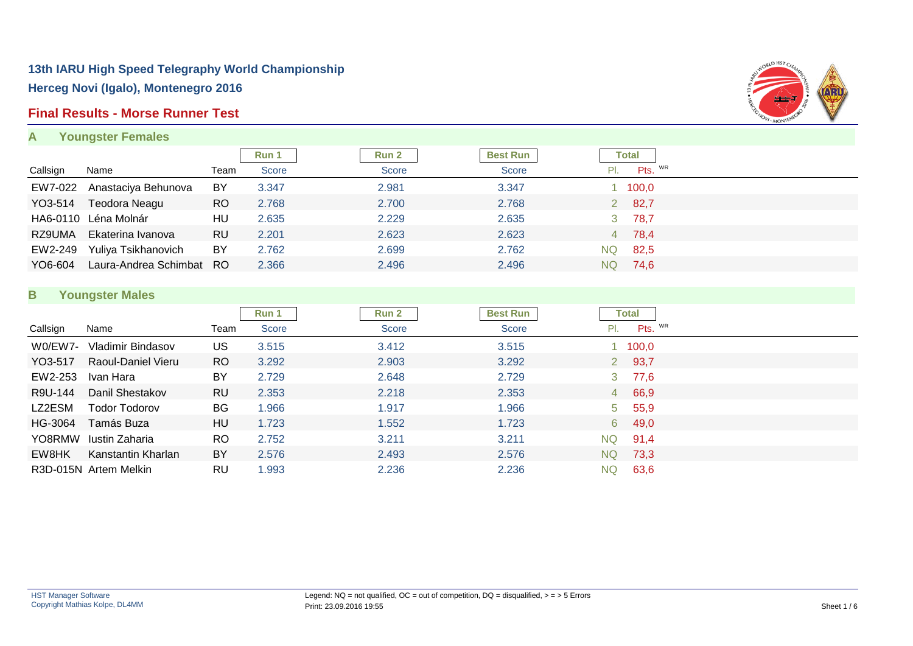# 13th IARU High Speed Telegraphy World Championship

## Herceg Novi (Igalo), Montenegro 2016

## Final Results - Morse Runner Test

### A Youngster Females

| Callsign | Name | Team | Run 1 Score | Run 2 Score | Best Run Score | Total Pl. | Total Pts. WR |
|---|---|---|---|---|---|---|---|
| EW7-022 | Anastaciya Behunova | BY | 3.347 | 2.981 | 3.347 | 1 | 100,0 |
| YO3-514 | Teodora Neagu | RO | 2.768 | 2.700 | 2.768 | 2 | 82,7 |
| HA6-0110 | Léna Molnár | HU | 2.635 | 2.229 | 2.635 | 3 | 78,7 |
| RZ9UMA | Ekaterina Ivanova | RU | 2.201 | 2.623 | 2.623 | 4 | 78,4 |
| EW2-249 | Yuliya Tsikhanovich | BY | 2.762 | 2.699 | 2.762 | NQ | 82,5 |
| YO6-604 | Laura-Andrea Schimbat | RO | 2.366 | 2.496 | 2.496 | NQ | 74,6 |

### B Youngster Males

| Callsign | Name | Team | Run 1 Score | Run 2 Score | Best Run Score | Total Pl. | Total Pts. WR |
|---|---|---|---|---|---|---|---|
| W0/EW7- | Vladimir Bindasov | US | 3.515 | 3.412 | 3.515 | 1 | 100,0 |
| YO3-517 | Raoul-Daniel Vieru | RO | 3.292 | 2.903 | 3.292 | 2 | 93,7 |
| EW2-253 | Ivan Hara | BY | 2.729 | 2.648 | 2.729 | 3 | 77,6 |
| R9U-144 | Danil Shestakov | RU | 2.353 | 2.218 | 2.353 | 4 | 66,9 |
| LZ2ESM | Todor Todorov | BG | 1.966 | 1.917 | 1.966 | 5 | 55,9 |
| HG-3064 | Tamás Buza | HU | 1.723 | 1.552 | 1.723 | 6 | 49,0 |
| YO8RMW | Iustin Zaharia | RO | 2.752 | 3.211 | 3.211 | NQ | 91,4 |
| EW8HK | Kanstantin Kharlan | BY | 2.576 | 2.493 | 2.576 | NQ | 73,3 |
| R3D-015N | Artem Melkin | RU | 1.993 | 2.236 | 2.236 | NQ | 63,6 |

HST Manager Software
Copyright Mathias Kolpe, DL4MM

Legend: NQ = not qualified, OC = out of competition, DQ = disqualified, > = > 5 Errors
Print: 23.09.2016 19:55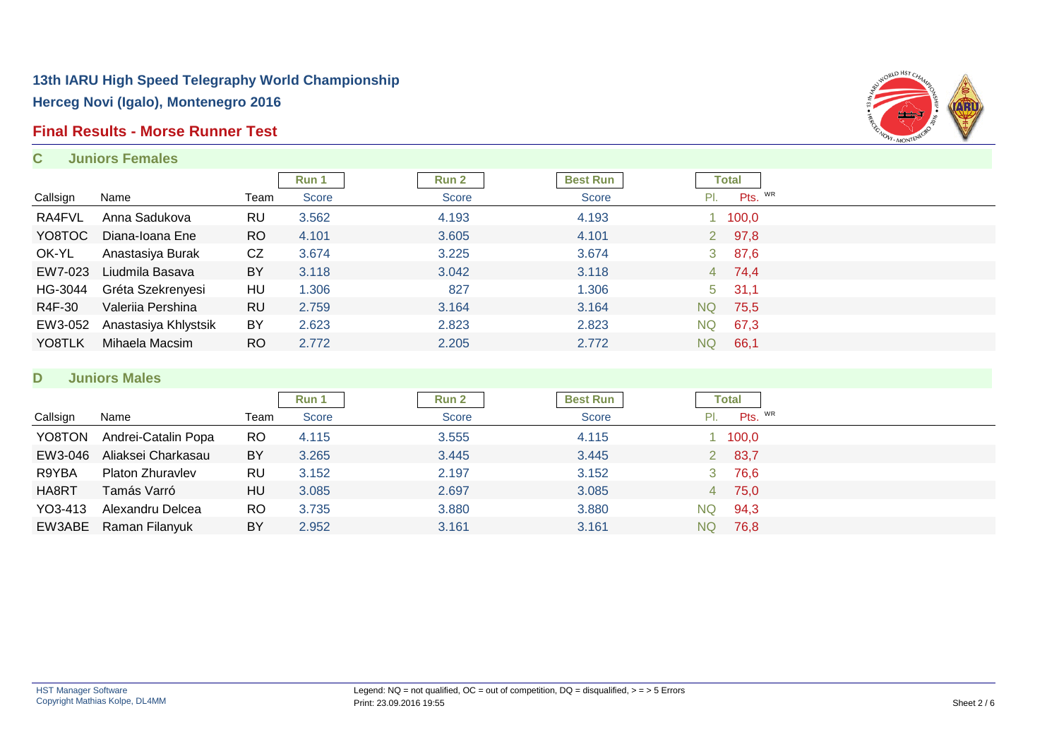# 13th IARU High Speed Telegraphy World Championship

## Herceg Novi (Igalo), Montenegro 2016

## Final Results - Morse Runner Test

### C Juniors Females

| Callsign | Name | Team | Run 1 Score | Run 2 Score | Best Run Score | Total Pl. | Total Pts. WR |
|---|---|---|---|---|---|---|---|
| RA4FVL | Anna Sadukova | RU | 3.562 | 4.193 | 4.193 | 1 | 100,0 |
| YO8TOC | Diana-Ioana Ene | RO | 4.101 | 3.605 | 4.101 | 2 | 97,8 |
| OK-YL | Anastasiya Burak | CZ | 3.674 | 3.225 | 3.674 | 3 | 87,6 |
| EW7-023 | Liudmila Basava | BY | 3.118 | 3.042 | 3.118 | 4 | 74,4 |
| HG-3044 | Gréta Szekrenyesi | HU | 1.306 | 827 | 1.306 | 5 | 31,1 |
| R4F-30 | Valeriia Pershina | RU | 2.759 | 3.164 | 3.164 | NQ | 75,5 |
| EW3-052 | Anastasiya Khlystsik | BY | 2.623 | 2.823 | 2.823 | NQ | 67,3 |
| YO8TLK | Mihaela Macsim | RO | 2.772 | 2.205 | 2.772 | NQ | 66,1 |

### D Juniors Males

| Callsign | Name | Team | Run 1 Score | Run 2 Score | Best Run Score | Total Pl. | Total Pts. WR |
|---|---|---|---|---|---|---|---|
| YO8TON | Andrei-Catalin Popa | RO | 4.115 | 3.555 | 4.115 | 1 | 100,0 |
| EW3-046 | Aliaksei Charkasau | BY | 3.265 | 3.445 | 3.445 | 2 | 83,7 |
| R9YBA | Platon Zhuravlev | RU | 3.152 | 2.197 | 3.152 | 3 | 76,6 |
| HA8RT | Tamás Varró | HU | 3.085 | 2.697 | 3.085 | 4 | 75,0 |
| YO3-413 | Alexandru Delcea | RO | 3.735 | 3.880 | 3.880 | NQ | 94,3 |
| EW3ABE | Raman Filanyuk | BY | 2.952 | 3.161 | 3.161 | NQ | 76,8 |

HST Manager Software
Copyright Mathias Kolpe, DL4MM

Legend: NQ = not qualified, OC = out of competition, DQ = disqualified, > = > 5 Errors
Print: 23.09.2016 19:55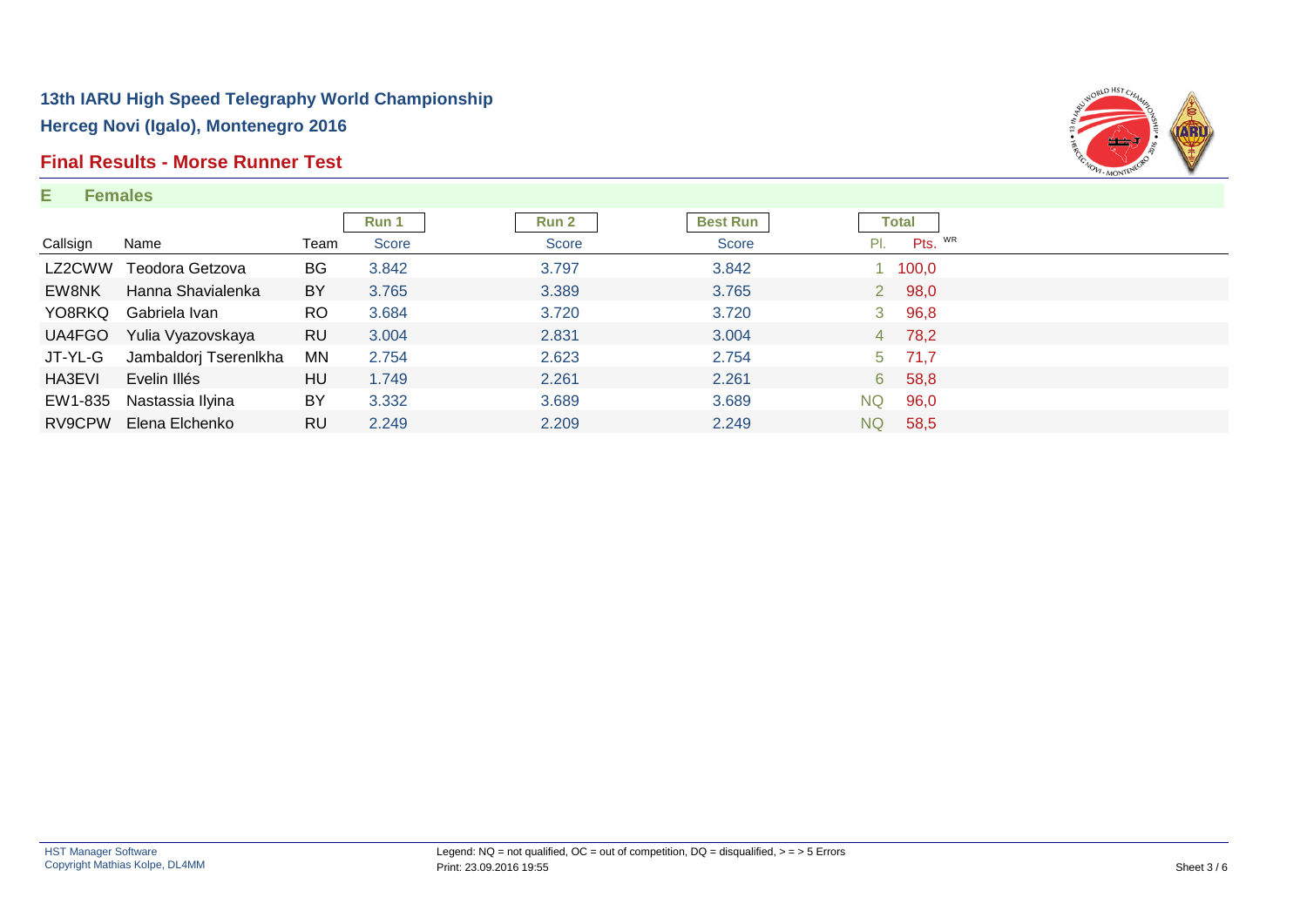# 13th IARU High Speed Telegraphy World Championship

## Herceg Novi (Igalo), Montenegro 2016

## Final Results - Morse Runner Test

### E Females

| Callsign | Name | Team | Run 1 Score | Run 2 Score | Best Run Score | Total Pl. | Total Pts. WR |
|---|---|---|---|---|---|---|---|
| LZ2CWW | Teodora Getzova | BG | 3.842 | 3.797 | 3.842 | 1 | 100,0 |
| EW8NK | Hanna Shavialenka | BY | 3.765 | 3.389 | 3.765 | 2 | 98,0 |
| YO8RKQ | Gabriela Ivan | RO | 3.684 | 3.720 | 3.720 | 3 | 96,8 |
| UA4FGO | Yulia Vyazovskaya | RU | 3.004 | 2.831 | 3.004 | 4 | 78,2 |
| JT-YL-G | Jambaldorj Tserenlkha | MN | 2.754 | 2.623 | 2.754 | 5 | 71,7 |
| HA3EVI | Evelin Illés | HU | 1.749 | 2.261 | 2.261 | 6 | 58,8 |
| EW1-835 | Nastassia Ilyina | BY | 3.332 | 3.689 | 3.689 | NQ | 96,0 |
| RV9CPW | Elena Elchenko | RU | 2.249 | 2.209 | 2.249 | NQ | 58,5 |

HST Manager Software
Copyright Mathias Kolpe, DL4MM

Legend: NQ = not qualified, OC = out of competition, DQ = disqualified, > = > 5 Errors
Print: 23.09.2016 19:55

Sheet 3 / 6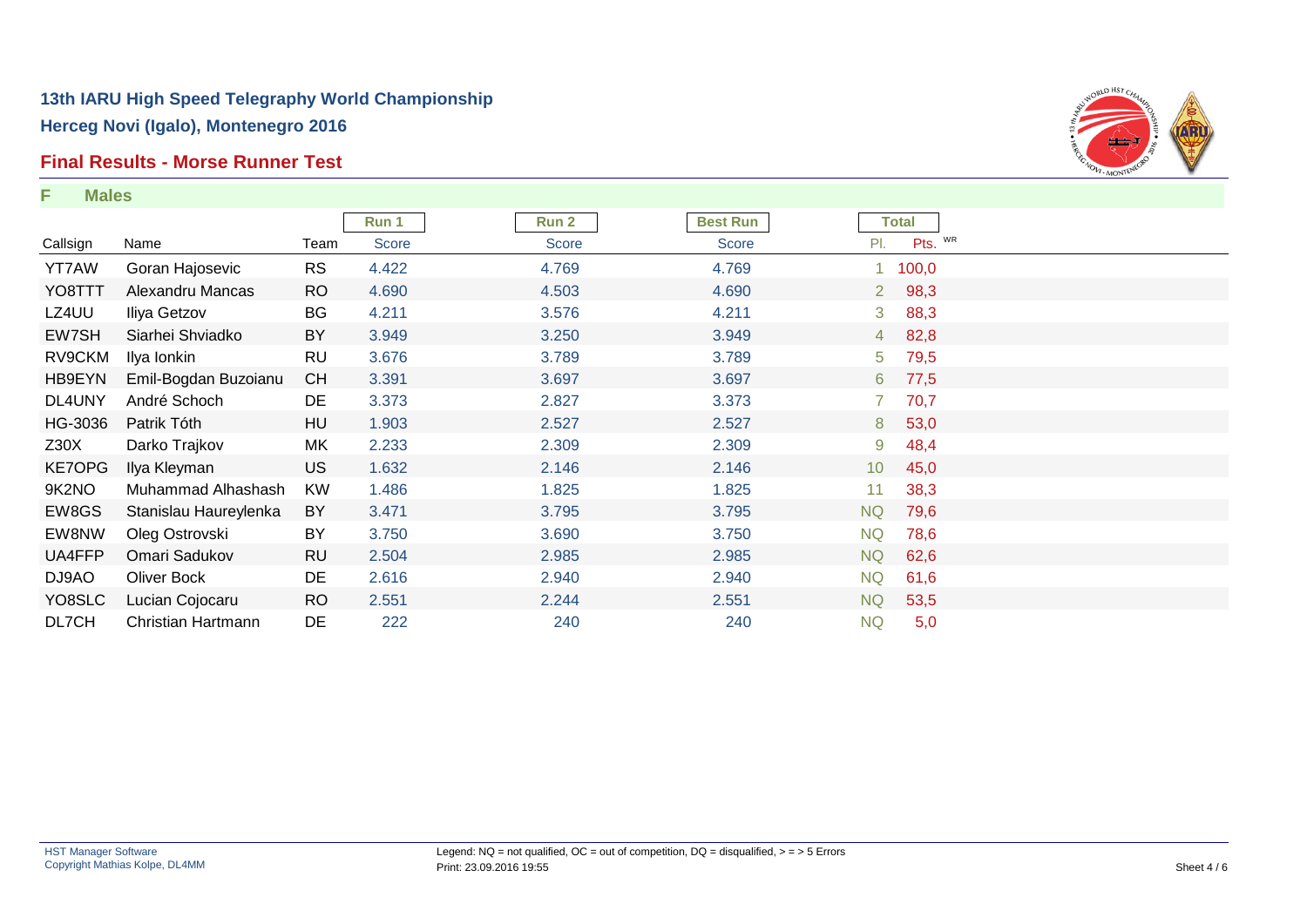# 13th IARU High Speed Telegraphy World Championship

## Herceg Novi (Igalo), Montenegro 2016

## Final Results - Morse Runner Test

### F Males

| | | | Run 1 | Run 2 | Best Run | Total | |
|---|---|---|---|---|---|---|---|
| Callsign | Name | Team | Score | Score | Score | Pl. | Pts. WR |
| YT7AW | Goran Hajosevic | RS | 4.422 | 4.769 | 4.769 | 1 | 100,0 |
| YO8TTT | Alexandru Mancas | RO | 4.690 | 4.503 | 4.690 | 2 | 98,3 |
| LZ4UU | Iliya Getzov | BG | 4.211 | 3.576 | 4.211 | 3 | 88,3 |
| EW7SH | Siarhei Shviadko | BY | 3.949 | 3.250 | 3.949 | 4 | 82,8 |
| RV9CKM | Ilya Ionkin | RU | 3.676 | 3.789 | 3.789 | 5 | 79,5 |
| HB9EYN | Emil-Bogdan Buzoianu | CH | 3.391 | 3.697 | 3.697 | 6 | 77,5 |
| DL4UNY | André Schoch | DE | 3.373 | 2.827 | 3.373 | 7 | 70,7 |
| HG-3036 | Patrik Tóth | HU | 1.903 | 2.527 | 2.527 | 8 | 53,0 |
| Z30X | Darko Trajkov | MK | 2.233 | 2.309 | 2.309 | 9 | 48,4 |
| KE7OPG | Ilya Kleyman | US | 1.632 | 2.146 | 2.146 | 10 | 45,0 |
| 9K2NO | Muhammad Alhashash | KW | 1.486 | 1.825 | 1.825 | 11 | 38,3 |
| EW8GS | Stanislau Haureylenka | BY | 3.471 | 3.795 | 3.795 | NQ | 79,6 |
| EW8NW | Oleg Ostrovski | BY | 3.750 | 3.690 | 3.750 | NQ | 78,6 |
| UA4FFP | Omari Sadukov | RU | 2.504 | 2.985 | 2.985 | NQ | 62,6 |
| DJ9AO | Oliver Bock | DE | 2.616 | 2.940 | 2.940 | NQ | 61,6 |
| YO8SLC | Lucian Cojocaru | RO | 2.551 | 2.244 | 2.551 | NQ | 53,5 |
| DL7CH | Christian Hartmann | DE | 222 | 240 | 240 | NQ | 5,0 |

HST Manager Software
Copyright Mathias Kolpe, DL4MM

Legend: NQ = not qualified, OC = out of competition, DQ = disqualified, > = > 5 Errors
Print: 23.09.2016 19:55

Sheet 4 / 6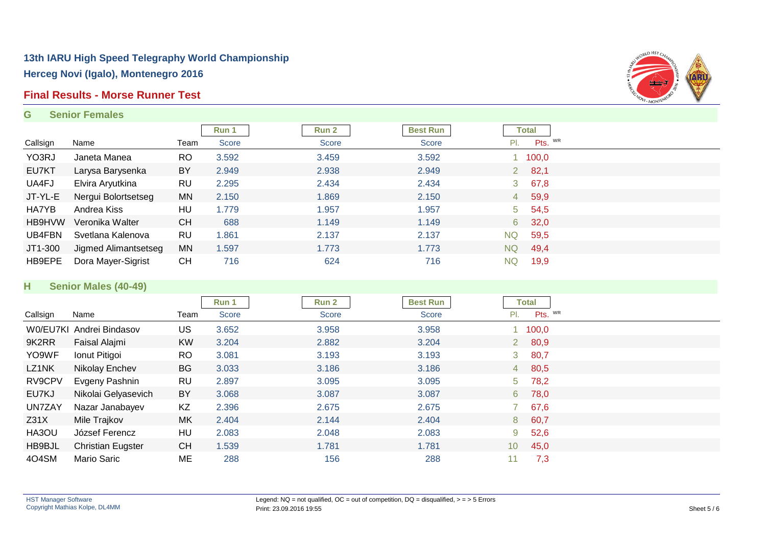# 13th IARU High Speed Telegraphy World Championship

## Herceg Novi (Igalo), Montenegro 2016

## Final Results - Morse Runner Test

### G Senior Females

| Callsign | Name | Team | Run 1 Score | Run 2 Score | Best Run Score | Total Pl. | Total Pts. WR |
|---|---|---|---|---|---|---|---|
| YO3RJ | Janeta Manea | RO | 3.592 | 3.459 | 3.592 | 1 | 100,0 |
| EU7KT | Larysa Barysenka | BY | 2.949 | 2.938 | 2.949 | 2 | 82,1 |
| UA4FJ | Elvira Aryutkina | RU | 2.295 | 2.434 | 2.434 | 3 | 67,8 |
| JT-YL-E | Nergui Bolortsetseg | MN | 2.150 | 1.869 | 2.150 | 4 | 59,9 |
| HA7YB | Andrea Kiss | HU | 1.779 | 1.957 | 1.957 | 5 | 54,5 |
| HB9HVW | Veronika Walter | CH | 688 | 1.149 | 1.149 | 6 | 32,0 |
| UB4FBN | Svetlana Kalenova | RU | 1.861 | 2.137 | 2.137 | NQ | 59,5 |
| JT1-300 | Jigmed Alimantsetseg | MN | 1.597 | 1.773 | 1.773 | NQ | 49,4 |
| HB9EPE | Dora Mayer-Sigrist | CH | 716 | 624 | 716 | NQ | 19,9 |

### H Senior Males (40-49)

| Callsign | Name | Team | Run 1 Score | Run 2 Score | Best Run Score | Total Pl. | Total Pts. WR |
|---|---|---|---|---|---|---|---|
| W0/EU7KI | Andrei Bindasov | US | 3.652 | 3.958 | 3.958 | 1 | 100,0 |
| 9K2RR | Faisal Alajmi | KW | 3.204 | 2.882 | 3.204 | 2 | 80,9 |
| YO9WF | Ionut Pitigoi | RO | 3.081 | 3.193 | 3.193 | 3 | 80,7 |
| LZ1NK | Nikolay Enchev | BG | 3.033 | 3.186 | 3.186 | 4 | 80,5 |
| RV9CPV | Evgeny Pashnin | RU | 2.897 | 3.095 | 3.095 | 5 | 78,2 |
| EU7KJ | Nikolai Gelyasevich | BY | 3.068 | 3.087 | 3.087 | 6 | 78,0 |
| UN7ZAY | Nazar Janabayev | KZ | 2.396 | 2.675 | 2.675 | 7 | 67,6 |
| Z31X | Mile Trajkov | MK | 2.404 | 2.144 | 2.404 | 8 | 60,7 |
| HA3OU | József Ferencz | HU | 2.083 | 2.048 | 2.083 | 9 | 52,6 |
| HB9BJL | Christian Eugster | CH | 1.539 | 1.781 | 1.781 | 10 | 45,0 |
| 4O4SM | Mario Saric | ME | 288 | 156 | 288 | 11 | 7,3 |

HST Manager Software
Copyright Mathias Kolpe, DL4MM

Legend: NQ = not qualified, OC = out of competition, DQ = disqualified, > = > 5 Errors
Print: 23.09.2016 19:55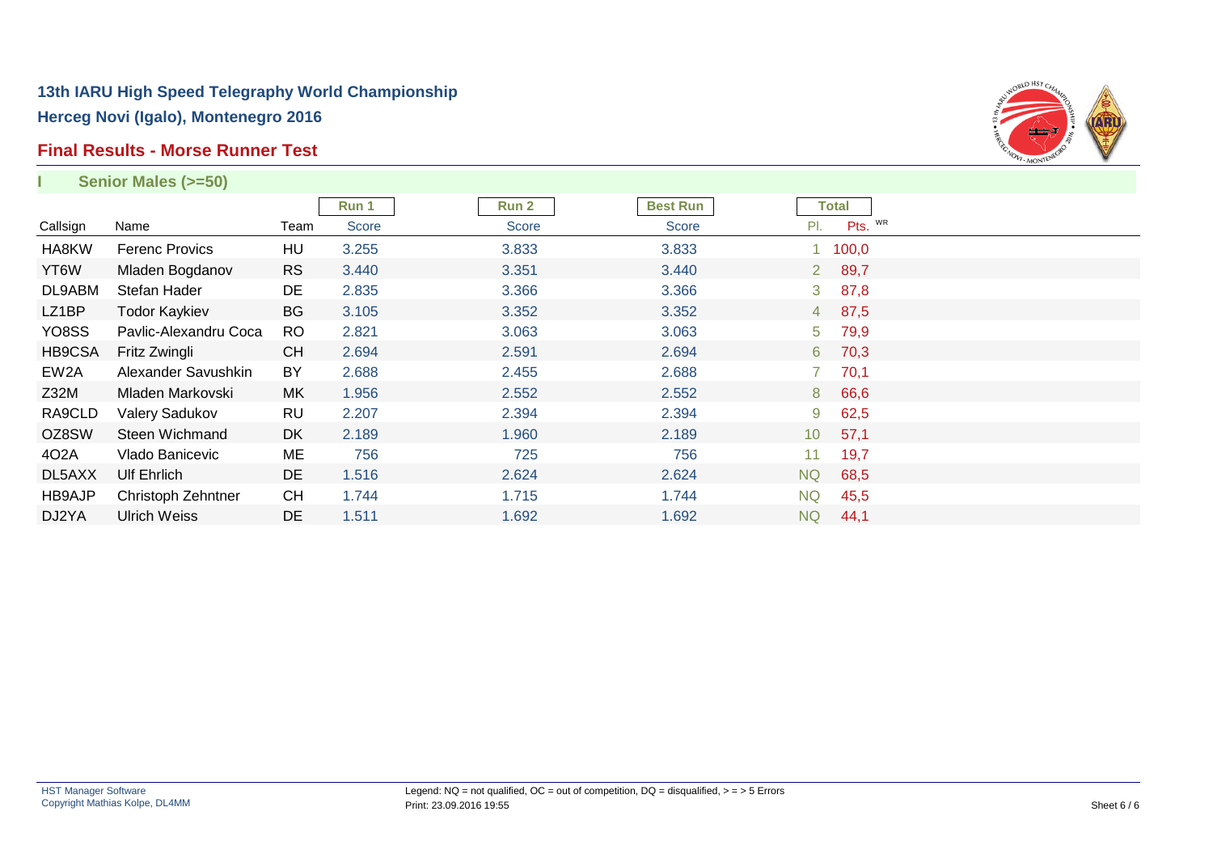# 13th IARU High Speed Telegraphy World Championship

## Herceg Novi (Igalo), Montenegro 2016

## Final Results - Morse Runner Test

### I Senior Males (>=50)

| | | | Run 1 | Run 2 | Best Run | Total | |
|---|---|---|---|---|---|---|---|
| Callsign | Name | Team | Score | Score | Score | Pl. | Pts. WR |
| HA8KW | Ferenc Provics | HU | 3.255 | 3.833 | 3.833 | 1 | 100,0 |
| YT6W | Mladen Bogdanov | RS | 3.440 | 3.351 | 3.440 | 2 | 89,7 |
| DL9ABM | Stefan Hader | DE | 2.835 | 3.366 | 3.366 | 3 | 87,8 |
| LZ1BP | Todor Kaykiev | BG | 3.105 | 3.352 | 3.352 | 4 | 87,5 |
| YO8SS | Pavlic-Alexandru Coca | RO | 2.821 | 3.063 | 3.063 | 5 | 79,9 |
| HB9CSA | Fritz Zwingli | CH | 2.694 | 2.591 | 2.694 | 6 | 70,3 |
| EW2A | Alexander Savushkin | BY | 2.688 | 2.455 | 2.688 | 7 | 70,1 |
| Z32M | Mladen Markovski | MK | 1.956 | 2.552 | 2.552 | 8 | 66,6 |
| RA9CLD | Valery Sadukov | RU | 2.207 | 2.394 | 2.394 | 9 | 62,5 |
| OZ8SW | Steen Wichmand | DK | 2.189 | 1.960 | 2.189 | 10 | 57,1 |
| 4O2A | Vlado Banicevic | ME | 756 | 725 | 756 | 11 | 19,7 |
| DL5AXX | Ulf Ehrlich | DE | 1.516 | 2.624 | 2.624 | NQ | 68,5 |
| HB9AJP | Christoph Zehntner | CH | 1.744 | 1.715 | 1.744 | NQ | 45,5 |
| DJ2YA | Ulrich Weiss | DE | 1.511 | 1.692 | 1.692 | NQ | 44,1 |

HST Manager Software
Copyright Mathias Kolpe, DL4MM

Legend: NQ = not qualified, OC = out of competition, DQ = disqualified, > = > 5 Errors
Print: 23.09.2016 19:55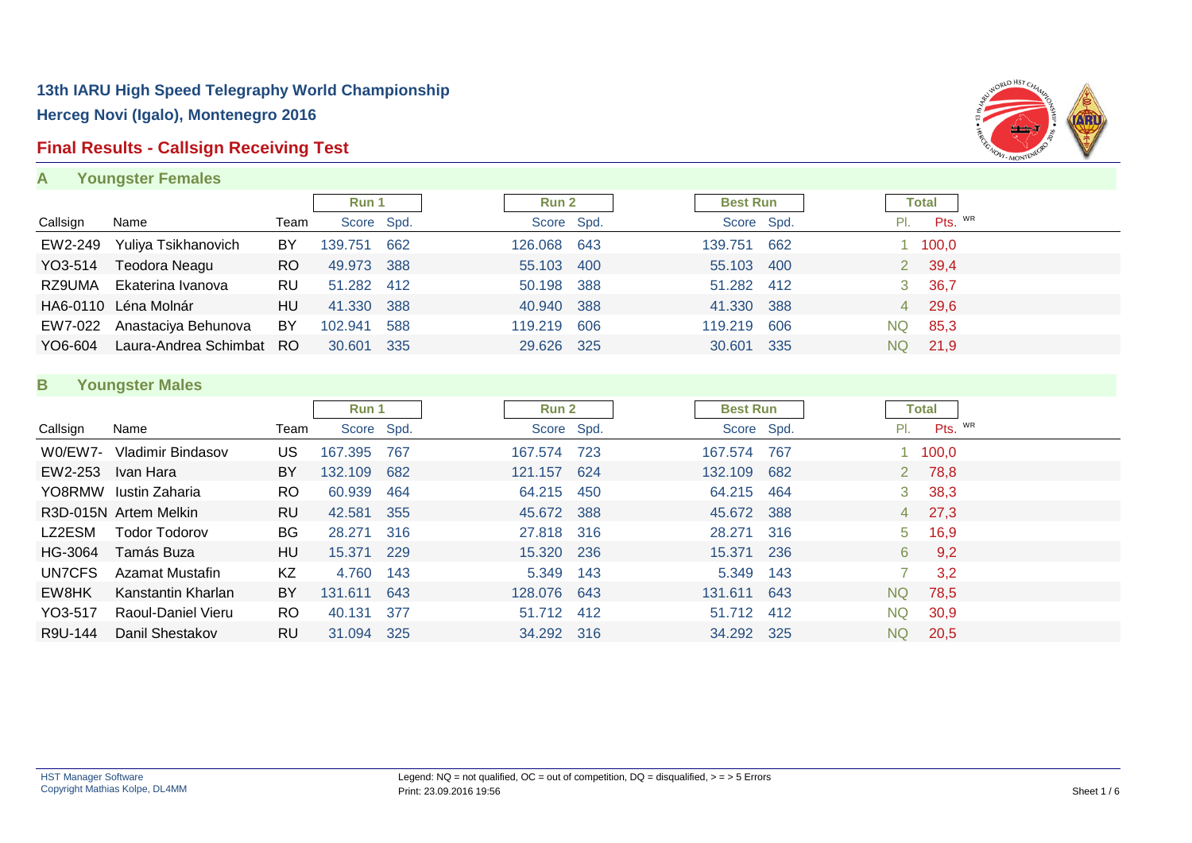# 13th IARU High Speed Telegraphy World Championship

## Herceg Novi (Igalo), Montenegro 2016

## Final Results - Callsign Receiving Test

### A Youngster Females

| Callsign | Name | Team | Run 1 Score | Run 1 Spd. | Run 2 Score | Run 2 Spd. | Best Run Score | Best Run Spd. | Total Pl. | Total Pts. | WR |
|---|---|---|---|---|---|---|---|---|---|---|---|
| EW2-249 | Yuliya Tsikhanovich | BY | 139.751 | 662 | 126.068 | 643 | 139.751 | 662 | 1 | 100,0 | |
| YO3-514 | Teodora Neagu | RO | 49.973 | 388 | 55.103 | 400 | 55.103 | 400 | 2 | 39,4 | |
| RZ9UMA | Ekaterina Ivanova | RU | 51.282 | 412 | 50.198 | 388 | 51.282 | 412 | 3 | 36,7 | |
| HA6-0110 | Léna Molnár | HU | 41.330 | 388 | 40.940 | 388 | 41.330 | 388 | 4 | 29,6 | |
| EW7-022 | Anastaciya Behunova | BY | 102.941 | 588 | 119.219 | 606 | 119.219 | 606 | NQ | 85,3 | |
| YO6-604 | Laura-Andrea Schimbat | RO | 30.601 | 335 | 29.626 | 325 | 30.601 | 335 | NQ | 21,9 | |

### B Youngster Males

| Callsign | Name | Team | Run 1 Score | Run 1 Spd. | Run 2 Score | Run 2 Spd. | Best Run Score | Best Run Spd. | Total Pl. | Total Pts. | WR |
|---|---|---|---|---|---|---|---|---|---|---|---|
| W0/EW7- | Vladimir Bindasov | US | 167.395 | 767 | 167.574 | 723 | 167.574 | 767 | 1 | 100,0 | |
| EW2-253 | Ivan Hara | BY | 132.109 | 682 | 121.157 | 624 | 132.109 | 682 | 2 | 78,8 | |
| YO8RMW | Iustin Zaharia | RO | 60.939 | 464 | 64.215 | 450 | 64.215 | 464 | 3 | 38,3 | |
| R3D-015N | Artem Melkin | RU | 42.581 | 355 | 45.672 | 388 | 45.672 | 388 | 4 | 27,3 | |
| LZ2ESM | Todor Todorov | BG | 28.271 | 316 | 27.818 | 316 | 28.271 | 316 | 5 | 16,9 | |
| HG-3064 | Tamás Buza | HU | 15.371 | 229 | 15.320 | 236 | 15.371 | 236 | 6 | 9,2 | |
| UN7CFS | Azamat Mustafin | KZ | 4.760 | 143 | 5.349 | 143 | 5.349 | 143 | 7 | 3,2 | |
| EW8HK | Kanstantin Kharlan | BY | 131.611 | 643 | 128.076 | 643 | 131.611 | 643 | NQ | 78,5 | |
| YO3-517 | Raoul-Daniel Vieru | RO | 40.131 | 377 | 51.712 | 412 | 51.712 | 412 | NQ | 30,9 | |
| R9U-144 | Danil Shestakov | RU | 31.094 | 325 | 34.292 | 316 | 34.292 | 325 | NQ | 20,5 | |

HST Manager Software
Copyright Mathias Kolpe, DL4MM

Legend: NQ = not qualified, OC = out of competition, DQ = disqualified, > = > 5 Errors
Print: 23.09.2016 19:56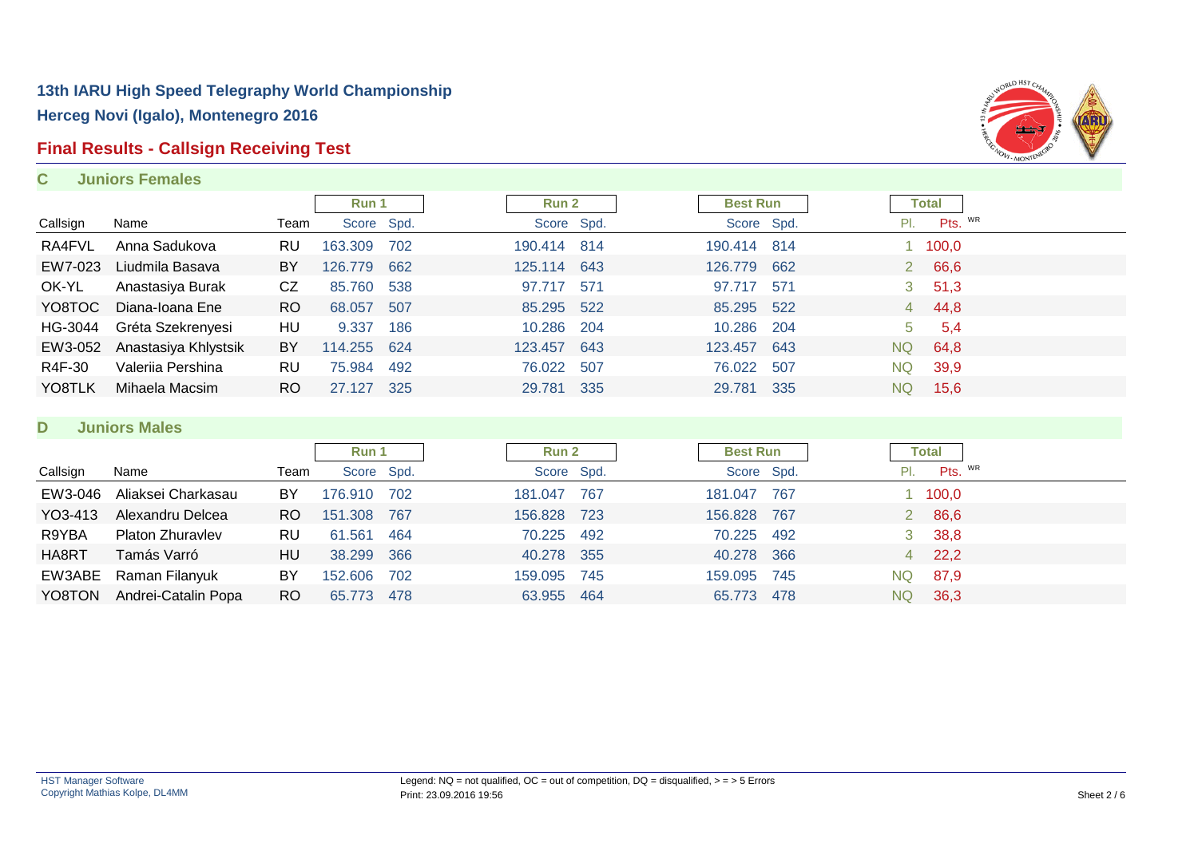# 13th IARU High Speed Telegraphy World Championship

## Herceg Novi (Igalo), Montenegro 2016

## Final Results - Callsign Receiving Test

### C Juniors Females

| | | | Run 1 | | Run 2 | | Best Run | | Total | |
|---|---|---|---|---|---|---|---|---|---|---|
| Callsign | Name | Team | Score | Spd. | Score | Spd. | Score | Spd. | Pl. | Pts. WR |
| RA4FVL | Anna Sadukova | RU | 163.309 | 702 | 190.414 | 814 | 190.414 | 814 | 1 | 100,0 |
| EW7-023 | Liudmila Basava | BY | 126.779 | 662 | 125.114 | 643 | 126.779 | 662 | 2 | 66,6 |
| OK-YL | Anastasiya Burak | CZ | 85.760 | 538 | 97.717 | 571 | 97.717 | 571 | 3 | 51,3 |
| YO8TOC | Diana-Ioana Ene | RO | 68.057 | 507 | 85.295 | 522 | 85.295 | 522 | 4 | 44,8 |
| HG-3044 | Gréta Szekrenyesi | HU | 9.337 | 186 | 10.286 | 204 | 10.286 | 204 | 5 | 5,4 |
| EW3-052 | Anastasiya Khlystsik | BY | 114.255 | 624 | 123.457 | 643 | 123.457 | 643 | NQ | 64,8 |
| R4F-30 | Valeriia Pershina | RU | 75.984 | 492 | 76.022 | 507 | 76.022 | 507 | NQ | 39,9 |
| YO8TLK | Mihaela Macsim | RO | 27.127 | 325 | 29.781 | 335 | 29.781 | 335 | NQ | 15,6 |

### D Juniors Males

| | | | Run 1 | | Run 2 | | Best Run | | Total | |
|---|---|---|---|---|---|---|---|---|---|---|
| Callsign | Name | Team | Score | Spd. | Score | Spd. | Score | Spd. | Pl. | Pts. WR |
| EW3-046 | Aliaksei Charkasau | BY | 176.910 | 702 | 181.047 | 767 | 181.047 | 767 | 1 | 100,0 |
| YO3-413 | Alexandru Delcea | RO | 151.308 | 767 | 156.828 | 723 | 156.828 | 767 | 2 | 86,6 |
| R9YBA | Platon Zhuravlev | RU | 61.561 | 464 | 70.225 | 492 | 70.225 | 492 | 3 | 38,8 |
| HA8RT | Tamás Varró | HU | 38.299 | 366 | 40.278 | 355 | 40.278 | 366 | 4 | 22,2 |
| EW3ABE | Raman Filanyuk | BY | 152.606 | 702 | 159.095 | 745 | 159.095 | 745 | NQ | 87,9 |
| YO8TON | Andrei-Catalin Popa | RO | 65.773 | 478 | 63.955 | 464 | 65.773 | 478 | NQ | 36,3 |

HST Manager Software
Copyright Mathias Kolpe, DL4MM

Legend: NQ = not qualified, OC = out of competition, DQ = disqualified, > = > 5 Errors
Print: 23.09.2016 19:56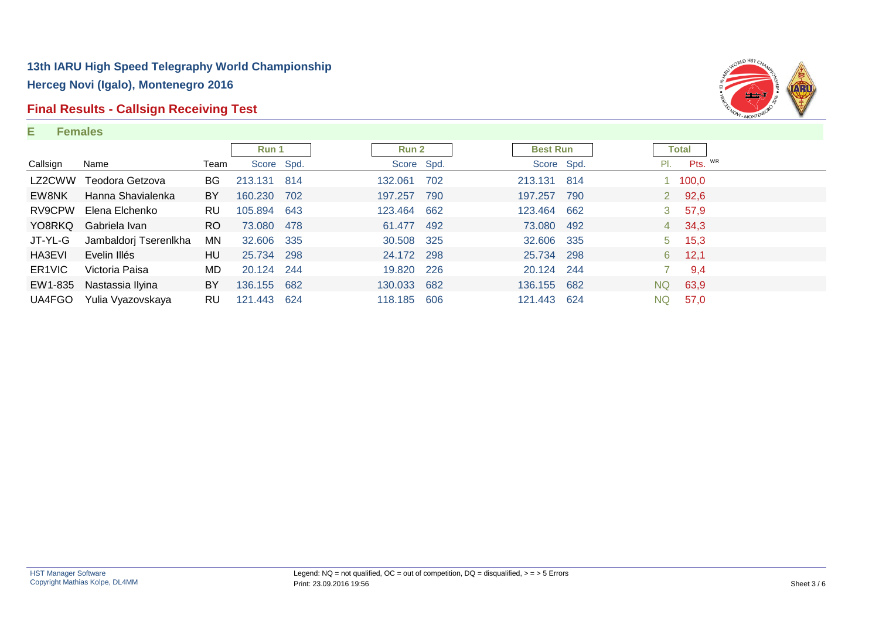# 13th IARU High Speed Telegraphy World Championship

## Herceg Novi (Igalo), Montenegro 2016

## Final Results - Callsign Receiving Test

### E Females

| | | | Run 1 | | Run 2 | | Best Run | | Total | |
|---|---|---|---|---|---|---|---|---|---|---|
| Callsign | Name | Team | Score | Spd. | Score | Spd. | Score | Spd. | Pl. | Pts. WR |
| LZ2CWW | Teodora Getzova | BG | 213.131 | 814 | 132.061 | 702 | 213.131 | 814 | 1 | 100,0 |
| EW8NK | Hanna Shavialenka | BY | 160.230 | 702 | 197.257 | 790 | 197.257 | 790 | 2 | 92,6 |
| RV9CPW | Elena Elchenko | RU | 105.894 | 643 | 123.464 | 662 | 123.464 | 662 | 3 | 57,9 |
| YO8RKQ | Gabriela Ivan | RO | 73.080 | 478 | 61.477 | 492 | 73.080 | 492 | 4 | 34,3 |
| JT-YL-G | Jambaldorj Tserenlkha | MN | 32.606 | 335 | 30.508 | 325 | 32.606 | 335 | 5 | 15,3 |
| HA3EVI | Evelin Illés | HU | 25.734 | 298 | 24.172 | 298 | 25.734 | 298 | 6 | 12,1 |
| ER1VIC | Victoria Paisa | MD | 20.124 | 244 | 19.820 | 226 | 20.124 | 244 | 7 | 9,4 |
| EW1-835 | Nastassia Ilyina | BY | 136.155 | 682 | 130.033 | 682 | 136.155 | 682 | NQ | 63,9 |
| UA4FGO | Yulia Vyazovskaya | RU | 121.443 | 624 | 118.185 | 606 | 121.443 | 624 | NQ | 57,0 |

HST Manager Software
Copyright Mathias Kolpe, DL4MM

Legend: NQ = not qualified, OC = out of competition, DQ = disqualified, > = > 5 Errors
Print: 23.09.2016 19:56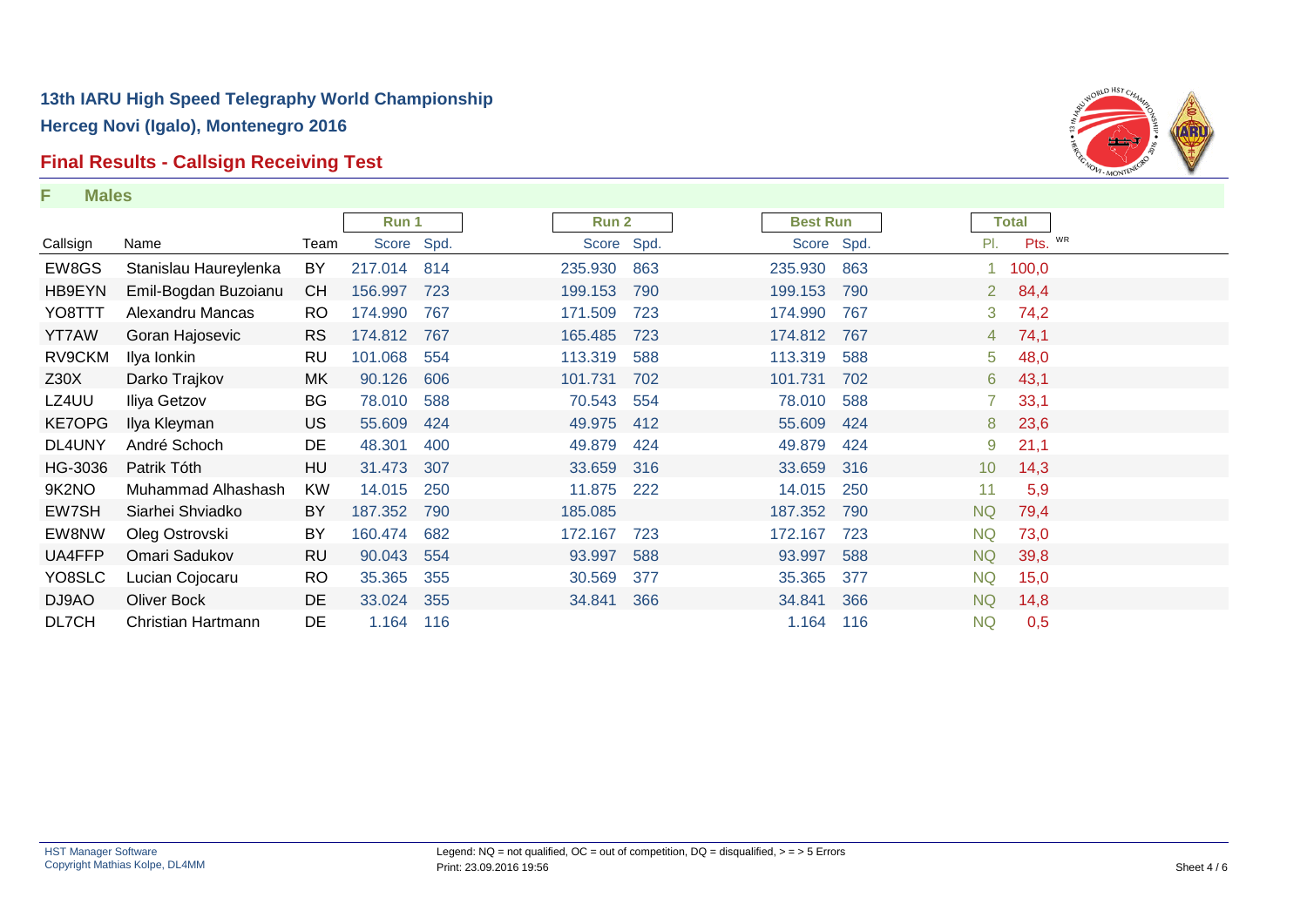# 13th IARU High Speed Telegraphy World Championship

## Herceg Novi (Igalo), Montenegro 2016

## Final Results - Callsign Receiving Test

**F Males**

| | | | Run 1 | | Run 2 | | Best Run | | Total | |
|---|---|---|---|---|---|---|---|---|---|---|
| Callsign | Name | Team | Score | Spd. | Score | Spd. | Score | Spd. | Pl. | Pts. WR |
| EW8GS | Stanislau Haureylenka | BY | 217.014 | 814 | 235.930 | 863 | 235.930 | 863 | 1 | 100,0 |
| HB9EYN | Emil-Bogdan Buzoianu | CH | 156.997 | 723 | 199.153 | 790 | 199.153 | 790 | 2 | 84,4 |
| YO8TTT | Alexandru Mancas | RO | 174.990 | 767 | 171.509 | 723 | 174.990 | 767 | 3 | 74,2 |
| YT7AW | Goran Hajosevic | RS | 174.812 | 767 | 165.485 | 723 | 174.812 | 767 | 4 | 74,1 |
| RV9CKM | Ilya Ionkin | RU | 101.068 | 554 | 113.319 | 588 | 113.319 | 588 | 5 | 48,0 |
| Z30X | Darko Trajkov | MK | 90.126 | 606 | 101.731 | 702 | 101.731 | 702 | 6 | 43,1 |
| LZ4UU | Iliya Getzov | BG | 78.010 | 588 | 70.543 | 554 | 78.010 | 588 | 7 | 33,1 |
| KE7OPG | Ilya Kleyman | US | 55.609 | 424 | 49.975 | 412 | 55.609 | 424 | 8 | 23,6 |
| DL4UNY | André Schoch | DE | 48.301 | 400 | 49.879 | 424 | 49.879 | 424 | 9 | 21,1 |
| HG-3036 | Patrik Tóth | HU | 31.473 | 307 | 33.659 | 316 | 33.659 | 316 | 10 | 14,3 |
| 9K2NO | Muhammad Alhashash | KW | 14.015 | 250 | 11.875 | 222 | 14.015 | 250 | 11 | 5,9 |
| EW7SH | Siarhei Shviadko | BY | 187.352 | 790 | 185.085 | | 187.352 | 790 | NQ | 79,4 |
| EW8NW | Oleg Ostrovski | BY | 160.474 | 682 | 172.167 | 723 | 172.167 | 723 | NQ | 73,0 |
| UA4FFP | Omari Sadukov | RU | 90.043 | 554 | 93.997 | 588 | 93.997 | 588 | NQ | 39,8 |
| YO8SLC | Lucian Cojocaru | RO | 35.365 | 355 | 30.569 | 377 | 35.365 | 377 | NQ | 15,0 |
| DJ9AO | Oliver Bock | DE | 33.024 | 355 | 34.841 | 366 | 34.841 | 366 | NQ | 14,8 |
| DL7CH | Christian Hartmann | DE | 1.164 | 116 | | | 1.164 | 116 | NQ | 0,5 |

HST Manager Software
Copyright Mathias Kolpe, DL4MM

Legend: NQ = not qualified, OC = out of competition, DQ = disqualified, > = > 5 Errors
Print: 23.09.2016 19:56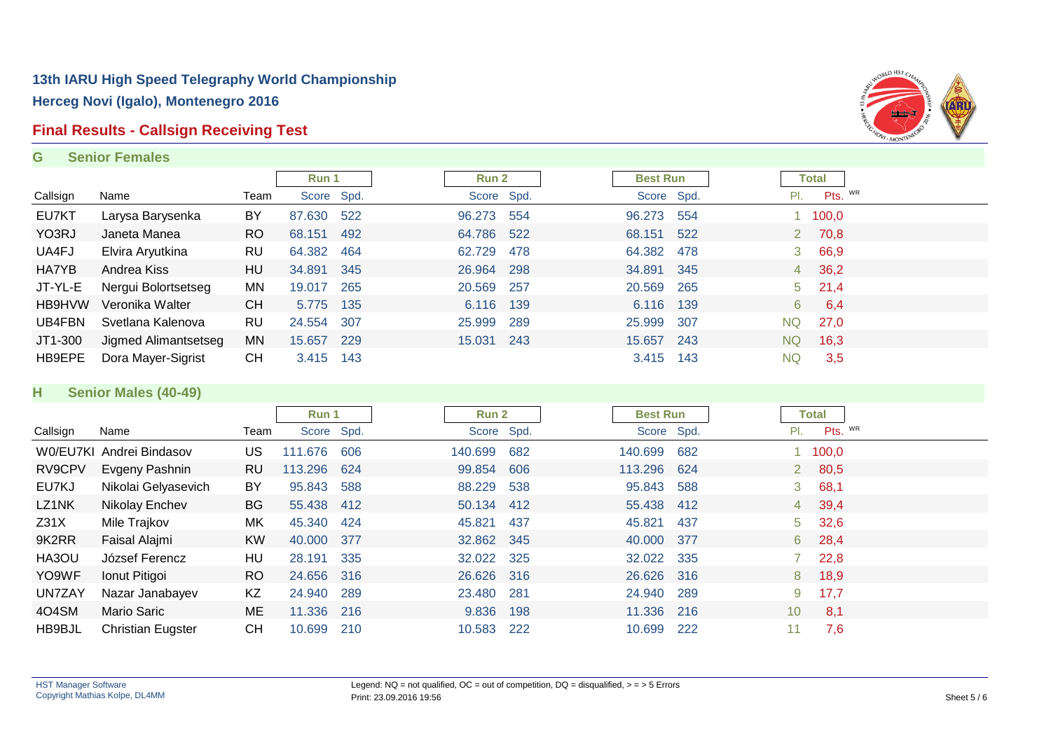# 13th IARU High Speed Telegraphy World Championship

## Herceg Novi (Igalo), Montenegro 2016

## Final Results - Callsign Receiving Test

### G Senior Females

| Callsign | Name | Team | Run 1 Score | Run 1 Spd. | Run 2 Score | Run 2 Spd. | Best Run Score | Best Run Spd. | Total Pl. | Total Pts. WR |
|---|---|---|---|---|---|---|---|---|---|---|
| EU7KT | Larysa Barysenka | BY | 87.630 | 522 | 96.273 | 554 | 96.273 | 554 | 1 | 100,0 |
| YO3RJ | Janeta Manea | RO | 68.151 | 492 | 64.786 | 522 | 68.151 | 522 | 2 | 70,8 |
| UA4FJ | Elvira Aryutkina | RU | 64.382 | 464 | 62.729 | 478 | 64.382 | 478 | 3 | 66,9 |
| HA7YB | Andrea Kiss | HU | 34.891 | 345 | 26.964 | 298 | 34.891 | 345 | 4 | 36,2 |
| JT-YL-E | Nergui Bolortsetseg | MN | 19.017 | 265 | 20.569 | 257 | 20.569 | 265 | 5 | 21,4 |
| HB9HVW | Veronika Walter | CH | 5.775 | 135 | 6.116 | 139 | 6.116 | 139 | 6 | 6,4 |
| UB4FBN | Svetlana Kalenova | RU | 24.554 | 307 | 25.999 | 289 | 25.999 | 307 | NQ | 27,0 |
| JT1-300 | Jigmed Alimantsetseg | MN | 15.657 | 229 | 15.031 | 243 | 15.657 | 243 | NQ | 16,3 |
| HB9EPE | Dora Mayer-Sigrist | CH | 3.415 | 143 | | | 3.415 | 143 | NQ | 3,5 |

### H Senior Males (40-49)

| Callsign | Name | Team | Run 1 Score | Run 1 Spd. | Run 2 Score | Run 2 Spd. | Best Run Score | Best Run Spd. | Total Pl. | Total Pts. WR |
|---|---|---|---|---|---|---|---|---|---|---|
| W0/EU7KI | Andrei Bindasov | US | 111.676 | 606 | 140.699 | 682 | 140.699 | 682 | 1 | 100,0 |
| RV9CPV | Evgeny Pashnin | RU | 113.296 | 624 | 99.854 | 606 | 113.296 | 624 | 2 | 80,5 |
| EU7KJ | Nikolai Gelyasevich | BY | 95.843 | 588 | 88.229 | 538 | 95.843 | 588 | 3 | 68,1 |
| LZ1NK | Nikolay Enchev | BG | 55.438 | 412 | 50.134 | 412 | 55.438 | 412 | 4 | 39,4 |
| Z31X | Mile Trajkov | MK | 45.340 | 424 | 45.821 | 437 | 45.821 | 437 | 5 | 32,6 |
| 9K2RR | Faisal Alajmi | KW | 40.000 | 377 | 32.862 | 345 | 40.000 | 377 | 6 | 28,4 |
| HA3OU | József Ferencz | HU | 28.191 | 335 | 32.022 | 325 | 32.022 | 335 | 7 | 22,8 |
| YO9WF | Ionut Pitigoi | RO | 24.656 | 316 | 26.626 | 316 | 26.626 | 316 | 8 | 18,9 |
| UN7ZAY | Nazar Janabayev | KZ | 24.940 | 289 | 23.480 | 281 | 24.940 | 289 | 9 | 17,7 |
| 4O4SM | Mario Saric | ME | 11.336 | 216 | 9.836 | 198 | 11.336 | 216 | 10 | 8,1 |
| HB9BJL | Christian Eugster | CH | 10.699 | 210 | 10.583 | 222 | 10.699 | 222 | 11 | 7,6 |

HST Manager Software
Copyright Mathias Kolpe, DL4MM

Legend: NQ = not qualified, OC = out of competition, DQ = disqualified, > = > 5 Errors
Print: 23.09.2016 19:56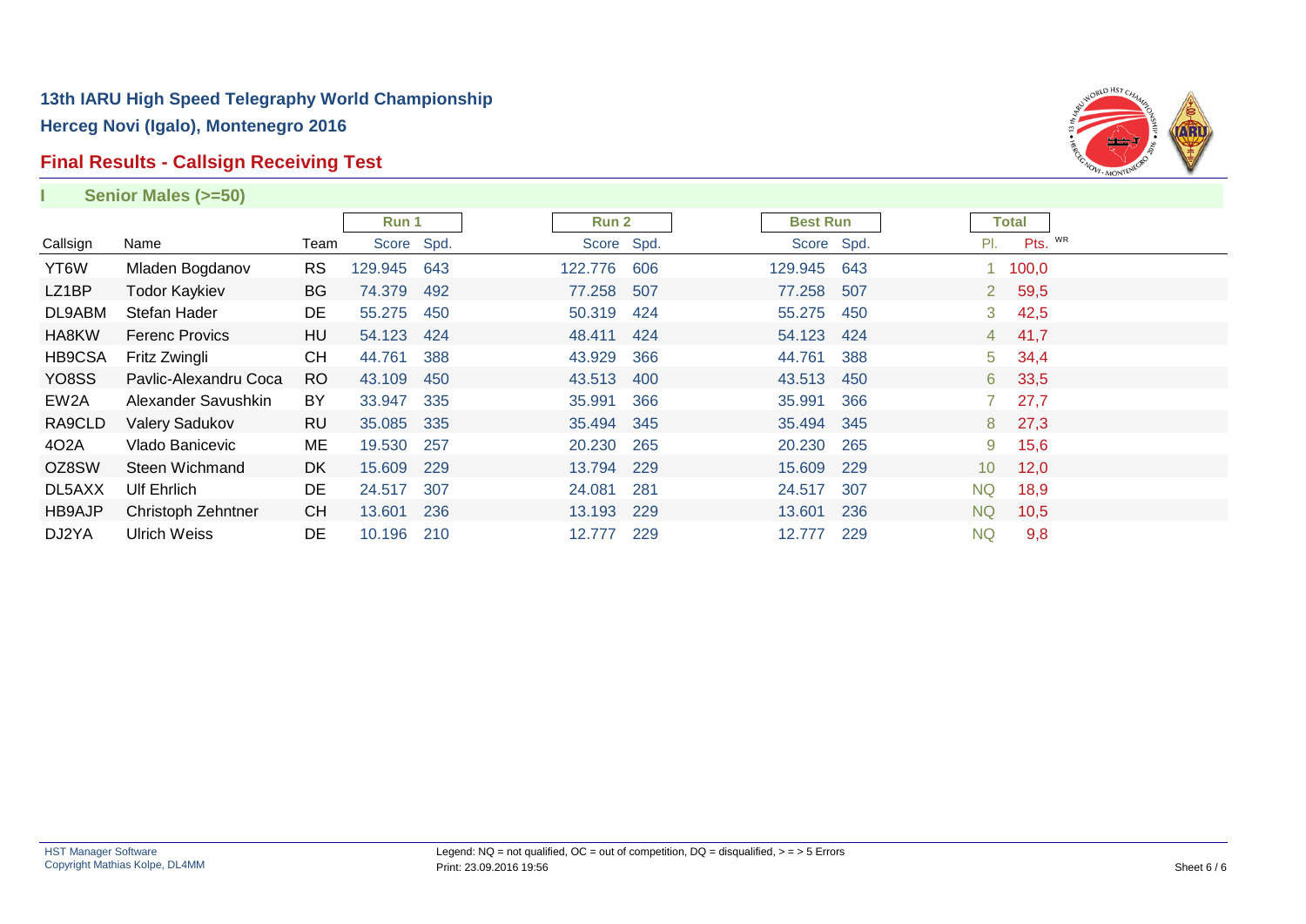# 13th IARU High Speed Telegraphy World Championship

## Herceg Novi (Igalo), Montenegro 2016

## Final Results - Callsign Receiving Test

### I Senior Males (>=50)

| | | | Run 1 | | Run 2 | | Best Run | | Total | |
|---|---|---|---|---|---|---|---|---|---|---|
| Callsign | Name | Team | Score | Spd. | Score | Spd. | Score | Spd. | Pl. | Pts. WR |
| YT6W | Mladen Bogdanov | RS | 129.945 | 643 | 122.776 | 606 | 129.945 | 643 | 1 | 100,0 |
| LZ1BP | Todor Kaykiev | BG | 74.379 | 492 | 77.258 | 507 | 77.258 | 507 | 2 | 59,5 |
| DL9ABM | Stefan Hader | DE | 55.275 | 450 | 50.319 | 424 | 55.275 | 450 | 3 | 42,5 |
| HA8KW | Ferenc Provics | HU | 54.123 | 424 | 48.411 | 424 | 54.123 | 424 | 4 | 41,7 |
| HB9CSA | Fritz Zwingli | CH | 44.761 | 388 | 43.929 | 366 | 44.761 | 388 | 5 | 34,4 |
| YO8SS | Pavlic-Alexandru Coca | RO | 43.109 | 450 | 43.513 | 400 | 43.513 | 450 | 6 | 33,5 |
| EW2A | Alexander Savushkin | BY | 33.947 | 335 | 35.991 | 366 | 35.991 | 366 | 7 | 27,7 |
| RA9CLD | Valery Sadukov | RU | 35.085 | 335 | 35.494 | 345 | 35.494 | 345 | 8 | 27,3 |
| 4O2A | Vlado Banicevic | ME | 19.530 | 257 | 20.230 | 265 | 20.230 | 265 | 9 | 15,6 |
| OZ8SW | Steen Wichmand | DK | 15.609 | 229 | 13.794 | 229 | 15.609 | 229 | 10 | 12,0 |
| DL5AXX | Ulf Ehrlich | DE | 24.517 | 307 | 24.081 | 281 | 24.517 | 307 | NQ | 18,9 |
| HB9AJP | Christoph Zehntner | CH | 13.601 | 236 | 13.193 | 229 | 13.601 | 236 | NQ | 10,5 |
| DJ2YA | Ulrich Weiss | DE | 10.196 | 210 | 12.777 | 229 | 12.777 | 229 | NQ | 9,8 |

HST Manager Software
Copyright Mathias Kolpe, DL4MM

Legend: NQ = not qualified, OC = out of competition, DQ = disqualified, > = > 5 Errors
Print: 23.09.2016 19:56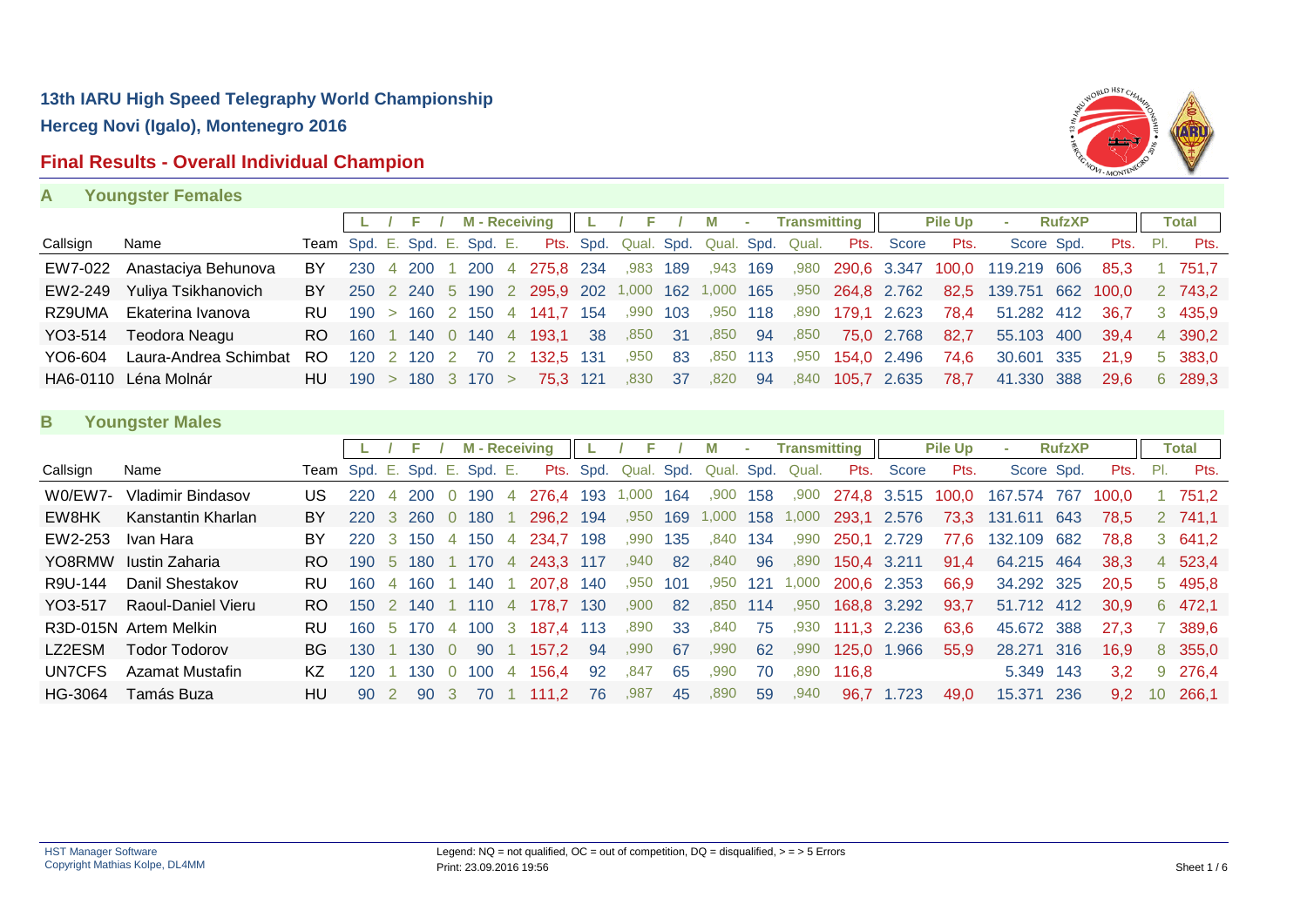# 13th IARU High Speed Telegraphy World Championship

## Herceg Novi (Igalo), Montenegro 2016

## Final Results - Overall Individual Champion

### A Youngster Females

| | | | L / F / M - Receiving | | | | | | | L / F / M - Transmitting | | | | | | | Pile Up | | RufzXP | | | Total | |
|---|---|---|---|---|---|---|---|---|---|---|---|---|---|---|---|---|---|---|---|---|---|---|---|
| Callsign | Name | Team | Spd. | E. | Spd. | E. | Spd. | E. | Pts. | Spd. | Qual. | Spd. | Qual. | Spd. | Qual. | Pts. | Score | Pts. | Score | Spd. | Pts. | Pl. | Pts. |
| EW7-022 | Anastaciya Behunova | BY | 230 | 4 | 200 | 1 | 200 | 4 | 275,8 | 234 | ,983 | 189 | ,943 | 169 | ,980 | 290,6 | 3.347 | 100,0 | 119.219 | 606 | 85,3 | 1 | 751,7 |
| EW2-249 | Yuliya Tsikhanovich | BY | 250 | 2 | 240 | 5 | 190 | 2 | 295,9 | 202 | 1,000 | 162 | 1,000 | 165 | ,950 | 264,8 | 2.762 | 82,5 | 139.751 | 662 | 100,0 | 2 | 743,2 |
| RZ9UMA | Ekaterina Ivanova | RU | 190 | > | 160 | 2 | 150 | 4 | 141,7 | 154 | ,990 | 103 | ,950 | 118 | ,890 | 179,1 | 2.623 | 78,4 | 51.282 | 412 | 36,7 | 3 | 435,9 |
| YO3-514 | Teodora Neagu | RO | 160 | 1 | 140 | 0 | 140 | 4 | 193,1 | 38 | ,850 | 31 | ,850 | 94 | ,850 | 75,0 | 2.768 | 82,7 | 55.103 | 400 | 39,4 | 4 | 390,2 |
| YO6-604 | Laura-Andrea Schimbat | RO | 120 | 2 | 120 | 2 | 70 | 2 | 132,5 | 131 | ,950 | 83 | ,850 | 113 | ,950 | 154,0 | 2.496 | 74,6 | 30.601 | 335 | 21,9 | 5 | 383,0 |
| HA6-0110 | Léna Molnár | HU | 190 | > | 180 | 3 | 170 | > | 75,3 | 121 | ,830 | 37 | ,820 | 94 | ,840 | 105,7 | 2.635 | 78,7 | 41.330 | 388 | 29,6 | 6 | 289,3 |

### B Youngster Males

| | | | L / F / M - Receiving | | | | | | | L / F / M - Transmitting | | | | | | | Pile Up | | RufzXP | | | Total | |
|---|---|---|---|---|---|---|---|---|---|---|---|---|---|---|---|---|---|---|---|---|---|---|---|
| Callsign | Name | Team | Spd. | E. | Spd. | E. | Spd. | E. | Pts. | Spd. | Qual. | Spd. | Qual. | Spd. | Qual. | Pts. | Score | Pts. | Score | Spd. | Pts. | Pl. | Pts. |
| W0/EW7- | Vladimir Bindasov | US | 220 | 4 | 200 | 0 | 190 | 4 | 276,4 | 193 | 1,000 | 164 | ,900 | 158 | ,900 | 274,8 | 3.515 | 100,0 | 167.574 | 767 | 100,0 | 1 | 751,2 |
| EW8HK | Kanstantin Kharlan | BY | 220 | 3 | 260 | 0 | 180 | 1 | 296,2 | 194 | ,950 | 169 | 1,000 | 158 | 1,000 | 293,1 | 2.576 | 73,3 | 131.611 | 643 | 78,5 | 2 | 741,1 |
| EW2-253 | Ivan Hara | BY | 220 | 3 | 150 | 4 | 150 | 4 | 234,7 | 198 | ,990 | 135 | ,840 | 134 | ,990 | 250,1 | 2.729 | 77,6 | 132.109 | 682 | 78,8 | 3 | 641,2 |
| YO8RMW | Iustin Zaharia | RO | 190 | 5 | 180 | 1 | 170 | 4 | 243,3 | 117 | ,940 | 82 | ,840 | 96 | ,890 | 150,4 | 3.211 | 91,4 | 64.215 | 464 | 38,3 | 4 | 523,4 |
| R9U-144 | Danil Shestakov | RU | 160 | 4 | 160 | 1 | 140 | 1 | 207,8 | 140 | ,950 | 101 | ,950 | 121 | 1,000 | 200,6 | 2.353 | 66,9 | 34.292 | 325 | 20,5 | 5 | 495,8 |
| YO3-517 | Raoul-Daniel Vieru | RO | 150 | 2 | 140 | 1 | 110 | 4 | 178,7 | 130 | ,900 | 82 | ,850 | 114 | ,950 | 168,8 | 3.292 | 93,7 | 51.712 | 412 | 30,9 | 6 | 472,1 |
| R3D-015N | Artem Melkin | RU | 160 | 5 | 170 | 4 | 100 | 3 | 187,4 | 113 | ,890 | 33 | ,840 | 75 | ,930 | 111,3 | 2.236 | 63,6 | 45.672 | 388 | 27,3 | 7 | 389,6 |
| LZ2ESM | Todor Todorov | BG | 130 | 1 | 130 | 0 | 90 | 1 | 157,2 | 94 | ,990 | 67 | ,990 | 62 | ,990 | 125,0 | 1.966 | 55,9 | 28.271 | 316 | 16,9 | 8 | 355,0 |
| UN7CFS | Azamat Mustafin | KZ | 120 | 1 | 130 | 0 | 100 | 4 | 156,4 | 92 | ,847 | 65 | ,990 | 70 | ,890 | 116,8 | | | 5.349 | 143 | 3,2 | 9 | 276,4 |
| HG-3064 | Tamás Buza | HU | 90 | 2 | 90 | 3 | 70 | 1 | 111,2 | 76 | ,987 | 45 | ,890 | 59 | ,940 | 96,7 | 1.723 | 49,0 | 15.371 | 236 | 9,2 | 10 | 266,1 |

HST Manager Software
Copyright Mathias Kolpe, DL4MM

Legend: NQ = not qualified, OC = out of competition, DQ = disqualified, > = > 5 Errors
Print: 23.09.2016 19:56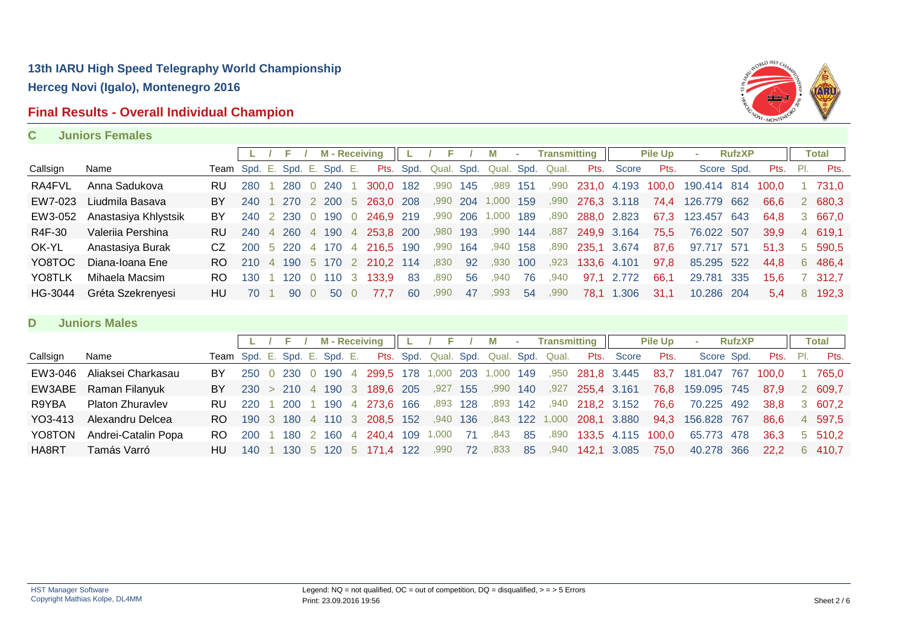## 13th IARU High Speed Telegraphy World Championship

## Herceg Novi (Igalo), Montenegro 2016

## Final Results - Overall Individual Champion

### C Juniors Females

| | | | L / F / M - Receiving | | | | | | | L / F / M - Transmitting | | | | | | | Pile Up | | RufzXP | | | Total | |
|---|---|---|---|---|---|---|---|---|---|---|---|---|---|---|---|---|---|---|---|---|---|---|---|
| Callsign | Name | Team | Spd. | E. | Spd. | E. | Spd. | E. | Pts. | Spd. | Qual. | Spd. | Qual. | Spd. | Qual. | Pts. | Score | Pts. | Score | Spd. | Pts. | Pl. | Pts. |
| RA4FVL | Anna Sadukova | RU | 280 | 1 | 280 | 0 | 240 | 1 | 300,0 | 182 | ,990 | 145 | ,989 | 151 | ,990 | 231,0 | 4.193 | 100,0 | 190.414 | 814 | 100,0 | 1 | 731,0 |
| EW7-023 | Liudmila Basava | BY | 240 | 1 | 270 | 2 | 200 | 5 | 263,0 | 208 | ,990 | 204 | 1,000 | 159 | ,990 | 276,3 | 3.118 | 74,4 | 126.779 | 662 | 66,6 | 2 | 680,3 |
| EW3-052 | Anastasiya Khlystsik | BY | 240 | 2 | 230 | 0 | 190 | 0 | 246,9 | 219 | ,990 | 206 | 1,000 | 189 | ,890 | 288,0 | 2.823 | 67,3 | 123.457 | 643 | 64,8 | 3 | 667,0 |
| R4F-30 | Valeriia Pershina | RU | 240 | 4 | 260 | 4 | 190 | 4 | 253,8 | 200 | ,980 | 193 | ,990 | 144 | ,887 | 249,9 | 3.164 | 75,5 | 76.022 | 507 | 39,9 | 4 | 619,1 |
| OK-YL | Anastasiya Burak | CZ | 200 | 5 | 220 | 4 | 170 | 4 | 216,5 | 190 | ,990 | 164 | ,940 | 158 | ,890 | 235,1 | 3.674 | 87,6 | 97.717 | 571 | 51,3 | 5 | 590,5 |
| YO8TOC | Diana-Ioana Ene | RO | 210 | 4 | 190 | 5 | 170 | 2 | 210,2 | 114 | ,830 | 92 | ,930 | 100 | ,923 | 133,6 | 4.101 | 97,8 | 85.295 | 522 | 44,8 | 6 | 486,4 |
| YO8TLK | Mihaela Macsim | RO | 130 | 1 | 120 | 0 | 110 | 3 | 133,9 | 83 | ,890 | 56 | ,940 | 76 | ,940 | 97,1 | 2.772 | 66,1 | 29.781 | 335 | 15,6 | 7 | 312,7 |
| HG-3044 | Gréta Szekrenyesi | HU | 70 | 1 | 90 | 0 | 50 | 0 | 77,7 | 60 | ,990 | 47 | ,993 | 54 | ,990 | 78,1 | 1.306 | 31,1 | 10.286 | 204 | 5,4 | 8 | 192,3 |

### D Juniors Males

| | | | L / F / M - Receiving | | | | | | | L / F / M - Transmitting | | | | | | | Pile Up | | RufzXP | | | Total | |
|---|---|---|---|---|---|---|---|---|---|---|---|---|---|---|---|---|---|---|---|---|---|---|---|
| Callsign | Name | Team | Spd. | E. | Spd. | E. | Spd. | E. | Pts. | Spd. | Qual. | Spd. | Qual. | Spd. | Qual. | Pts. | Score | Pts. | Score | Spd. | Pts. | Pl. | Pts. |
| EW3-046 | Aliaksei Charkasau | BY | 250 | 0 | 230 | 0 | 190 | 4 | 299,5 | 178 | 1,000 | 203 | 1,000 | 149 | ,950 | 281,8 | 3.445 | 83,7 | 181.047 | 767 | 100,0 | 1 | 765,0 |
| EW3ABE | Raman Filanyuk | BY | 230 | > | 210 | 4 | 190 | 3 | 189,6 | 205 | ,927 | 155 | ,990 | 140 | ,927 | 255,4 | 3.161 | 76,8 | 159.095 | 745 | 87,9 | 2 | 609,7 |
| R9YBA | Platon Zhuravlev | RU | 220 | 1 | 200 | 1 | 190 | 4 | 273,6 | 166 | ,893 | 128 | ,893 | 142 | ,940 | 218,2 | 3.152 | 76,6 | 70.225 | 492 | 38,8 | 3 | 607,2 |
| YO3-413 | Alexandru Delcea | RO | 190 | 3 | 180 | 4 | 110 | 3 | 208,5 | 152 | ,940 | 136 | ,843 | 122 | 1,000 | 208,1 | 3.880 | 94,3 | 156.828 | 767 | 86,6 | 4 | 597,5 |
| YO8TON | Andrei-Catalin Popa | RO | 200 | 1 | 180 | 2 | 160 | 4 | 240,4 | 109 | 1,000 | 71 | ,843 | 85 | ,890 | 133,5 | 4.115 | 100,0 | 65.773 | 478 | 36,3 | 5 | 510,2 |
| HA8RT | Tamás Varró | HU | 140 | 1 | 130 | 5 | 120 | 5 | 171,4 | 122 | ,990 | 72 | ,833 | 85 | ,940 | 142,1 | 3.085 | 75,0 | 40.278 | 366 | 22,2 | 6 | 410,7 |

HST Manager Software
Copyright Mathias Kolpe, DL4MM

Legend: NQ = not qualified, OC = out of competition, DQ = disqualified, > = > 5 Errors
Print: 23.09.2016 19:56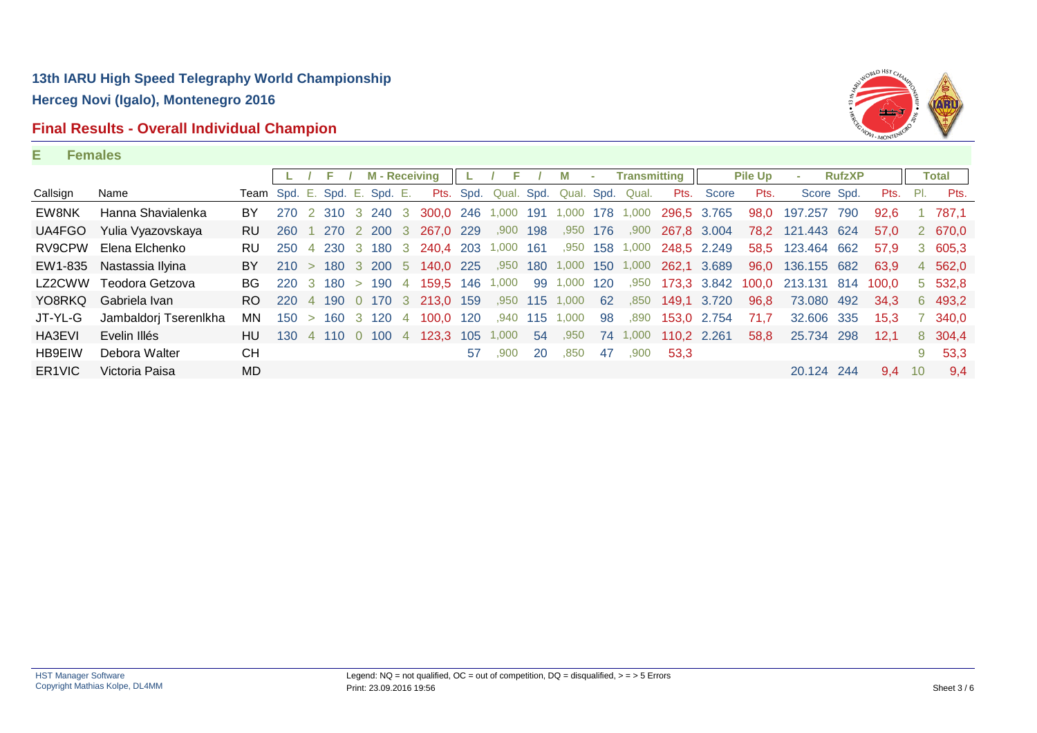# 13th IARU High Speed Telegraphy World Championship

## Herceg Novi (Igalo), Montenegro 2016

## Final Results - Overall Individual Champion

**E Females**

| | | | L | / | F | / | M - Receiving | | | L | / | F | / | M | - | Transmitting | | Pile Up | | - | RufzXP | | Total | |
|---|---|---|---|---|---|---|---|---|---|---|---|---|---|---|---|---|---|---|---|---|---|---|---|---|
| Callsign | Name | Team | Spd. | E. | Spd. | E. | Spd. | E. | Pts. | Spd. | Qual. | Spd. | Qual. | Spd. | Qual. | Pts. | Score | Pts. | Score | Spd. | Pts. | Pl. | Pts. |
| EW8NK | Hanna Shavialenka | BY | 270 | 2 | 310 | 3 | 240 | 3 | 300,0 | 246 | 1,000 | 191 | 1,000 | 178 | 1,000 | 296,5 | 3.765 | 98,0 | 197.257 | 790 | 92,6 | 1 | 787,1 |
| UA4FGO | Yulia Vyazovskaya | RU | 260 | 1 | 270 | 2 | 200 | 3 | 267,0 | 229 | ,900 | 198 | ,950 | 176 | ,900 | 267,8 | 3.004 | 78,2 | 121.443 | 624 | 57,0 | 2 | 670,0 |
| RV9CPW | Elena Elchenko | RU | 250 | 4 | 230 | 3 | 180 | 3 | 240,4 | 203 | 1,000 | 161 | ,950 | 158 | 1,000 | 248,5 | 2.249 | 58,5 | 123.464 | 662 | 57,9 | 3 | 605,3 |
| EW1-835 | Nastassia Ilyina | BY | 210 | > | 180 | 3 | 200 | 5 | 140,0 | 225 | ,950 | 180 | 1,000 | 150 | 1,000 | 262,1 | 3.689 | 96,0 | 136.155 | 682 | 63,9 | 4 | 562,0 |
| LZ2CWW | Teodora Getzova | BG | 220 | 3 | 180 | > | 190 | 4 | 159,5 | 146 | 1,000 | 99 | 1,000 | 120 | ,950 | 173,3 | 3.842 | 100,0 | 213.131 | 814 | 100,0 | 5 | 532,8 |
| YO8RKQ | Gabriela Ivan | RO | 220 | 4 | 190 | 0 | 170 | 3 | 213,0 | 159 | ,950 | 115 | 1,000 | 62 | ,850 | 149,1 | 3.720 | 96,8 | 73.080 | 492 | 34,3 | 6 | 493,2 |
| JT-YL-G | Jambaldorj Tserenlkha | MN | 150 | > | 160 | 3 | 120 | 4 | 100,0 | 120 | ,940 | 115 | 1,000 | 98 | ,890 | 153,0 | 2.754 | 71,7 | 32.606 | 335 | 15,3 | 7 | 340,0 |
| HA3EVI | Evelin Illés | HU | 130 | 4 | 110 | 0 | 100 | 4 | 123,3 | 105 | 1,000 | 54 | ,950 | 74 | 1,000 | 110,2 | 2.261 | 58,8 | 25.734 | 298 | 12,1 | 8 | 304,4 |
| HB9EIW | Debora Walter | CH | | | | | | | | 57 | ,900 | 20 | ,850 | 47 | ,900 | 53,3 | | | | | | 9 | 53,3 |
| ER1VIC | Victoria Paisa | MD | | | | | | | | | | | | | | | | | 20.124 | 244 | 9,4 | 10 | 9,4 |

HST Manager Software
Copyright Mathias Kolpe, DL4MM

Legend: NQ = not qualified, OC = out of competition, DQ = disqualified, > = > 5 Errors
Print: 23.09.2016 19:56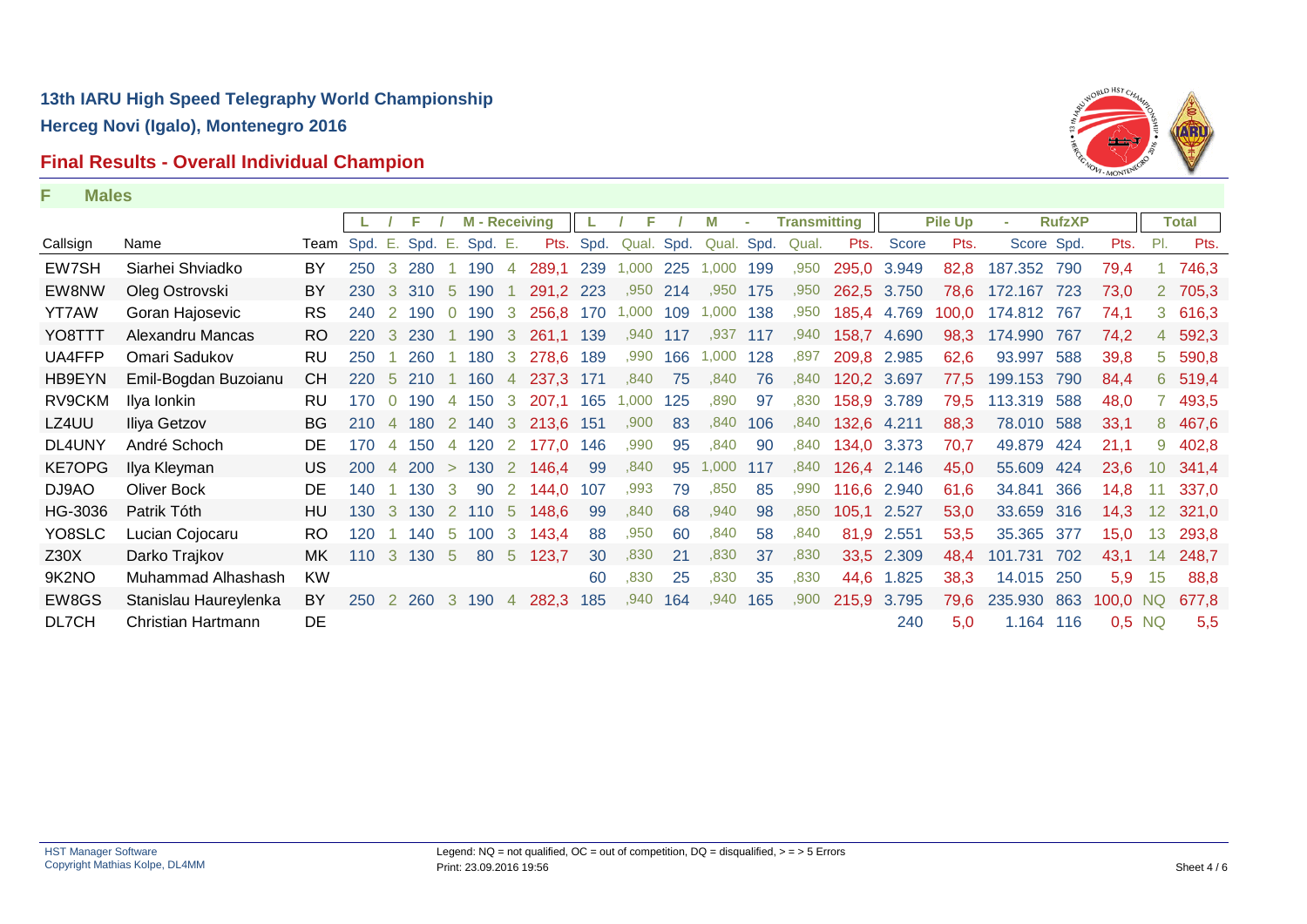# 13th IARU High Speed Telegraphy World Championship

## Herceg Novi (Igalo), Montenegro 2016

## Final Results - Overall Individual Champion

**F Males**

| | | | L | / | F | / | M - Receiving | | | L | / | F | / | M | - | Transmitting | | Pile Up | | - | RufzXP | | | Total |
|---|---|---|---|---|---|---|---|---|---|---|---|---|---|---|---|---|---|---|---|---|---|---|---|---|
| Callsign | Name | Team | Spd. | E. | Spd. | E. | Spd. | E. | Pts. | Spd. | Qual. | Spd. | Qual. | Spd. | Qual. | Pts. | Score | Pts. | Score | Spd. | Pts. | Pl. | Pts. |
| EW7SH | Siarhei Shviadko | BY | 250 | 3 | 280 | 1 | 190 | 4 | 289,1 | 239 | 1,000 | 225 | 1,000 | 199 | ,950 | 295,0 | 3.949 | 82,8 | 187.352 | 790 | 79,4 | 1 | 746,3 |
| EW8NW | Oleg Ostrovski | BY | 230 | 3 | 310 | 5 | 190 | 1 | 291,2 | 223 | ,950 | 214 | ,950 | 175 | ,950 | 262,5 | 3.750 | 78,6 | 172.167 | 723 | 73,0 | 2 | 705,3 |
| YT7AW | Goran Hajosevic | RS | 240 | 2 | 190 | 0 | 190 | 3 | 256,8 | 170 | 1,000 | 109 | 1,000 | 138 | ,950 | 185,4 | 4.769 | 100,0 | 174.812 | 767 | 74,1 | 3 | 616,3 |
| YO8TTT | Alexandru Mancas | RO | 220 | 3 | 230 | 1 | 190 | 3 | 261,1 | 139 | ,940 | 117 | ,937 | 117 | ,940 | 158,7 | 4.690 | 98,3 | 174.990 | 767 | 74,2 | 4 | 592,3 |
| UA4FFP | Omari Sadukov | RU | 250 | 1 | 260 | 1 | 180 | 3 | 278,6 | 189 | ,990 | 166 | 1,000 | 128 | ,897 | 209,8 | 2.985 | 62,6 | 93.997 | 588 | 39,8 | 5 | 590,8 |
| HB9EYN | Emil-Bogdan Buzoianu | CH | 220 | 5 | 210 | 1 | 160 | 4 | 237,3 | 171 | ,840 | 75 | ,840 | 76 | ,840 | 120,2 | 3.697 | 77,5 | 199.153 | 790 | 84,4 | 6 | 519,4 |
| RV9CKM | Ilya Ionkin | RU | 170 | 0 | 190 | 4 | 150 | 3 | 207,1 | 165 | 1,000 | 125 | ,890 | 97 | ,830 | 158,9 | 3.789 | 79,5 | 113.319 | 588 | 48,0 | 7 | 493,5 |
| LZ4UU | Iliya Getzov | BG | 210 | 4 | 180 | 2 | 140 | 3 | 213,6 | 151 | ,900 | 83 | ,840 | 106 | ,840 | 132,6 | 4.211 | 88,3 | 78.010 | 588 | 33,1 | 8 | 467,6 |
| DL4UNY | André Schoch | DE | 170 | 4 | 150 | 4 | 120 | 2 | 177,0 | 146 | ,990 | 95 | ,840 | 90 | ,840 | 134,0 | 3.373 | 70,7 | 49.879 | 424 | 21,1 | 9 | 402,8 |
| KE7OPG | Ilya Kleyman | US | 200 | 4 | 200 | > | 130 | 2 | 146,4 | 99 | ,840 | 95 | 1,000 | 117 | ,840 | 126,4 | 2.146 | 45,0 | 55.609 | 424 | 23,6 | 10 | 341,4 |
| DJ9AO | Oliver Bock | DE | 140 | 1 | 130 | 3 | 90 | 2 | 144,0 | 107 | ,993 | 79 | ,850 | 85 | ,990 | 116,6 | 2.940 | 61,6 | 34.841 | 366 | 14,8 | 11 | 337,0 |
| HG-3036 | Patrik Tóth | HU | 130 | 3 | 130 | 2 | 110 | 5 | 148,6 | 99 | ,840 | 68 | ,940 | 98 | ,850 | 105,1 | 2.527 | 53,0 | 33.659 | 316 | 14,3 | 12 | 321,0 |
| YO8SLC | Lucian Cojocaru | RO | 120 | 1 | 140 | 5 | 100 | 3 | 143,4 | 88 | ,950 | 60 | ,840 | 58 | ,840 | 81,9 | 2.551 | 53,5 | 35.365 | 377 | 15,0 | 13 | 293,8 |
| Z30X | Darko Trajkov | MK | 110 | 3 | 130 | 5 | 80 | 5 | 123,7 | 30 | ,830 | 21 | ,830 | 37 | ,830 | 33,5 | 2.309 | 48,4 | 101.731 | 702 | 43,1 | 14 | 248,7 |
| 9K2NO | Muhammad Alhashash | KW | | | | | | | | 60 | ,830 | 25 | ,830 | 35 | ,830 | 44,6 | 1.825 | 38,3 | 14.015 | 250 | 5,9 | 15 | 88,8 |
| EW8GS | Stanislau Haureylenka | BY | 250 | 2 | 260 | 3 | 190 | 4 | 282,3 | 185 | ,940 | 164 | ,940 | 165 | ,900 | 215,9 | 3.795 | 79,6 | 235.930 | 863 | 100,0 | NQ | 677,8 |
| DL7CH | Christian Hartmann | DE | | | | | | | | | | | | | | | 240 | 5,0 | 1.164 | 116 | 0,5 | NQ | 5,5 |

HST Manager Software
Copyright Mathias Kolpe, DL4MM

Legend: NQ = not qualified, OC = out of competition, DQ = disqualified, > = > 5 Errors
Print: 23.09.2016 19:56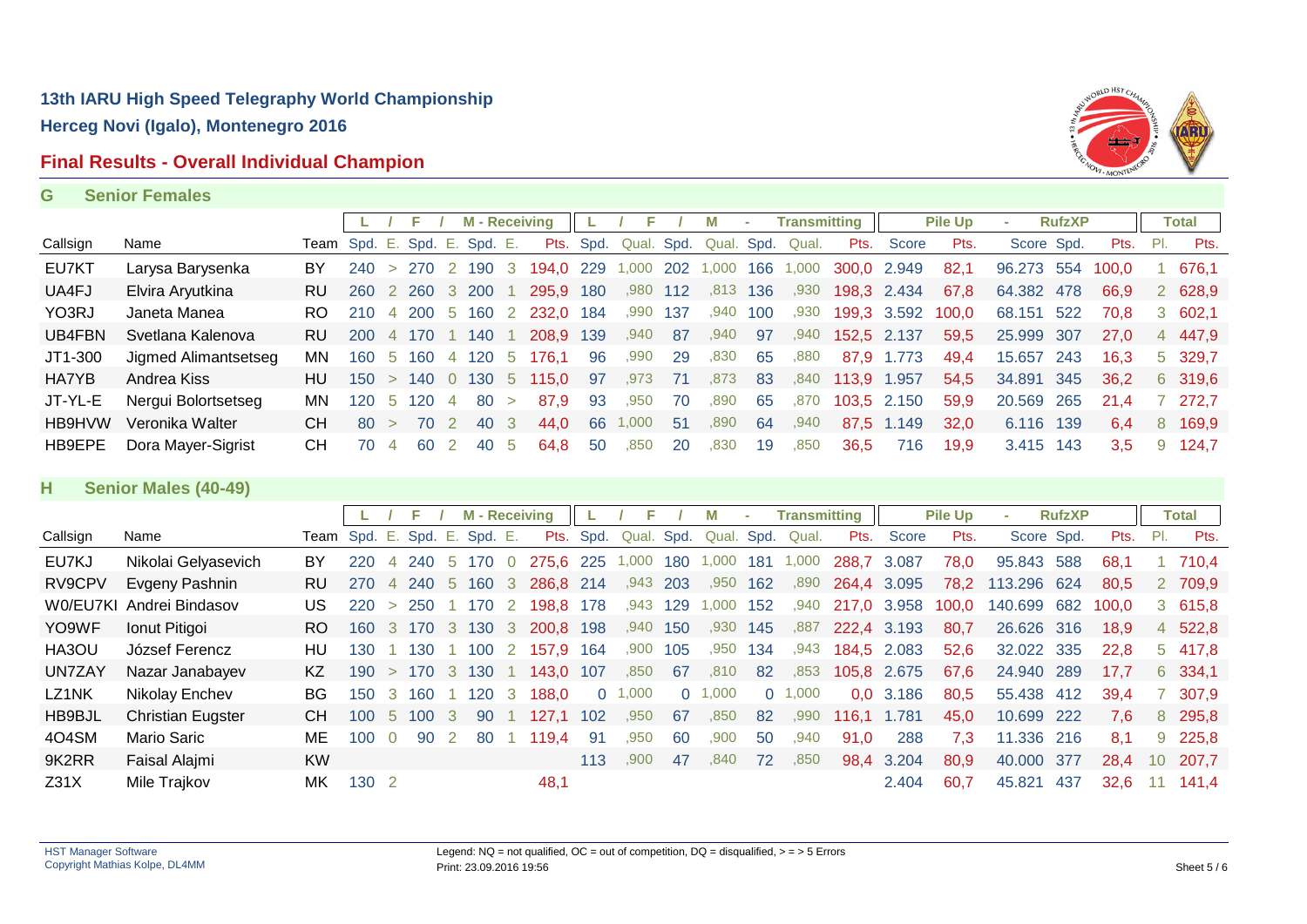# 13th IARU High Speed Telegraphy World Championship

## Herceg Novi (Igalo), Montenegro 2016

## Final Results - Overall Individual Champion

### G Senior Females

| | | | L | / | F | / | M - Receiving | | | L | / | F | / | M | - | Transmitting | | Pile Up | | - | RufzXP | | Total | |
|---|---|---|---|---|---|---|---|---|---|---|---|---|---|---|---|---|---|---|---|---|---|---|---|---|
| Callsign | Name | Team | Spd. | E. | Spd. | E. | Spd. | E. | Pts. | Spd. | Qual. | Spd. | Qual. | Spd. | Qual. | Pts. | Score | Pts. | Score | Spd. | Pts. | Pl. | Pts. |
| EU7KT | Larysa Barysenka | BY | 240 | > | 270 | 2 | 190 | 3 | 194,0 | 229 | 1,000 | 202 | 1,000 | 166 | 1,000 | 300,0 | 2.949 | 82,1 | 96.273 | 554 | 100,0 | 1 | 676,1 |
| UA4FJ | Elvira Aryutkina | RU | 260 | 2 | 260 | 3 | 200 | 1 | 295,9 | 180 | ,980 | 112 | ,813 | 136 | ,930 | 198,3 | 2.434 | 67,8 | 64.382 | 478 | 66,9 | 2 | 628,9 |
| YO3RJ | Janeta Manea | RO | 210 | 4 | 200 | 5 | 160 | 2 | 232,0 | 184 | ,990 | 137 | ,940 | 100 | ,930 | 199,3 | 3.592 | 100,0 | 68.151 | 522 | 70,8 | 3 | 602,1 |
| UB4FBN | Svetlana Kalenova | RU | 200 | 4 | 170 | 1 | 140 | 1 | 208,9 | 139 | ,940 | 87 | ,940 | 97 | ,940 | 152,5 | 2.137 | 59,5 | 25.999 | 307 | 27,0 | 4 | 447,9 |
| JT1-300 | Jigmed Alimantsetseg | MN | 160 | 5 | 160 | 4 | 120 | 5 | 176,1 | 96 | ,990 | 29 | ,830 | 65 | ,880 | 87,9 | 1.773 | 49,4 | 15.657 | 243 | 16,3 | 5 | 329,7 |
| HA7YB | Andrea Kiss | HU | 150 | > | 140 | 0 | 130 | 5 | 115,0 | 97 | ,973 | 71 | ,873 | 83 | ,840 | 113,9 | 1.957 | 54,5 | 34.891 | 345 | 36,2 | 6 | 319,6 |
| JT-YL-E | Nergui Bolortsetseg | MN | 120 | 5 | 120 | 4 | 80 | > | 87,9 | 93 | ,950 | 70 | ,890 | 65 | ,870 | 103,5 | 2.150 | 59,9 | 20.569 | 265 | 21,4 | 7 | 272,7 |
| HB9HVW | Veronika Walter | CH | 80 | > | 70 | 2 | 40 | 3 | 44,0 | 66 | 1,000 | 51 | ,890 | 64 | ,940 | 87,5 | 1.149 | 32,0 | 6.116 | 139 | 6,4 | 8 | 169,9 |
| HB9EPE | Dora Mayer-Sigrist | CH | 70 | 4 | 60 | 2 | 40 | 5 | 64,8 | 50 | ,850 | 20 | ,830 | 19 | ,850 | 36,5 | 716 | 19,9 | 3.415 | 143 | 3,5 | 9 | 124,7 |

### H Senior Males (40-49)

| | | | L | / | F | / | M - Receiving | | | L | / | F | / | M | - | Transmitting | | Pile Up | | - | RufzXP | | Total | |
|---|---|---|---|---|---|---|---|---|---|---|---|---|---|---|---|---|---|---|---|---|---|---|---|---|
| Callsign | Name | Team | Spd. | E. | Spd. | E. | Spd. | E. | Pts. | Spd. | Qual. | Spd. | Qual. | Spd. | Qual. | Pts. | Score | Pts. | Score | Spd. | Pts. | Pl. | Pts. |
| EU7KJ | Nikolai Gelyasevich | BY | 220 | 4 | 240 | 5 | 170 | 0 | 275,6 | 225 | 1,000 | 180 | 1,000 | 181 | 1,000 | 288,7 | 3.087 | 78,0 | 95.843 | 588 | 68,1 | 1 | 710,4 |
| RV9CPV | Evgeny Pashnin | RU | 270 | 4 | 240 | 5 | 160 | 3 | 286,8 | 214 | ,943 | 203 | ,950 | 162 | ,890 | 264,4 | 3.095 | 78,2 | 113.296 | 624 | 80,5 | 2 | 709,9 |
| W0/EU7KI | Andrei Bindasov | US | 220 | > | 250 | 1 | 170 | 2 | 198,8 | 178 | ,943 | 129 | 1,000 | 152 | ,940 | 217,0 | 3.958 | 100,0 | 140.699 | 682 | 100,0 | 3 | 615,8 |
| YO9WF | Ionut Pitigoi | RO | 160 | 3 | 170 | 3 | 130 | 3 | 200,8 | 198 | ,940 | 150 | ,930 | 145 | ,887 | 222,4 | 3.193 | 80,7 | 26.626 | 316 | 18,9 | 4 | 522,8 |
| HA3OU | József Ferencz | HU | 130 | 1 | 130 | 1 | 100 | 2 | 157,9 | 164 | ,900 | 105 | ,950 | 134 | ,943 | 184,5 | 2.083 | 52,6 | 32.022 | 335 | 22,8 | 5 | 417,8 |
| UN7ZAY | Nazar Janabayev | KZ | 190 | > | 170 | 3 | 130 | 1 | 143,0 | 107 | ,850 | 67 | ,810 | 82 | ,853 | 105,8 | 2.675 | 67,6 | 24.940 | 289 | 17,7 | 6 | 334,1 |
| LZ1NK | Nikolay Enchev | BG | 150 | 3 | 160 | 1 | 120 | 3 | 188,0 | 0 | 1,000 | 0 | 1,000 | 0 | 1,000 | 0,0 | 3.186 | 80,5 | 55.438 | 412 | 39,4 | 7 | 307,9 |
| HB9BJL | Christian Eugster | CH | 100 | 5 | 100 | 3 | 90 | 1 | 127,1 | 102 | ,950 | 67 | ,850 | 82 | ,990 | 116,1 | 1.781 | 45,0 | 10.699 | 222 | 7,6 | 8 | 295,8 |
| 4O4SM | Mario Saric | ME | 100 | 0 | 90 | 2 | 80 | 1 | 119,4 | 91 | ,950 | 60 | ,900 | 50 | ,940 | 91,0 | 288 | 7,3 | 11.336 | 216 | 8,1 | 9 | 225,8 |
| 9K2RR | Faisal Alajmi | KW | | | | | | | | 113 | ,900 | 47 | ,840 | 72 | ,850 | 98,4 | 3.204 | 80,9 | 40.000 | 377 | 28,4 | 10 | 207,7 |
| Z31X | Mile Trajkov | MK | 130 | 2 | | | | | 48,1 | | | | | | | | 2.404 | 60,7 | 45.821 | 437 | 32,6 | 11 | 141,4 |

HST Manager Software
Copyright Mathias Kolpe, DL4MM

Legend: NQ = not qualified, OC = out of competition, DQ = disqualified, > = > 5 Errors
Print: 23.09.2016 19:56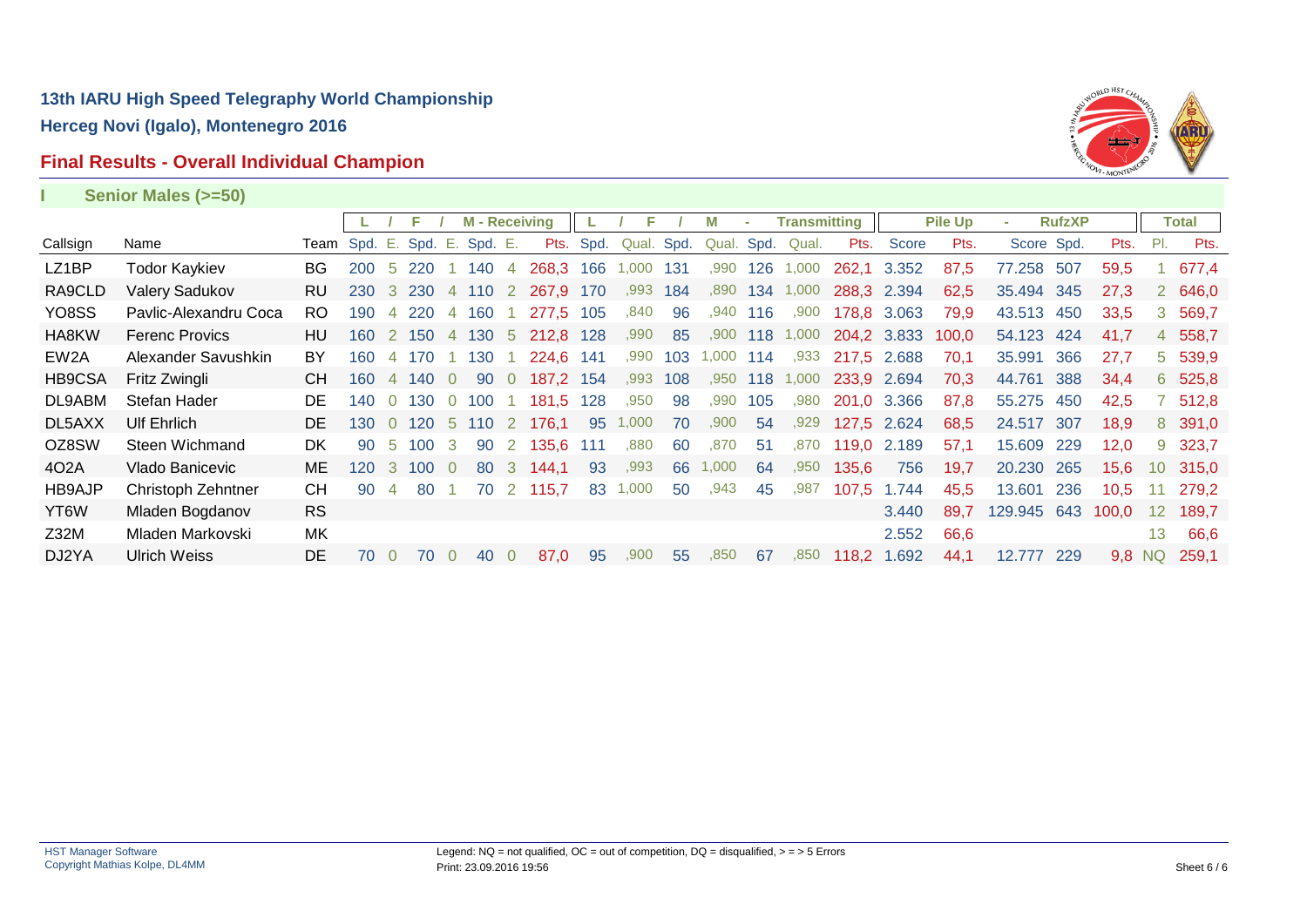## 13th IARU High Speed Telegraphy World Championship

**Herceg Novi (Igalo), Montenegro 2016**

### Final Results - Overall Individual Champion

**I Senior Males (>=50)**

| | | | L / | | F / | | M - Receiving | | | L / | | F / | | M - | | Transmitting | | Pile Up | | - RufzXP | | | Total | |
|---|---|---|---|---|---|---|---|---|---|---|---|---|---|---|---|---|---|---|---|---|---|---|---|---|
| Callsign | Name | Team | Spd. | E. | Spd. | E. | Spd. | E. | Pts. | Spd. | Qual. | Spd. | Qual. | Spd. | Qual. | Pts. | Score | Pts. | Score | Spd. | Pts. | Pl. | Pts. |
| LZ1BP | Todor Kaykiev | BG | 200 | 5 | 220 | 1 | 140 | 4 | 268,3 | 166 | 1,000 | 131 | ,990 | 126 | 1,000 | 262,1 | 3.352 | 87,5 | 77.258 | 507 | 59,5 | 1 | 677,4 |
| RA9CLD | Valery Sadukov | RU | 230 | 3 | 230 | 4 | 110 | 2 | 267,9 | 170 | ,993 | 184 | ,890 | 134 | 1,000 | 288,3 | 2.394 | 62,5 | 35.494 | 345 | 27,3 | 2 | 646,0 |
| YO8SS | Pavlic-Alexandru Coca | RO | 190 | 4 | 220 | 4 | 160 | 1 | 277,5 | 105 | ,840 | 96 | ,940 | 116 | ,900 | 178,8 | 3.063 | 79,9 | 43.513 | 450 | 33,5 | 3 | 569,7 |
| HA8KW | Ferenc Provics | HU | 160 | 2 | 150 | 4 | 130 | 5 | 212,8 | 128 | ,990 | 85 | ,900 | 118 | 1,000 | 204,2 | 3.833 | 100,0 | 54.123 | 424 | 41,7 | 4 | 558,7 |
| EW2A | Alexander Savushkin | BY | 160 | 4 | 170 | 1 | 130 | 1 | 224,6 | 141 | ,990 | 103 | 1,000 | 114 | ,933 | 217,5 | 2.688 | 70,1 | 35.991 | 366 | 27,7 | 5 | 539,9 |
| HB9CSA | Fritz Zwingli | CH | 160 | 4 | 140 | 0 | 90 | 0 | 187,2 | 154 | ,993 | 108 | ,950 | 118 | 1,000 | 233,9 | 2.694 | 70,3 | 44.761 | 388 | 34,4 | 6 | 525,8 |
| DL9ABM | Stefan Hader | DE | 140 | 0 | 130 | 0 | 100 | 1 | 181,5 | 128 | ,950 | 98 | ,990 | 105 | ,980 | 201,0 | 3.366 | 87,8 | 55.275 | 450 | 42,5 | 7 | 512,8 |
| DL5AXX | Ulf Ehrlich | DE | 130 | 0 | 120 | 5 | 110 | 2 | 176,1 | 95 | 1,000 | 70 | ,900 | 54 | ,929 | 127,5 | 2.624 | 68,5 | 24.517 | 307 | 18,9 | 8 | 391,0 |
| OZ8SW | Steen Wichmand | DK | 90 | 5 | 100 | 3 | 90 | 2 | 135,6 | 111 | ,880 | 60 | ,870 | 51 | ,870 | 119,0 | 2.189 | 57,1 | 15.609 | 229 | 12,0 | 9 | 323,7 |
| 4O2A | Vlado Banicevic | ME | 120 | 3 | 100 | 0 | 80 | 3 | 144,1 | 93 | ,993 | 66 | 1,000 | 64 | ,950 | 135,6 | 756 | 19,7 | 20.230 | 265 | 15,6 | 10 | 315,0 |
| HB9AJP | Christoph Zehntner | CH | 90 | 4 | 80 | 1 | 70 | 2 | 115,7 | 83 | 1,000 | 50 | ,943 | 45 | ,987 | 107,5 | 1.744 | 45,5 | 13.601 | 236 | 10,5 | 11 | 279,2 |
| YT6W | Mladen Bogdanov | RS | | | | | | | | | | | | | | | 3.440 | 89,7 | 129.945 | 643 | 100,0 | 12 | 189,7 |
| Z32M | Mladen Markovski | MK | | | | | | | | | | | | | | | 2.552 | 66,6 | | | | 13 | 66,6 |
| DJ2YA | Ulrich Weiss | DE | 70 | 0 | 70 | 0 | 40 | 0 | 87,0 | 95 | ,900 | 55 | ,850 | 67 | ,850 | 118,2 | 1.692 | 44,1 | 12.777 | 229 | 9,8 | NQ | 259,1 |

HST Manager Software
Copyright Mathias Kolpe, DL4MM

Legend: NQ = not qualified, OC = out of competition, DQ = disqualified, > = > 5 Errors
Print: 23.09.2016 19:56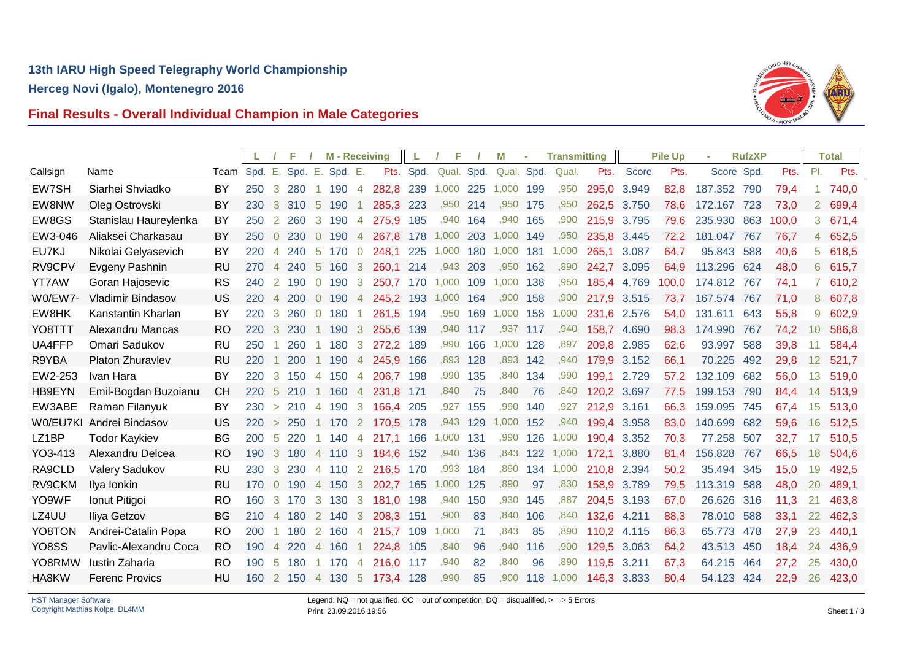## 13th IARU High Speed Telegraphy World Championship

**Herceg Novi (Igalo), Montenegro 2016**

## Final Results - Overall Individual Champion in Male Categories

| | | | L | / | F | / | M - Receiving | | | L | / | F | / | M | - | Transmitting | | Pile Up | | - | RufzXP | | Total | |
|---|---|---|---|---|---|---|---|---|---|---|---|---|---|---|---|---|---|---|---|---|---|---|---|---|
| Callsign | Name | Team | Spd. | E. | Spd. | E. | Spd. | E. | Pts. | Spd. | Qual. | Spd. | Qual. | Spd. | Qual. | Pts. | Score | Pts. | Score | Spd. | Pts. | Pl. | Pts. |
| EW7SH | Siarhei Shviadko | BY | 250 | 3 | 280 | 1 | 190 | 4 | 282,8 | 239 | 1,000 | 225 | 1,000 | 199 | ,950 | 295,0 | 3.949 | 82,8 | 187.352 | 790 | 79,4 | 1 | 740,0 |
| EW8NW | Oleg Ostrovski | BY | 230 | 3 | 310 | 5 | 190 | 1 | 285,3 | 223 | ,950 | 214 | ,950 | 175 | ,950 | 262,5 | 3.750 | 78,6 | 172.167 | 723 | 73,0 | 2 | 699,4 |
| EW8GS | Stanislau Haureylenka | BY | 250 | 2 | 260 | 3 | 190 | 4 | 275,9 | 185 | ,940 | 164 | ,940 | 165 | ,900 | 215,9 | 3.795 | 79,6 | 235.930 | 863 | 100,0 | 3 | 671,4 |
| EW3-046 | Aliaksei Charkasau | BY | 250 | 0 | 230 | 0 | 190 | 4 | 267,8 | 178 | 1,000 | 203 | 1,000 | 149 | ,950 | 235,8 | 3.445 | 72,2 | 181.047 | 767 | 76,7 | 4 | 652,5 |
| EU7KJ | Nikolai Gelyasevich | BY | 220 | 4 | 240 | 5 | 170 | 0 | 248,1 | 225 | 1,000 | 180 | 1,000 | 181 | 1,000 | 265,1 | 3.087 | 64,7 | 95.843 | 588 | 40,6 | 5 | 618,5 |
| RV9CPV | Evgeny Pashnin | RU | 270 | 4 | 240 | 5 | 160 | 3 | 260,1 | 214 | ,943 | 203 | ,950 | 162 | ,890 | 242,7 | 3.095 | 64,9 | 113.296 | 624 | 48,0 | 6 | 615,7 |
| YT7AW | Goran Hajosevic | RS | 240 | 2 | 190 | 0 | 190 | 3 | 250,7 | 170 | 1,000 | 109 | 1,000 | 138 | ,950 | 185,4 | 4.769 | 100,0 | 174.812 | 767 | 74,1 | 7 | 610,2 |
| W0/EW7- | Vladimir Bindasov | US | 220 | 4 | 200 | 0 | 190 | 4 | 245,2 | 193 | 1,000 | 164 | ,900 | 158 | ,900 | 217,9 | 3.515 | 73,7 | 167.574 | 767 | 71,0 | 8 | 607,8 |
| EW8HK | Kanstantin Kharlan | BY | 220 | 3 | 260 | 0 | 180 | 1 | 261,5 | 194 | ,950 | 169 | 1,000 | 158 | 1,000 | 231,6 | 2.576 | 54,0 | 131.611 | 643 | 55,8 | 9 | 602,9 |
| YO8TTT | Alexandru Mancas | RO | 220 | 3 | 230 | 1 | 190 | 3 | 255,6 | 139 | ,940 | 117 | ,937 | 117 | ,940 | 158,7 | 4.690 | 98,3 | 174.990 | 767 | 74,2 | 10 | 586,8 |
| UA4FFP | Omari Sadukov | RU | 250 | 1 | 260 | 1 | 180 | 3 | 272,2 | 189 | ,990 | 166 | 1,000 | 128 | ,897 | 209,8 | 2.985 | 62,6 | 93.997 | 588 | 39,8 | 11 | 584,4 |
| R9YBA | Platon Zhuravlev | RU | 220 | 1 | 200 | 1 | 190 | 4 | 245,9 | 166 | ,893 | 128 | ,893 | 142 | ,940 | 179,9 | 3.152 | 66,1 | 70.225 | 492 | 29,8 | 12 | 521,7 |
| EW2-253 | Ivan Hara | BY | 220 | 3 | 150 | 4 | 150 | 4 | 206,7 | 198 | ,990 | 135 | ,840 | 134 | ,990 | 199,1 | 2.729 | 57,2 | 132.109 | 682 | 56,0 | 13 | 519,0 |
| HB9EYN | Emil-Bogdan Buzoianu | CH | 220 | 5 | 210 | 1 | 160 | 4 | 231,8 | 171 | ,840 | 75 | ,840 | 76 | ,840 | 120,2 | 3.697 | 77,5 | 199.153 | 790 | 84,4 | 14 | 513,9 |
| EW3ABE | Raman Filanyuk | BY | 230 | > | 210 | 4 | 190 | 3 | 166,4 | 205 | ,927 | 155 | ,990 | 140 | ,927 | 212,9 | 3.161 | 66,3 | 159.095 | 745 | 67,4 | 15 | 513,0 |
| W0/EU7KI | Andrei Bindasov | US | 220 | > | 250 | 1 | 170 | 2 | 170,5 | 178 | ,943 | 129 | 1,000 | 152 | ,940 | 199,4 | 3.958 | 83,0 | 140.699 | 682 | 59,6 | 16 | 512,5 |
| LZ1BP | Todor Kaykiev | BG | 200 | 5 | 220 | 1 | 140 | 4 | 217,1 | 166 | 1,000 | 131 | ,990 | 126 | 1,000 | 190,4 | 3.352 | 70,3 | 77.258 | 507 | 32,7 | 17 | 510,5 |
| YO3-413 | Alexandru Delcea | RO | 190 | 3 | 180 | 4 | 110 | 3 | 184,6 | 152 | ,940 | 136 | ,843 | 122 | 1,000 | 172,1 | 3.880 | 81,4 | 156.828 | 767 | 66,5 | 18 | 504,6 |
| RA9CLD | Valery Sadukov | RU | 230 | 3 | 230 | 4 | 110 | 2 | 216,5 | 170 | ,993 | 184 | ,890 | 134 | 1,000 | 210,8 | 2.394 | 50,2 | 35.494 | 345 | 15,0 | 19 | 492,5 |
| RV9CKM | Ilya Ionkin | RU | 170 | 0 | 190 | 4 | 150 | 3 | 202,7 | 165 | 1,000 | 125 | ,890 | 97 | ,830 | 158,9 | 3.789 | 79,5 | 113.319 | 588 | 48,0 | 20 | 489,1 |
| YO9WF | Ionut Pitigoi | RO | 160 | 3 | 170 | 3 | 130 | 3 | 181,0 | 198 | ,940 | 150 | ,930 | 145 | ,887 | 204,5 | 3.193 | 67,0 | 26.626 | 316 | 11,3 | 21 | 463,8 |
| LZ4UU | Iliya Getzov | BG | 210 | 4 | 180 | 2 | 140 | 3 | 208,3 | 151 | ,900 | 83 | ,840 | 106 | ,840 | 132,6 | 4.211 | 88,3 | 78.010 | 588 | 33,1 | 22 | 462,3 |
| YO8TON | Andrei-Catalin Popa | RO | 200 | 1 | 180 | 2 | 160 | 4 | 215,7 | 109 | 1,000 | 71 | ,843 | 85 | ,890 | 110,2 | 4.115 | 86,3 | 65.773 | 478 | 27,9 | 23 | 440,1 |
| YO8SS | Pavlic-Alexandru Coca | RO | 190 | 4 | 220 | 4 | 160 | 1 | 224,8 | 105 | ,840 | 96 | ,940 | 116 | ,900 | 129,5 | 3.063 | 64,2 | 43.513 | 450 | 18,4 | 24 | 436,9 |
| YO8RMW | Iustin Zaharia | RO | 190 | 5 | 180 | 1 | 170 | 4 | 216,0 | 117 | ,940 | 82 | ,840 | 96 | ,890 | 119,5 | 3.211 | 67,3 | 64.215 | 464 | 27,2 | 25 | 430,0 |
| HA8KW | Ferenc Provics | HU | 160 | 2 | 150 | 4 | 130 | 5 | 173,4 | 128 | ,990 | 85 | ,900 | 118 | 1,000 | 146,3 | 3.833 | 80,4 | 54.123 | 424 | 22,9 | 26 | 423,0 |

HST Manager Software
Copyright Mathias Kolpe, DL4MM

Legend: NQ = not qualified, OC = out of competition, DQ = disqualified, > = > 5 Errors
Print: 23.09.2016 19:56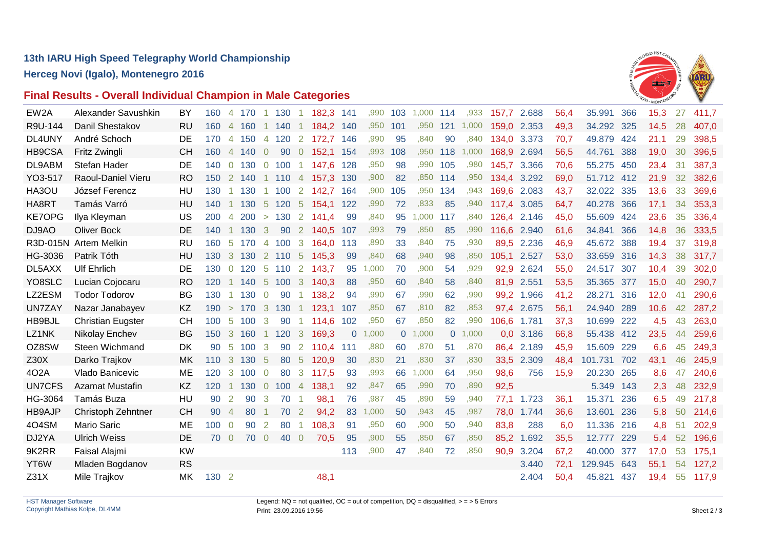# 13th IARU High Speed Telegraphy World Championship

## Herceg Novi (Igalo), Montenegro 2016

## Final Results - Overall Individual Champion in Male Categories

| | | | | | | | | | | | | | | | | | | | | | | | |
|---|---|---|---|---|---|---|---|---|---|---|---|---|---|---|---|---|---|---|---|---|---|---|---|
| EW2A | Alexander Savushkin | BY | 160 | 4 | 170 | 1 | 130 | 1 | 182,3 | 141 | ,990 | 103 | 1,000 | 114 | ,933 | 157,7 | 2.688 | 56,4 | 35.991 | 366 | 15,3 | 27 | 411,7 |
| R9U-144 | Danil Shestakov | RU | 160 | 4 | 160 | 1 | 140 | 1 | 184,2 | 140 | ,950 | 101 | ,950 | 121 | 1,000 | 159,0 | 2.353 | 49,3 | 34.292 | 325 | 14,5 | 28 | 407,0 |
| DL4UNY | André Schoch | DE | 170 | 4 | 150 | 4 | 120 | 2 | 172,7 | 146 | ,990 | 95 | ,840 | 90 | ,840 | 134,0 | 3.373 | 70,7 | 49.879 | 424 | 21,1 | 29 | 398,5 |
| HB9CSA | Fritz Zwingli | CH | 160 | 4 | 140 | 0 | 90 | 0 | 152,1 | 154 | ,993 | 108 | ,950 | 118 | 1,000 | 168,9 | 2.694 | 56,5 | 44.761 | 388 | 19,0 | 30 | 396,5 |
| DL9ABM | Stefan Hader | DE | 140 | 0 | 130 | 0 | 100 | 1 | 147,6 | 128 | ,950 | 98 | ,990 | 105 | ,980 | 145,7 | 3.366 | 70,6 | 55.275 | 450 | 23,4 | 31 | 387,3 |
| YO3-517 | Raoul-Daniel Vieru | RO | 150 | 2 | 140 | 1 | 110 | 4 | 157,3 | 130 | ,900 | 82 | ,850 | 114 | ,950 | 134,4 | 3.292 | 69,0 | 51.712 | 412 | 21,9 | 32 | 382,6 |
| HA3OU | József Ferencz | HU | 130 | 1 | 130 | 1 | 100 | 2 | 142,7 | 164 | ,900 | 105 | ,950 | 134 | ,943 | 169,6 | 2.083 | 43,7 | 32.022 | 335 | 13,6 | 33 | 369,6 |
| HA8RT | Tamás Varró | HU | 140 | 1 | 130 | 5 | 120 | 5 | 154,1 | 122 | ,990 | 72 | ,833 | 85 | ,940 | 117,4 | 3.085 | 64,7 | 40.278 | 366 | 17,1 | 34 | 353,3 |
| KE7OPG | Ilya Kleyman | US | 200 | 4 | 200 | > | 130 | 2 | 141,4 | 99 | ,840 | 95 | 1,000 | 117 | ,840 | 126,4 | 2.146 | 45,0 | 55.609 | 424 | 23,6 | 35 | 336,4 |
| DJ9AO | Oliver Bock | DE | 140 | 1 | 130 | 3 | 90 | 2 | 140,5 | 107 | ,993 | 79 | ,850 | 85 | ,990 | 116,6 | 2.940 | 61,6 | 34.841 | 366 | 14,8 | 36 | 333,5 |
| R3D-015N | Artem Melkin | RU | 160 | 5 | 170 | 4 | 100 | 3 | 164,0 | 113 | ,890 | 33 | ,840 | 75 | ,930 | 89,5 | 2.236 | 46,9 | 45.672 | 388 | 19,4 | 37 | 319,8 |
| HG-3036 | Patrik Tóth | HU | 130 | 3 | 130 | 2 | 110 | 5 | 145,3 | 99 | ,840 | 68 | ,940 | 98 | ,850 | 105,1 | 2.527 | 53,0 | 33.659 | 316 | 14,3 | 38 | 317,7 |
| DL5AXX | Ulf Ehrlich | DE | 130 | 0 | 120 | 5 | 110 | 2 | 143,7 | 95 | 1,000 | 70 | ,900 | 54 | ,929 | 92,9 | 2.624 | 55,0 | 24.517 | 307 | 10,4 | 39 | 302,0 |
| YO8SLC | Lucian Cojocaru | RO | 120 | 1 | 140 | 5 | 100 | 3 | 140,3 | 88 | ,950 | 60 | ,840 | 58 | ,840 | 81,9 | 2.551 | 53,5 | 35.365 | 377 | 15,0 | 40 | 290,7 |
| LZ2ESM | Todor Todorov | BG | 130 | 1 | 130 | 0 | 90 | 1 | 138,2 | 94 | ,990 | 67 | ,990 | 62 | ,990 | 99,2 | 1.966 | 41,2 | 28.271 | 316 | 12,0 | 41 | 290,6 |
| UN7ZAY | Nazar Janabayev | KZ | 190 | > | 170 | 3 | 130 | 1 | 123,1 | 107 | ,850 | 67 | ,810 | 82 | ,853 | 97,4 | 2.675 | 56,1 | 24.940 | 289 | 10,6 | 42 | 287,2 |
| HB9BJL | Christian Eugster | CH | 100 | 5 | 100 | 3 | 90 | 1 | 114,6 | 102 | ,950 | 67 | ,850 | 82 | ,990 | 106,6 | 1.781 | 37,3 | 10.699 | 222 | 4,5 | 43 | 263,0 |
| LZ1NK | Nikolay Enchev | BG | 150 | 3 | 160 | 1 | 120 | 3 | 169,3 | 0 | 1,000 | 0 | 1,000 | 0 | 1,000 | 0,0 | 3.186 | 66,8 | 55.438 | 412 | 23,5 | 44 | 259,6 |
| OZ8SW | Steen Wichmand | DK | 90 | 5 | 100 | 3 | 90 | 2 | 110,4 | 111 | ,880 | 60 | ,870 | 51 | ,870 | 86,4 | 2.189 | 45,9 | 15.609 | 229 | 6,6 | 45 | 249,3 |
| Z30X | Darko Trajkov | MK | 110 | 3 | 130 | 5 | 80 | 5 | 120,9 | 30 | ,830 | 21 | ,830 | 37 | ,830 | 33,5 | 2.309 | 48,4 | 101.731 | 702 | 43,1 | 46 | 245,9 |
| 4O2A | Vlado Banicevic | ME | 120 | 3 | 100 | 0 | 80 | 3 | 117,5 | 93 | ,993 | 66 | 1,000 | 64 | ,950 | 98,6 | 756 | 15,9 | 20.230 | 265 | 8,6 | 47 | 240,6 |
| UN7CFS | Azamat Mustafin | KZ | 120 | 1 | 130 | 0 | 100 | 4 | 138,1 | 92 | ,847 | 65 | ,990 | 70 | ,890 | 92,5 | | | 5.349 | 143 | 2,3 | 48 | 232,9 |
| HG-3064 | Tamás Buza | HU | 90 | 2 | 90 | 3 | 70 | 1 | 98,1 | 76 | ,987 | 45 | ,890 | 59 | ,940 | 77,1 | 1.723 | 36,1 | 15.371 | 236 | 6,5 | 49 | 217,8 |
| HB9AJP | Christoph Zehntner | CH | 90 | 4 | 80 | 1 | 70 | 2 | 94,2 | 83 | 1,000 | 50 | ,943 | 45 | ,987 | 78,0 | 1.744 | 36,6 | 13.601 | 236 | 5,8 | 50 | 214,6 |
| 4O4SM | Mario Saric | ME | 100 | 0 | 90 | 2 | 80 | 1 | 108,3 | 91 | ,950 | 60 | ,900 | 50 | ,940 | 83,8 | 288 | 6,0 | 11.336 | 216 | 4,8 | 51 | 202,9 |
| DJ2YA | Ulrich Weiss | DE | 70 | 0 | 70 | 0 | 40 | 0 | 70,5 | 95 | ,900 | 55 | ,850 | 67 | ,850 | 85,2 | 1.692 | 35,5 | 12.777 | 229 | 5,4 | 52 | 196,6 |
| 9K2RR | Faisal Alajmi | KW | | | | | | | | 113 | ,900 | 47 | ,840 | 72 | ,850 | 90,9 | 3.204 | 67,2 | 40.000 | 377 | 17,0 | 53 | 175,1 |
| YT6W | Mladen Bogdanov | RS | | | | | | | | | | | | | | | 3.440 | 72,1 | 129.945 | 643 | 55,1 | 54 | 127,2 |
| Z31X | Mile Trajkov | MK | 130 | 2 | | | | | 48,1 | | | | | | | | 2.404 | 50,4 | 45.821 | 437 | 19,4 | 55 | 117,9 |

HST Manager Software
Copyright Mathias Kolpe, DL4MM

Legend: NQ = not qualified, OC = out of competition, DQ = disqualified, > = > 5 Errors
Print: 23.09.2016 19:56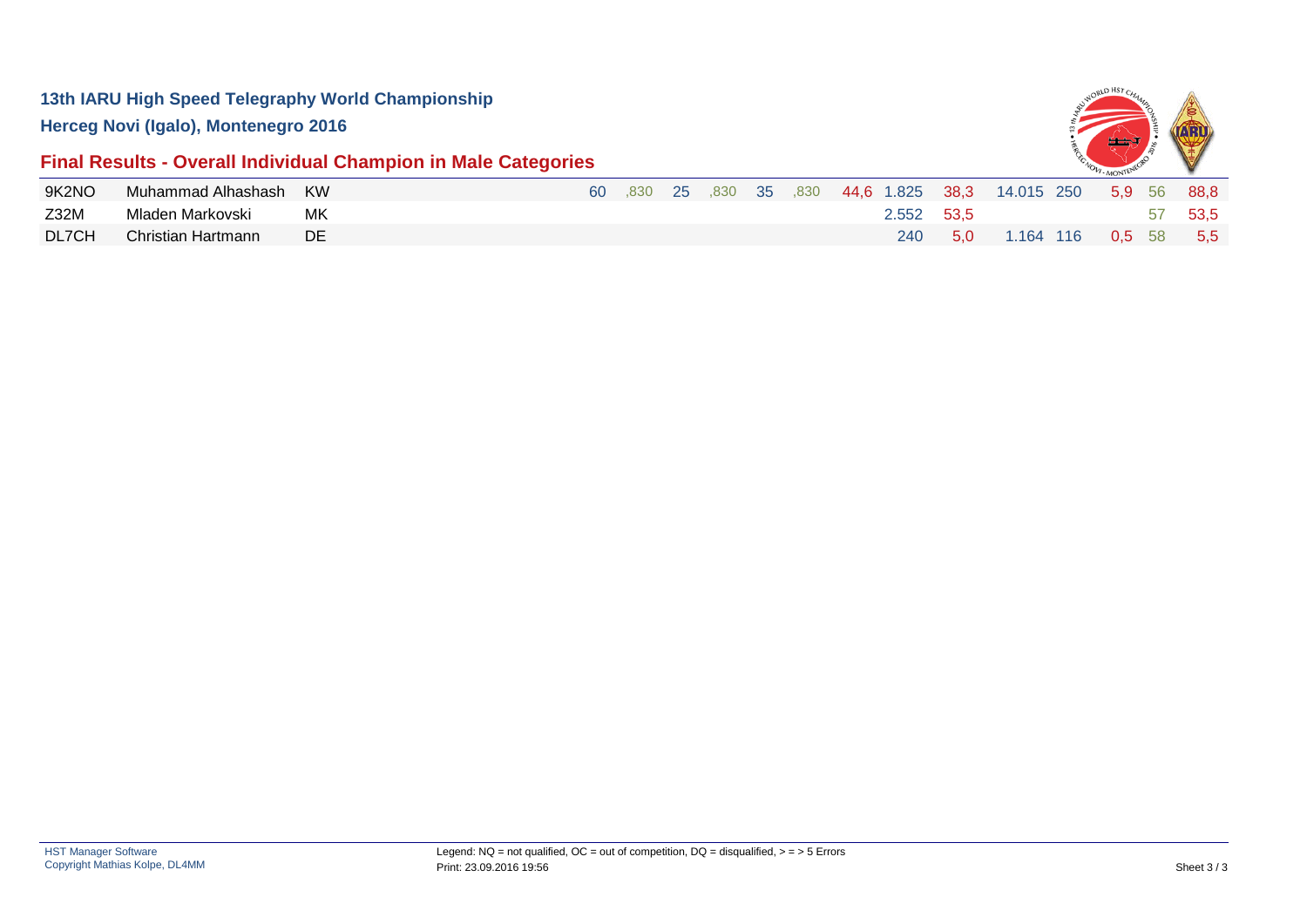**13th IARU High Speed Telegraphy World Championship**

**Herceg Novi (Igalo), Montenegro 2016**

## Final Results - Overall Individual Champion in Male Categories

| | | | | | | | | | | | | | | | | | |
|---|---|---|---|---|---|---|---|---|---|---|---|---|---|---|---|---|---|
| 9K2NO | Muhammad Alhashash | KW | 60 | ,830 | 25 | ,830 | 35 | ,830 | 44,6 | 1.825 | 38,3 | 14.015 | 250 | 5,9 | 56 | 88,8 |
| Z32M | Mladen Markovski | MK | | | | | | | | 2.552 | 53,5 | | | | 57 | 53,5 |
| DL7CH | Christian Hartmann | DE | | | | | | | | 240 | 5,0 | 1.164 | 116 | 0,5 | 58 | 5,5 |

HST Manager Software
Copyright Mathias Kolpe, DL4MM

Legend: NQ = not qualified, OC = out of competition, DQ = disqualified, > = > 5 Errors
Print: 23.09.2016 19:56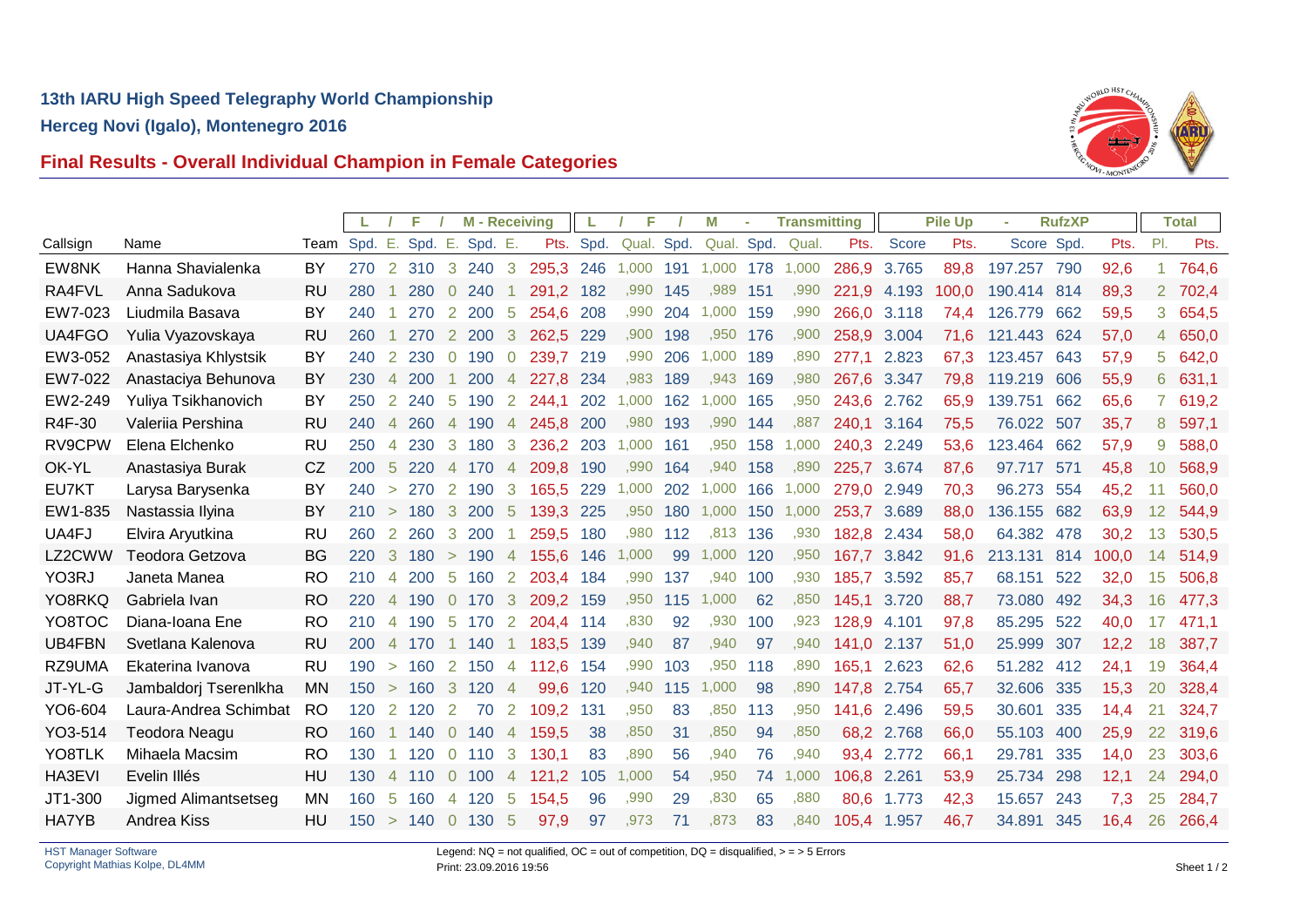**13th IARU High Speed Telegraphy World Championship**

**Herceg Novi (Igalo), Montenegro 2016**

## Final Results - Overall Individual Champion in Female Categories

| | | | L | / | F | / | M - Receiving | | | L | / | F | / | M | - | Transmitting | | Pile Up | | - | RufzXP | | | Total |
|---|---|---|---|---|---|---|---|---|---|---|---|---|---|---|---|---|---|---|---|---|---|---|---|---|
| Callsign | Name | Team | Spd. | E. | Spd. | E. | Spd. | E. | Pts. | Spd. | Qual. | Spd. | Qual. | Spd. | Qual. | Pts. | Score | Pts. | Score | Spd. | Pts. | Pl. | Pts. |
| EW8NK | Hanna Shavialenka | BY | 270 | 2 | 310 | 3 | 240 | 3 | 295,3 | 246 | 1,000 | 191 | 1,000 | 178 | 1,000 | 286,9 | 3.765 | 89,8 | 197.257 | 790 | 92,6 | 1 | 764,6 |
| RA4FVL | Anna Sadukova | RU | 280 | 1 | 280 | 0 | 240 | 1 | 291,2 | 182 | ,990 | 145 | ,989 | 151 | ,990 | 221,9 | 4.193 | 100,0 | 190.414 | 814 | 89,3 | 2 | 702,4 |
| EW7-023 | Liudmila Basava | BY | 240 | 1 | 270 | 2 | 200 | 5 | 254,6 | 208 | ,990 | 204 | 1,000 | 159 | ,990 | 266,0 | 3.118 | 74,4 | 126.779 | 662 | 59,5 | 3 | 654,5 |
| UA4FGO | Yulia Vyazovskaya | RU | 260 | 1 | 270 | 2 | 200 | 3 | 262,5 | 229 | ,900 | 198 | ,950 | 176 | ,900 | 258,9 | 3.004 | 71,6 | 121.443 | 624 | 57,0 | 4 | 650,0 |
| EW3-052 | Anastasiya Khlystsik | BY | 240 | 2 | 230 | 0 | 190 | 0 | 239,7 | 219 | ,990 | 206 | 1,000 | 189 | ,890 | 277,1 | 2.823 | 67,3 | 123.457 | 643 | 57,9 | 5 | 642,0 |
| EW7-022 | Anastaciya Behunova | BY | 230 | 4 | 200 | 1 | 200 | 4 | 227,8 | 234 | ,983 | 189 | ,943 | 169 | ,980 | 267,6 | 3.347 | 79,8 | 119.219 | 606 | 55,9 | 6 | 631,1 |
| EW2-249 | Yuliya Tsikhanovich | BY | 250 | 2 | 240 | 5 | 190 | 2 | 244,1 | 202 | 1,000 | 162 | 1,000 | 165 | ,950 | 243,6 | 2.762 | 65,9 | 139.751 | 662 | 65,6 | 7 | 619,2 |
| R4F-30 | Valeriia Pershina | RU | 240 | 4 | 260 | 4 | 190 | 4 | 245,8 | 200 | ,980 | 193 | ,990 | 144 | ,887 | 240,1 | 3.164 | 75,5 | 76.022 | 507 | 35,7 | 8 | 597,1 |
| RV9CPW | Elena Elchenko | RU | 250 | 4 | 230 | 3 | 180 | 3 | 236,2 | 203 | 1,000 | 161 | ,950 | 158 | 1,000 | 240,3 | 2.249 | 53,6 | 123.464 | 662 | 57,9 | 9 | 588,0 |
| OK-YL | Anastasiya Burak | CZ | 200 | 5 | 220 | 4 | 170 | 4 | 209,8 | 190 | ,990 | 164 | ,940 | 158 | ,890 | 225,7 | 3.674 | 87,6 | 97.717 | 571 | 45,8 | 10 | 568,9 |
| EU7KT | Larysa Barysenka | BY | 240 | > | 270 | 2 | 190 | 3 | 165,5 | 229 | 1,000 | 202 | 1,000 | 166 | 1,000 | 279,0 | 2.949 | 70,3 | 96.273 | 554 | 45,2 | 11 | 560,0 |
| EW1-835 | Nastassia Ilyina | BY | 210 | > | 180 | 3 | 200 | 5 | 139,3 | 225 | ,950 | 180 | 1,000 | 150 | 1,000 | 253,7 | 3.689 | 88,0 | 136.155 | 682 | 63,9 | 12 | 544,9 |
| UA4FJ | Elvira Aryutkina | RU | 260 | 2 | 260 | 3 | 200 | 1 | 259,5 | 180 | ,980 | 112 | ,813 | 136 | ,930 | 182,8 | 2.434 | 58,0 | 64.382 | 478 | 30,2 | 13 | 530,5 |
| LZ2CWW | Teodora Getzova | BG | 220 | 3 | 180 | > | 190 | 4 | 155,6 | 146 | 1,000 | 99 | 1,000 | 120 | ,950 | 167,7 | 3.842 | 91,6 | 213.131 | 814 | 100,0 | 14 | 514,9 |
| YO3RJ | Janeta Manea | RO | 210 | 4 | 200 | 5 | 160 | 2 | 203,4 | 184 | ,990 | 137 | ,940 | 100 | ,930 | 185,7 | 3.592 | 85,7 | 68.151 | 522 | 32,0 | 15 | 506,8 |
| YO8RKQ | Gabriela Ivan | RO | 220 | 4 | 190 | 0 | 170 | 3 | 209,2 | 159 | ,950 | 115 | 1,000 | 62 | ,850 | 145,1 | 3.720 | 88,7 | 73.080 | 492 | 34,3 | 16 | 477,3 |
| YO8TOC | Diana-Ioana Ene | RO | 210 | 4 | 190 | 5 | 170 | 2 | 204,4 | 114 | ,830 | 92 | ,930 | 100 | ,923 | 128,9 | 4.101 | 97,8 | 85.295 | 522 | 40,0 | 17 | 471,1 |
| UB4FBN | Svetlana Kalenova | RU | 200 | 4 | 170 | 1 | 140 | 1 | 183,5 | 139 | ,940 | 87 | ,940 | 97 | ,940 | 141,0 | 2.137 | 51,0 | 25.999 | 307 | 12,2 | 18 | 387,7 |
| RZ9UMA | Ekaterina Ivanova | RU | 190 | > | 160 | 2 | 150 | 4 | 112,6 | 154 | ,990 | 103 | ,950 | 118 | ,890 | 165,1 | 2.623 | 62,6 | 51.282 | 412 | 24,1 | 19 | 364,4 |
| JT-YL-G | Jambaldorj Tserenlkha | MN | 150 | > | 160 | 3 | 120 | 4 | 99,6 | 120 | ,940 | 115 | 1,000 | 98 | ,890 | 147,8 | 2.754 | 65,7 | 32.606 | 335 | 15,3 | 20 | 328,4 |
| YO6-604 | Laura-Andrea Schimbat | RO | 120 | 2 | 120 | 2 | 70 | 2 | 109,2 | 131 | ,950 | 83 | ,850 | 113 | ,950 | 141,6 | 2.496 | 59,5 | 30.601 | 335 | 14,4 | 21 | 324,7 |
| YO3-514 | Teodora Neagu | RO | 160 | 1 | 140 | 0 | 140 | 4 | 159,5 | 38 | ,850 | 31 | ,850 | 94 | ,850 | 68,2 | 2.768 | 66,0 | 55.103 | 400 | 25,9 | 22 | 319,6 |
| YO8TLK | Mihaela Macsim | RO | 130 | 1 | 120 | 0 | 110 | 3 | 130,1 | 83 | ,890 | 56 | ,940 | 76 | ,940 | 93,4 | 2.772 | 66,1 | 29.781 | 335 | 14,0 | 23 | 303,6 |
| HA3EVI | Evelin Illés | HU | 130 | 4 | 110 | 0 | 100 | 4 | 121,2 | 105 | 1,000 | 54 | ,950 | 74 | 1,000 | 106,8 | 2.261 | 53,9 | 25.734 | 298 | 12,1 | 24 | 294,0 |
| JT1-300 | Jigmed Alimantsetseg | MN | 160 | 5 | 160 | 4 | 120 | 5 | 154,5 | 96 | ,990 | 29 | ,830 | 65 | ,880 | 80,6 | 1.773 | 42,3 | 15.657 | 243 | 7,3 | 25 | 284,7 |
| HA7YB | Andrea Kiss | HU | 150 | > | 140 | 0 | 130 | 5 | 97,9 | 97 | ,973 | 71 | ,873 | 83 | ,840 | 105,4 | 1.957 | 46,7 | 34.891 | 345 | 16,4 | 26 | 266,4 |

HST Manager Software
Copyright Mathias Kolpe, DL4MM

Legend: NQ = not qualified, OC = out of competition, DQ = disqualified, > = > 5 Errors
Print: 23.09.2016 19:56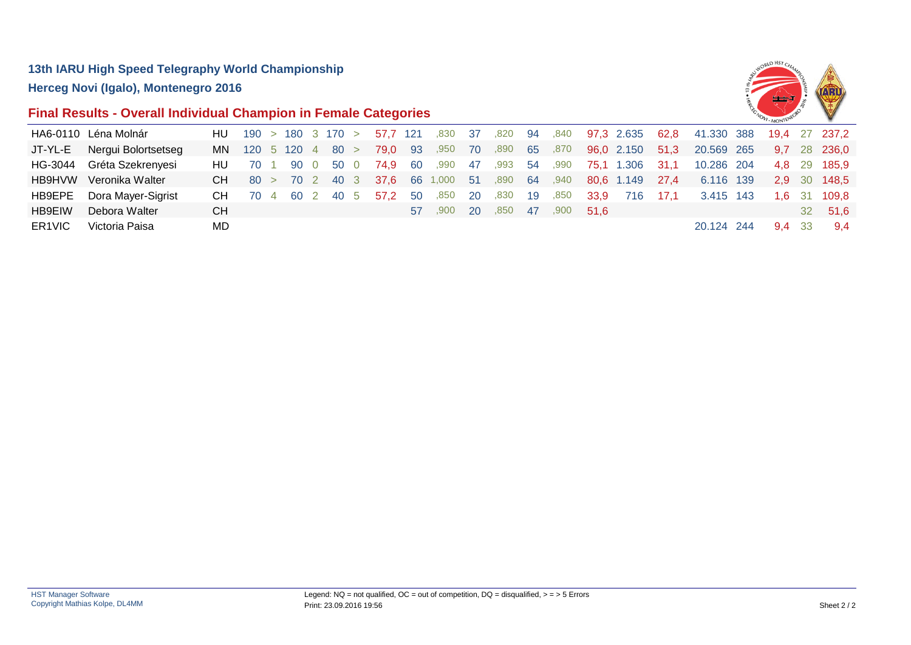**13th IARU High Speed Telegraphy World Championship**

**Herceg Novi (Igalo), Montenegro 2016**

## Final Results - Overall Individual Champion in Female Categories

| | | | | | | | | | | | | | | | | | | | | | | | | |
|---|---|---|---|---|---|---|---|---|---|---|---|---|---|---|---|---|---|---|---|---|---|---|---|---|
| HA6-0110 | Léna Molnár | HU | 190 | > | 180 | 3 | 170 | > | 57,7 | 121 | ,830 | 37 | ,820 | 94 | ,840 | 97,3 | 2.635 | 62,8 | 41.330 | 388 | 19,4 | 27 | 237,2 |
| JT-YL-E | Nergui Bolortsetseg | MN | 120 | 5 | 120 | 4 | 80 | > | 79,0 | 93 | ,950 | 70 | ,890 | 65 | ,870 | 96,0 | 2.150 | 51,3 | 20.569 | 265 | 9,7 | 28 | 236,0 |
| HG-3044 | Gréta Szekrenyesi | HU | 70 | 1 | 90 | 0 | 50 | 0 | 74,9 | 60 | ,990 | 47 | ,993 | 54 | ,990 | 75,1 | 1.306 | 31,1 | 10.286 | 204 | 4,8 | 29 | 185,9 |
| HB9HVW | Veronika Walter | CH | 80 | > | 70 | 2 | 40 | 3 | 37,6 | 66 | 1,000 | 51 | ,890 | 64 | ,940 | 80,6 | 1.149 | 27,4 | 6.116 | 139 | 2,9 | 30 | 148,5 |
| HB9EPE | Dora Mayer-Sigrist | CH | 70 | 4 | 60 | 2 | 40 | 5 | 57,2 | 50 | ,850 | 20 | ,830 | 19 | ,850 | 33,9 | 716 | 17,1 | 3.415 | 143 | 1,6 | 31 | 109,8 |
| HB9EIW | Debora Walter | CH | | | | | | | | 57 | ,900 | 20 | ,850 | 47 | ,900 | 51,6 | | | | | | 32 | 51,6 |
| ER1VIC | Victoria Paisa | MD | | | | | | | | | | | | | | | | | 20.124 | 244 | 9,4 | 33 | 9,4 |

HST Manager Software
Copyright Mathias Kolpe, DL4MM

Legend: NQ = not qualified, OC = out of competition, DQ = disqualified, > = > 5 Errors
Print: 23.09.2016 19:56

Sheet 2 / 2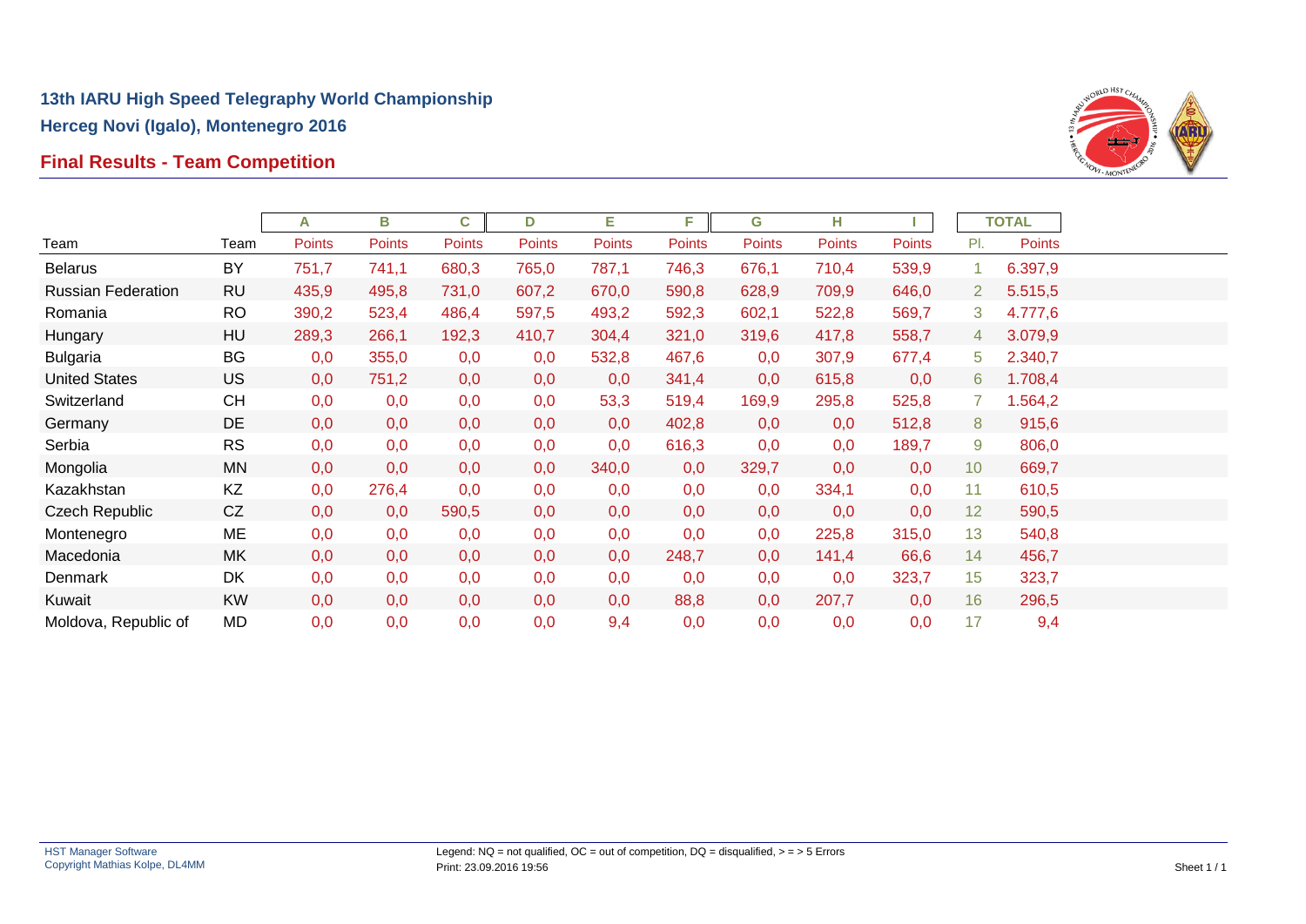# 13th IARU High Speed Telegraphy World Championship

## Herceg Novi (Igalo), Montenegro 2016

## Final Results - Team Competition

| Team | Team | A | B | C | D | E | F | G | H | I | TOTAL | |
|---|---|---|---|---|---|---|---|---|---|---|---|---|
| | | Points | Points | Points | Points | Points | Points | Points | Points | Points | Pl. | Points |
| Belarus | BY | 751,7 | 741,1 | 680,3 | 765,0 | 787,1 | 746,3 | 676,1 | 710,4 | 539,9 | 1 | 6.397,9 |
| Russian Federation | RU | 435,9 | 495,8 | 731,0 | 607,2 | 670,0 | 590,8 | 628,9 | 709,9 | 646,0 | 2 | 5.515,5 |
| Romania | RO | 390,2 | 523,4 | 486,4 | 597,5 | 493,2 | 592,3 | 602,1 | 522,8 | 569,7 | 3 | 4.777,6 |
| Hungary | HU | 289,3 | 266,1 | 192,3 | 410,7 | 304,4 | 321,0 | 319,6 | 417,8 | 558,7 | 4 | 3.079,9 |
| Bulgaria | BG | 0,0 | 355,0 | 0,0 | 0,0 | 532,8 | 467,6 | 0,0 | 307,9 | 677,4 | 5 | 2.340,7 |
| United States | US | 0,0 | 751,2 | 0,0 | 0,0 | 0,0 | 341,4 | 0,0 | 615,8 | 0,0 | 6 | 1.708,4 |
| Switzerland | CH | 0,0 | 0,0 | 0,0 | 0,0 | 53,3 | 519,4 | 169,9 | 295,8 | 525,8 | 7 | 1.564,2 |
| Germany | DE | 0,0 | 0,0 | 0,0 | 0,0 | 0,0 | 402,8 | 0,0 | 0,0 | 512,8 | 8 | 915,6 |
| Serbia | RS | 0,0 | 0,0 | 0,0 | 0,0 | 0,0 | 616,3 | 0,0 | 0,0 | 189,7 | 9 | 806,0 |
| Mongolia | MN | 0,0 | 0,0 | 0,0 | 0,0 | 340,0 | 0,0 | 329,7 | 0,0 | 0,0 | 10 | 669,7 |
| Kazakhstan | KZ | 0,0 | 276,4 | 0,0 | 0,0 | 0,0 | 0,0 | 0,0 | 334,1 | 0,0 | 11 | 610,5 |
| Czech Republic | CZ | 0,0 | 0,0 | 590,5 | 0,0 | 0,0 | 0,0 | 0,0 | 0,0 | 0,0 | 12 | 590,5 |
| Montenegro | ME | 0,0 | 0,0 | 0,0 | 0,0 | 0,0 | 0,0 | 0,0 | 225,8 | 315,0 | 13 | 540,8 |
| Macedonia | MK | 0,0 | 0,0 | 0,0 | 0,0 | 0,0 | 248,7 | 0,0 | 141,4 | 66,6 | 14 | 456,7 |
| Denmark | DK | 0,0 | 0,0 | 0,0 | 0,0 | 0,0 | 0,0 | 0,0 | 0,0 | 323,7 | 15 | 323,7 |
| Kuwait | KW | 0,0 | 0,0 | 0,0 | 0,0 | 0,0 | 88,8 | 0,0 | 207,7 | 0,0 | 16 | 296,5 |
| Moldova, Republic of | MD | 0,0 | 0,0 | 0,0 | 0,0 | 9,4 | 0,0 | 0,0 | 0,0 | 0,0 | 17 | 9,4 |

HST Manager Software
Copyright Mathias Kolpe, DL4MM

Legend: NQ = not qualified, OC = out of competition, DQ = disqualified, > = > 5 Errors
Print: 23.09.2016 19:56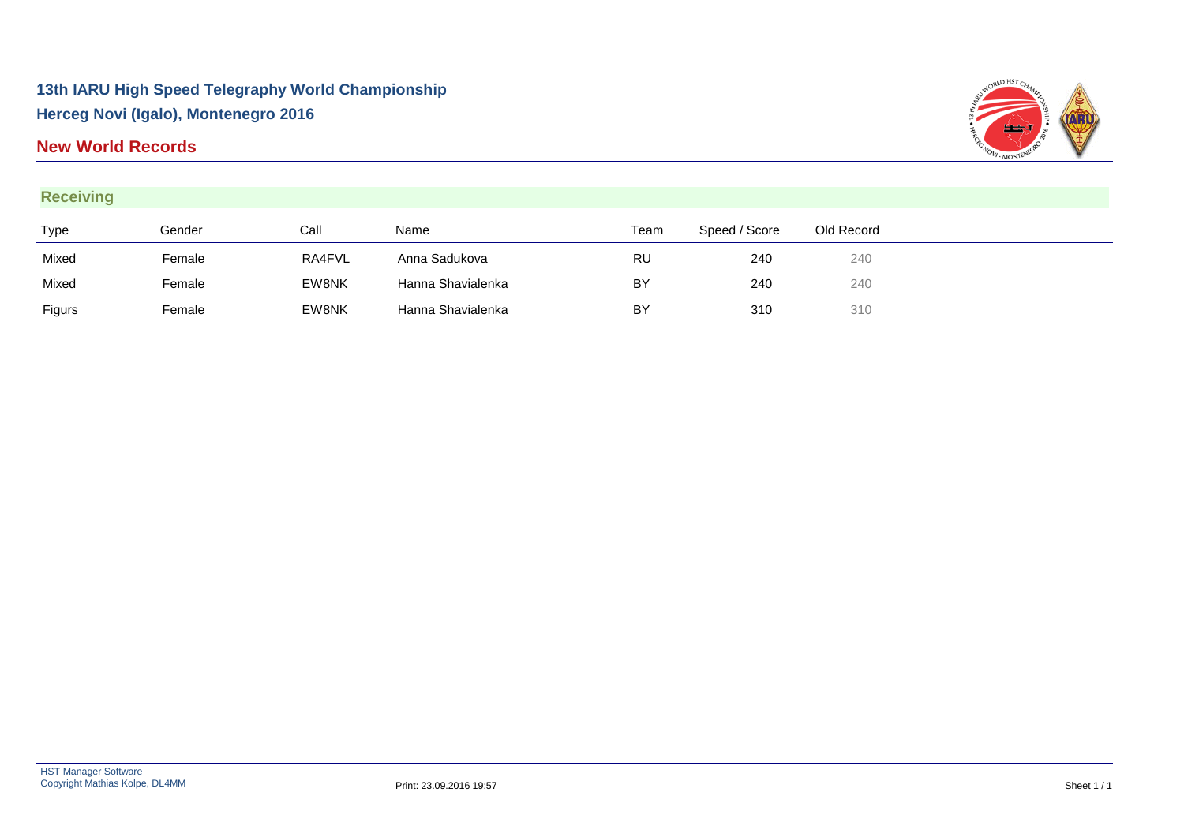**13th IARU High Speed Telegraphy World Championship**

**Herceg Novi (Igalo), Montenegro 2016**

## New World Records

### Receiving

| Type | Gender | Call | Name | Team | Speed / Score | Old Record |
|---|---|---|---|---|---|---|
| Mixed | Female | RA4FVL | Anna Sadukova | RU | 240 | 240 |
| Mixed | Female | EW8NK | Hanna Shavialenka | BY | 240 | 240 |
| Figurs | Female | EW8NK | Hanna Shavialenka | BY | 310 | 310 |

HST Manager Software
Copyright Mathias Kolpe, DL4MM

Print: 23.09.2016 19:57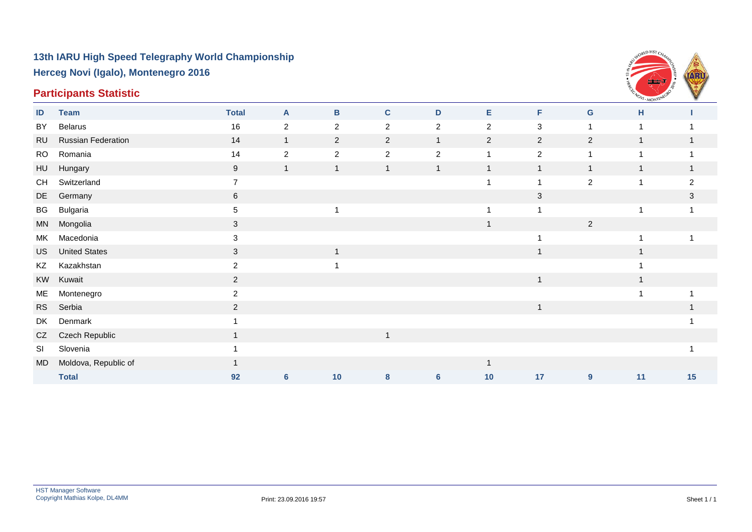## 13th IARU High Speed Telegraphy World Championship

## Herceg Novi (Igalo), Montenegro 2016

### Participants Statistic

| ID | Team | Total | A | B | C | D | E | F | G | H | I |
|---|---|---|---|---|---|---|---|---|---|---|---|
| BY | Belarus | 16 | 2 | 2 | 2 | 2 | 2 | 3 | 1 | 1 | 1 |
| RU | Russian Federation | 14 | 1 | 2 | 2 | 1 | 2 | 2 | 2 | 1 | 1 |
| RO | Romania | 14 | 2 | 2 | 2 | 2 | 1 | 2 | 1 | 1 | 1 |
| HU | Hungary | 9 | 1 | 1 | 1 | 1 | 1 | 1 | 1 | 1 | 1 |
| CH | Switzerland | 7 | | | | | 1 | 1 | 2 | 1 | 2 |
| DE | Germany | 6 | | | | | | 3 | | | 3 |
| BG | Bulgaria | 5 | | 1 | | | 1 | 1 | | 1 | 1 |
| MN | Mongolia | 3 | | | | | 1 | | 2 | | |
| MK | Macedonia | 3 | | | | | | 1 | | 1 | 1 |
| US | United States | 3 | | 1 | | | | 1 | | 1 | |
| KZ | Kazakhstan | 2 | | 1 | | | | | | 1 | |
| KW | Kuwait | 2 | | | | | | 1 | | 1 | |
| ME | Montenegro | 2 | | | | | | | | 1 | 1 |
| RS | Serbia | 2 | | | | | | 1 | | | 1 |
| DK | Denmark | 1 | | | | | | | | | 1 |
| CZ | Czech Republic | 1 | | | 1 | | | | | | |
| SI | Slovenia | 1 | | | | | | | | | 1 |
| MD | Moldova, Republic of | 1 | | | | | 1 | | | | |
| | **Total** | **92** | **6** | **10** | **8** | **6** | **10** | **17** | **9** | **11** | **15** |